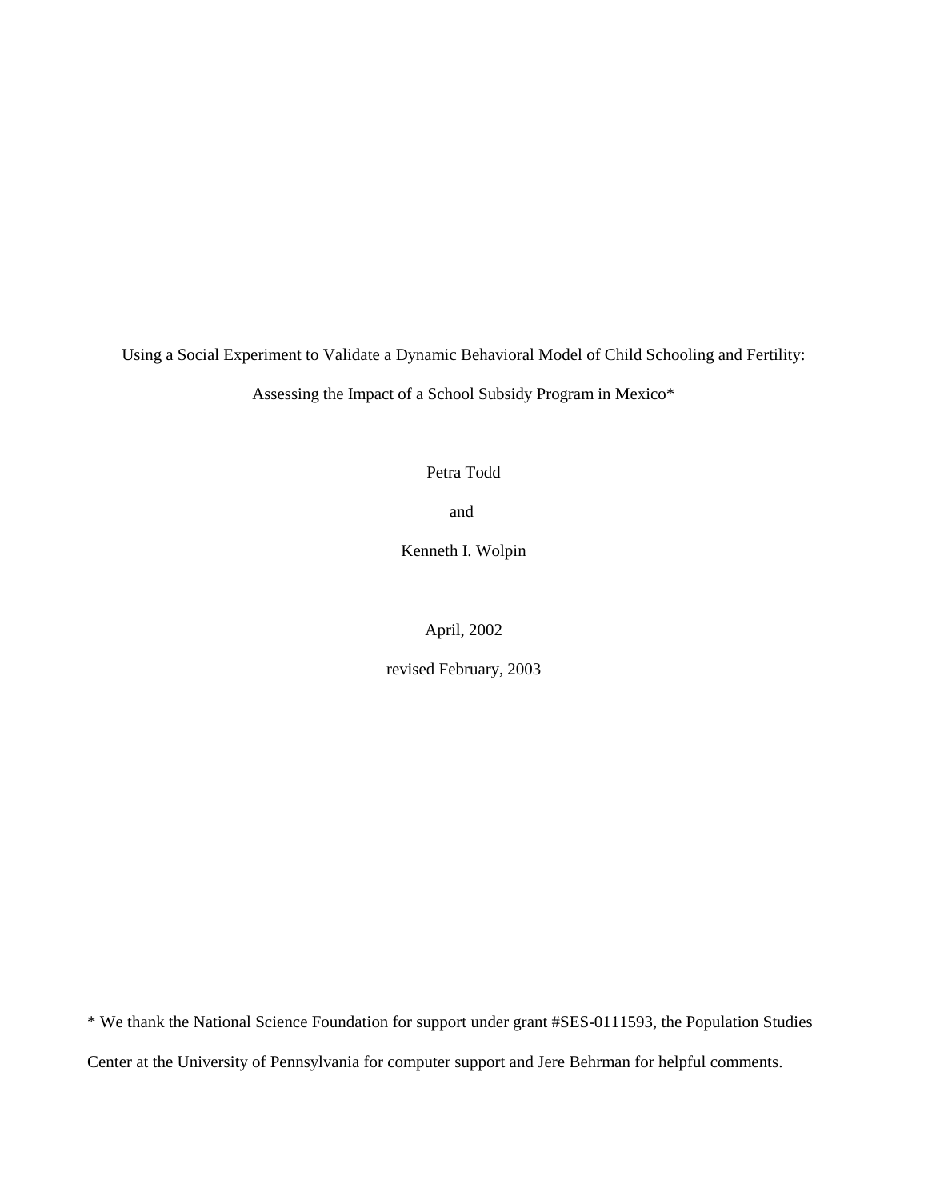# Using a Social Experiment to Validate a Dynamic Behavioral Model of Child Schooling and Fertility: Assessing the Impact of a School Subsidy Program in Mexico*

Petra Todd

and

Kenneth I. Wolpin

April, 2002

revised February, 2003

\* We thank the National Science Foundation for support under grant #SES-0111593, the Population Studies Center at the University of Pennsylvania for computer support and Jere Behrman for helpful comments.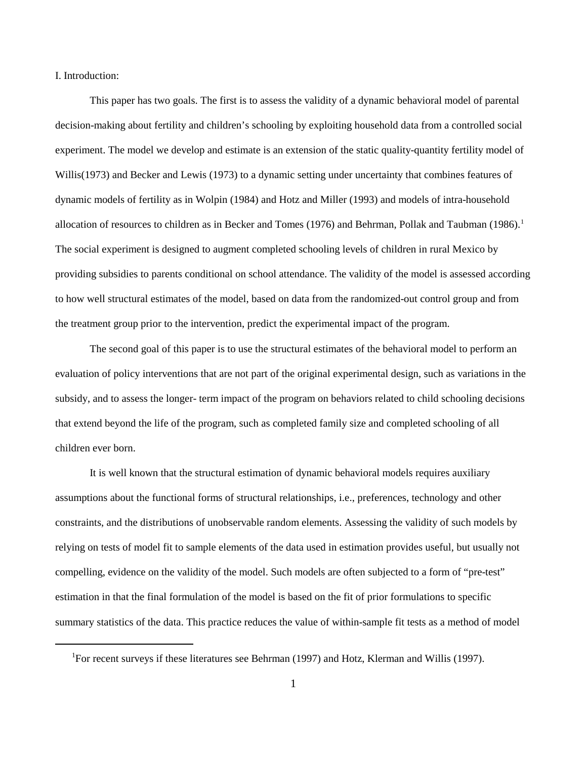# I. Introduction:

This paper has two goals. The first is to assess the validity of a dynamic behavioral model of parental decision-making about fertility and children's schooling by exploiting household data from a controlled social experiment. The model we develop and estimate is an extension of the static quality-quantity fertility model of Willis(1973) and Becker and Lewis (1973) to a dynamic setting under uncertainty that combines features of dynamic models of fertility as in Wolpin (1984) and Hotz and Miller (1993) and models of intra-household allocation of resources to children as in Becker and Tomes (1976) and Behrman, Pollak and Taubman (1986).[1] The social experiment is designed to augment completed schooling levels of children in rural Mexico by providing subsidies to parents conditional on school attendance. The validity of the model is assessed according to how well structural estimates of the model, based on data from the randomized-out control group and from the treatment group prior to the intervention, predict the experimental impact of the program.

The second goal of this paper is to use the structural estimates of the behavioral model to perform an evaluation of policy interventions that are not part of the original experimental design, such as variations in the subsidy, and to assess the longer- term impact of the program on behaviors related to child schooling decisions that extend beyond the life of the program, such as completed family size and completed schooling of all children ever born.

It is well known that the structural estimation of dynamic behavioral models requires auxiliary assumptions about the functional forms of structural relationships, i.e., preferences, technology and other constraints, and the distributions of unobservable random elements. Assessing the validity of such models by relying on tests of model fit to sample elements of the data used in estimation provides useful, but usually not compelling, evidence on the validity of the model. Such models are often subjected to a form of "pre-test" estimation in that the final formulation of the model is based on the fit of prior formulations to specific summary statistics of the data. This practice reduces the value of within-sample fit tests as a method of model

[1] For recent surveys if these literatures see Behrman (1997) and Hotz, Klerman and Willis (1997).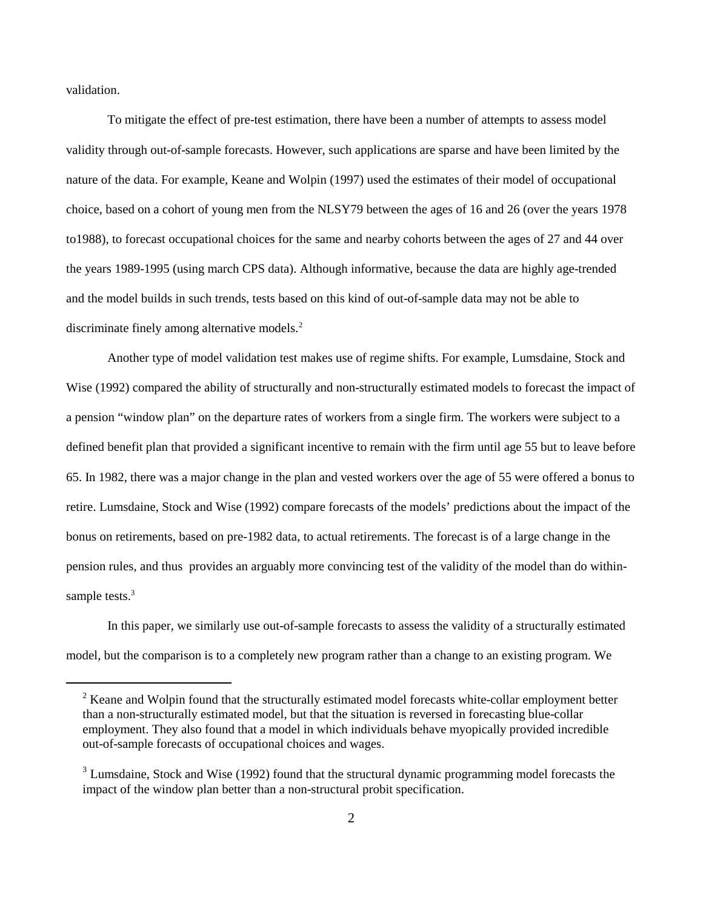validation.

To mitigate the effect of pre-test estimation, there have been a number of attempts to assess model validity through out-of-sample forecasts. However, such applications are sparse and have been limited by the nature of the data. For example, Keane and Wolpin (1997) used the estimates of their model of occupational choice, based on a cohort of young men from the NLSY79 between the ages of 16 and 26 (over the years 1978 to1988), to forecast occupational choices for the same and nearby cohorts between the ages of 27 and 44 over the years 1989-1995 (using march CPS data). Although informative, because the data are highly age-trended and the model builds in such trends, tests based on this kind of out-of-sample data may not be able to discriminate finely among alternative models.[2]

Another type of model validation test makes use of regime shifts. For example, Lumsdaine, Stock and Wise (1992) compared the ability of structurally and non-structurally estimated models to forecast the impact of a pension "window plan" on the departure rates of workers from a single firm. The workers were subject to a defined benefit plan that provided a significant incentive to remain with the firm until age 55 but to leave before 65. In 1982, there was a major change in the plan and vested workers over the age of 55 were offered a bonus to retire. Lumsdaine, Stock and Wise (1992) compare forecasts of the models' predictions about the impact of the bonus on retirements, based on pre-1982 data, to actual retirements. The forecast is of a large change in the pension rules, and thus provides an arguably more convincing test of the validity of the model than do within-sample tests.[3]

In this paper, we similarly use out-of-sample forecasts to assess the validity of a structurally estimated model, but the comparison is to a completely new program rather than a change to an existing program. We

---

[2] Keane and Wolpin found that the structurally estimated model forecasts white-collar employment better than a non-structurally estimated model, but that the situation is reversed in forecasting blue-collar employment. They also found that a model in which individuals behave myopically provided incredible out-of-sample forecasts of occupational choices and wages.

[3] Lumsdaine, Stock and Wise (1992) found that the structural dynamic programming model forecasts the impact of the window plan better than a non-structural probit specification.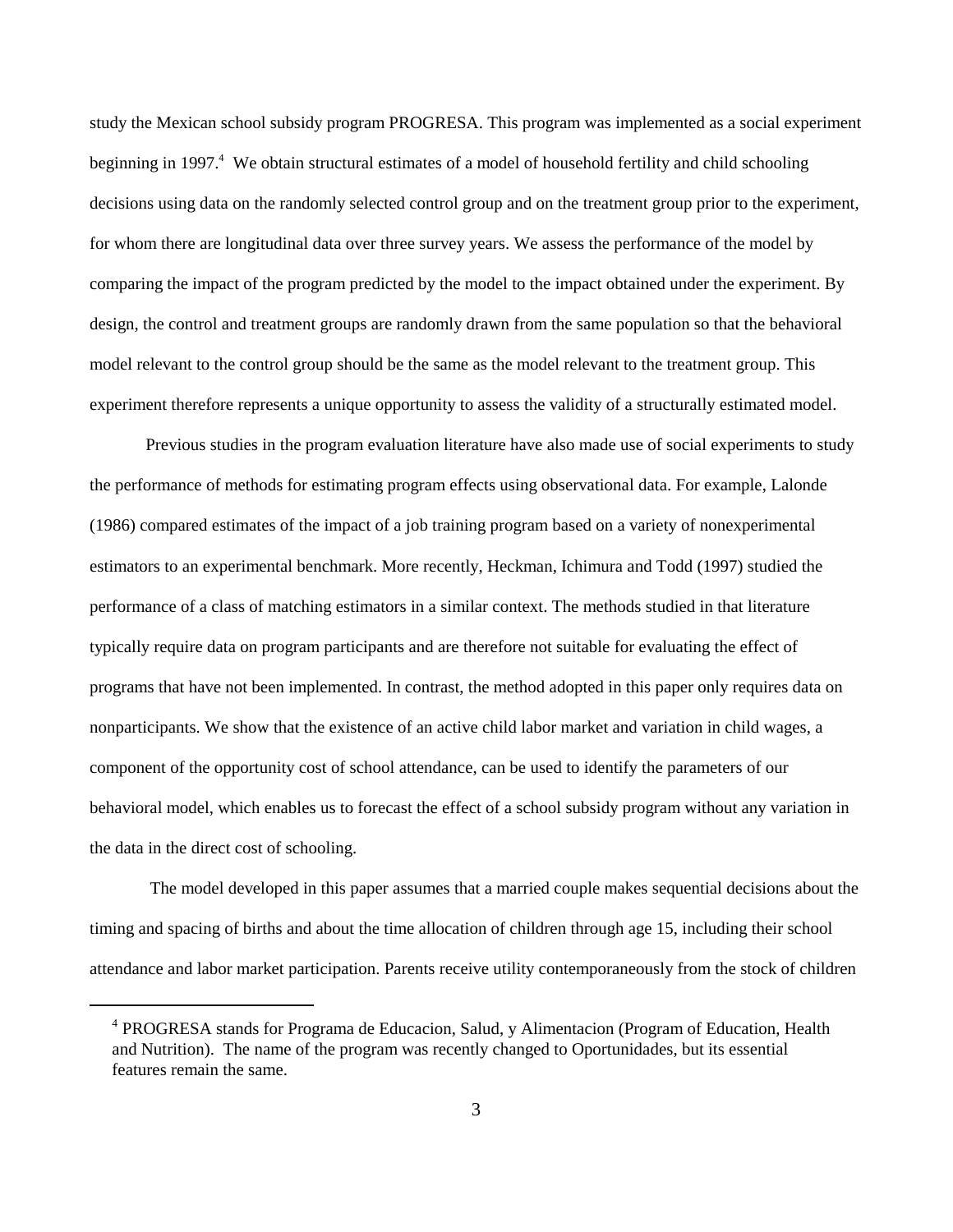study the Mexican school subsidy program PROGRESA. This program was implemented as a social experiment beginning in 1997.[4] We obtain structural estimates of a model of household fertility and child schooling decisions using data on the randomly selected control group and on the treatment group prior to the experiment, for whom there are longitudinal data over three survey years. We assess the performance of the model by comparing the impact of the program predicted by the model to the impact obtained under the experiment. By design, the control and treatment groups are randomly drawn from the same population so that the behavioral model relevant to the control group should be the same as the model relevant to the treatment group. This experiment therefore represents a unique opportunity to assess the validity of a structurally estimated model.

Previous studies in the program evaluation literature have also made use of social experiments to study the performance of methods for estimating program effects using observational data. For example, Lalonde (1986) compared estimates of the impact of a job training program based on a variety of nonexperimental estimators to an experimental benchmark. More recently, Heckman, Ichimura and Todd (1997) studied the performance of a class of matching estimators in a similar context. The methods studied in that literature typically require data on program participants and are therefore not suitable for evaluating the effect of programs that have not been implemented. In contrast, the method adopted in this paper only requires data on nonparticipants. We show that the existence of an active child labor market and variation in child wages, a component of the opportunity cost of school attendance, can be used to identify the parameters of our behavioral model, which enables us to forecast the effect of a school subsidy program without any variation in the data in the direct cost of schooling.

The model developed in this paper assumes that a married couple makes sequential decisions about the timing and spacing of births and about the time allocation of children through age 15, including their school attendance and labor market participation. Parents receive utility contemporaneously from the stock of children

[4] PROGRESA stands for Programa de Educacion, Salud, y Alimentacion (Program of Education, Health and Nutrition). The name of the program was recently changed to Oportunidades, but its essential features remain the same.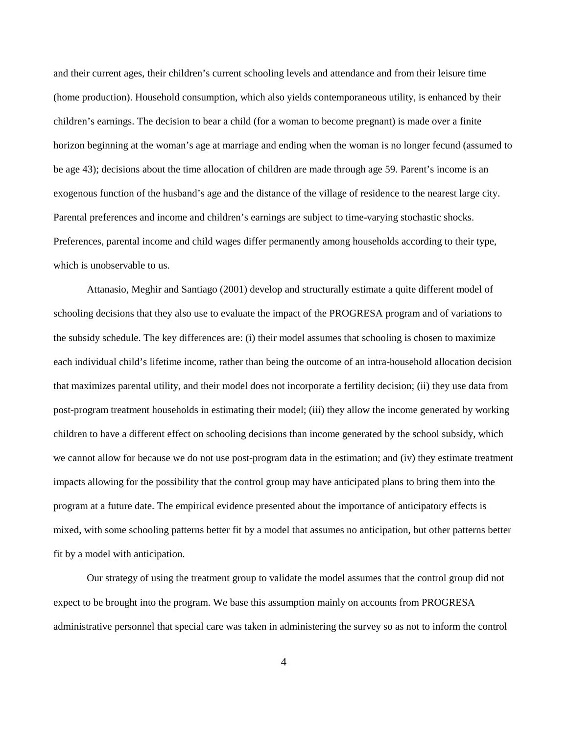and their current ages, their children's current schooling levels and attendance and from their leisure time (home production). Household consumption, which also yields contemporaneous utility, is enhanced by their children's earnings. The decision to bear a child (for a woman to become pregnant) is made over a finite horizon beginning at the woman's age at marriage and ending when the woman is no longer fecund (assumed to be age 43); decisions about the time allocation of children are made through age 59. Parent's income is an exogenous function of the husband's age and the distance of the village of residence to the nearest large city. Parental preferences and income and children's earnings are subject to time-varying stochastic shocks. Preferences, parental income and child wages differ permanently among households according to their type, which is unobservable to us.

Attanasio, Meghir and Santiago (2001) develop and structurally estimate a quite different model of schooling decisions that they also use to evaluate the impact of the PROGRESA program and of variations to the subsidy schedule. The key differences are: (i) their model assumes that schooling is chosen to maximize each individual child's lifetime income, rather than being the outcome of an intra-household allocation decision that maximizes parental utility, and their model does not incorporate a fertility decision; (ii) they use data from post-program treatment households in estimating their model; (iii) they allow the income generated by working children to have a different effect on schooling decisions than income generated by the school subsidy, which we cannot allow for because we do not use post-program data in the estimation; and (iv) they estimate treatment impacts allowing for the possibility that the control group may have anticipated plans to bring them into the program at a future date. The empirical evidence presented about the importance of anticipatory effects is mixed, with some schooling patterns better fit by a model that assumes no anticipation, but other patterns better fit by a model with anticipation.

Our strategy of using the treatment group to validate the model assumes that the control group did not expect to be brought into the program. We base this assumption mainly on accounts from PROGRESA administrative personnel that special care was taken in administering the survey so as not to inform the control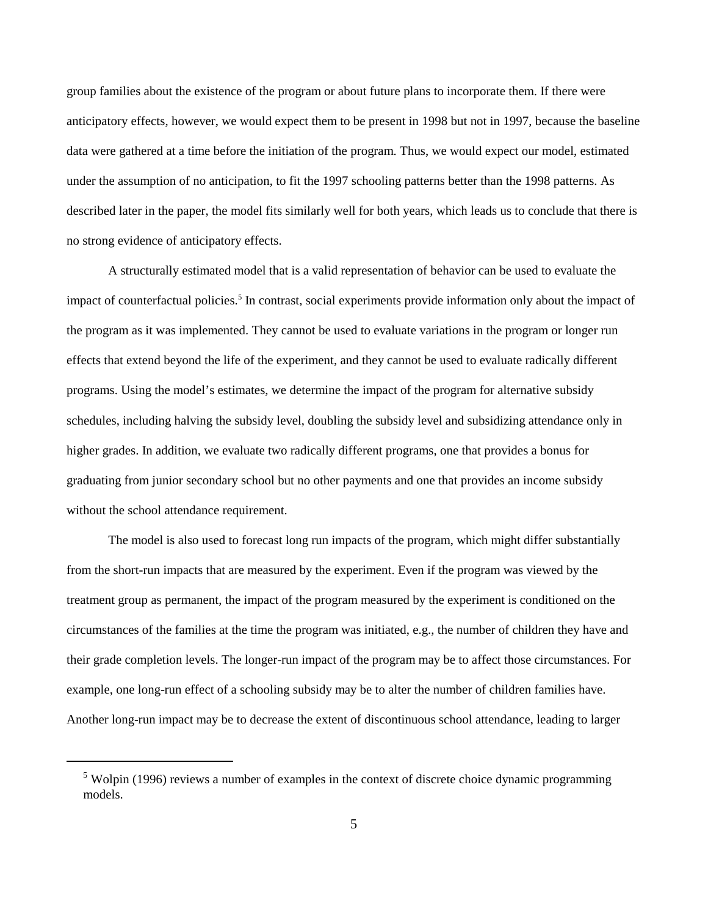group families about the existence of the program or about future plans to incorporate them. If there were anticipatory effects, however, we would expect them to be present in 1998 but not in 1997, because the baseline data were gathered at a time before the initiation of the program. Thus, we would expect our model, estimated under the assumption of no anticipation, to fit the 1997 schooling patterns better than the 1998 patterns. As described later in the paper, the model fits similarly well for both years, which leads us to conclude that there is no strong evidence of anticipatory effects.

A structurally estimated model that is a valid representation of behavior can be used to evaluate the impact of counterfactual policies.[5] In contrast, social experiments provide information only about the impact of the program as it was implemented. They cannot be used to evaluate variations in the program or longer run effects that extend beyond the life of the experiment, and they cannot be used to evaluate radically different programs. Using the model's estimates, we determine the impact of the program for alternative subsidy schedules, including halving the subsidy level, doubling the subsidy level and subsidizing attendance only in higher grades. In addition, we evaluate two radically different programs, one that provides a bonus for graduating from junior secondary school but no other payments and one that provides an income subsidy without the school attendance requirement.

The model is also used to forecast long run impacts of the program, which might differ substantially from the short-run impacts that are measured by the experiment. Even if the program was viewed by the treatment group as permanent, the impact of the program measured by the experiment is conditioned on the circumstances of the families at the time the program was initiated, e.g., the number of children they have and their grade completion levels. The longer-run impact of the program may be to affect those circumstances. For example, one long-run effect of a schooling subsidy may be to alter the number of children families have. Another long-run impact may be to decrease the extent of discontinuous school attendance, leading to larger

[5] Wolpin (1996) reviews a number of examples in the context of discrete choice dynamic programming models.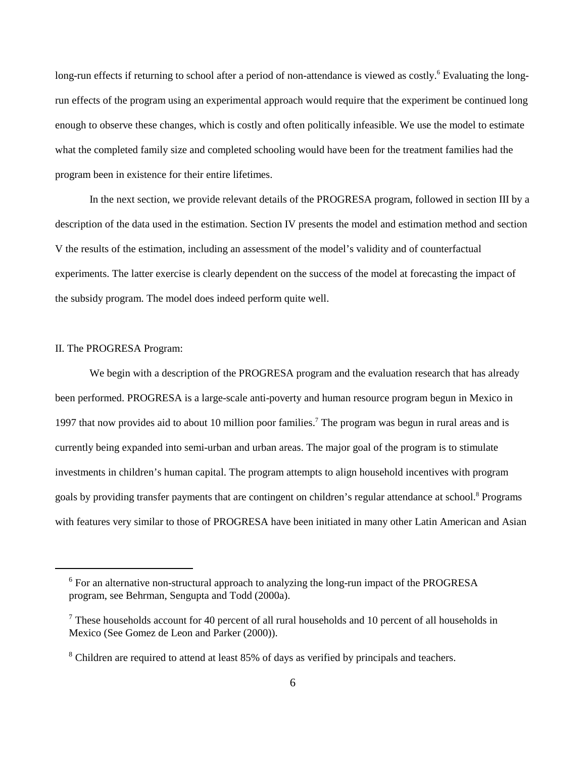long-run effects if returning to school after a period of non-attendance is viewed as costly.[6] Evaluating the long-run effects of the program using an experimental approach would require that the experiment be continued long enough to observe these changes, which is costly and often politically infeasible. We use the model to estimate what the completed family size and completed schooling would have been for the treatment families had the program been in existence for their entire lifetimes.

In the next section, we provide relevant details of the PROGRESA program, followed in section III by a description of the data used in the estimation. Section IV presents the model and estimation method and section V the results of the estimation, including an assessment of the model's validity and of counterfactual experiments. The latter exercise is clearly dependent on the success of the model at forecasting the impact of the subsidy program. The model does indeed perform quite well.

## II. The PROGRESA Program:

We begin with a description of the PROGRESA program and the evaluation research that has already been performed. PROGRESA is a large-scale anti-poverty and human resource program begun in Mexico in 1997 that now provides aid to about 10 million poor families.[7] The program was begun in rural areas and is currently being expanded into semi-urban and urban areas. The major goal of the program is to stimulate investments in children's human capital. The program attempts to align household incentives with program goals by providing transfer payments that are contingent on children's regular attendance at school.[8] Programs with features very similar to those of PROGRESA have been initiated in many other Latin American and Asian

---

[6] For an alternative non-structural approach to analyzing the long-run impact of the PROGRESA program, see Behrman, Sengupta and Todd (2000a).

[7] These households account for 40 percent of all rural households and 10 percent of all households in Mexico (See Gomez de Leon and Parker (2000)).

[8] Children are required to attend at least 85% of days as verified by principals and teachers.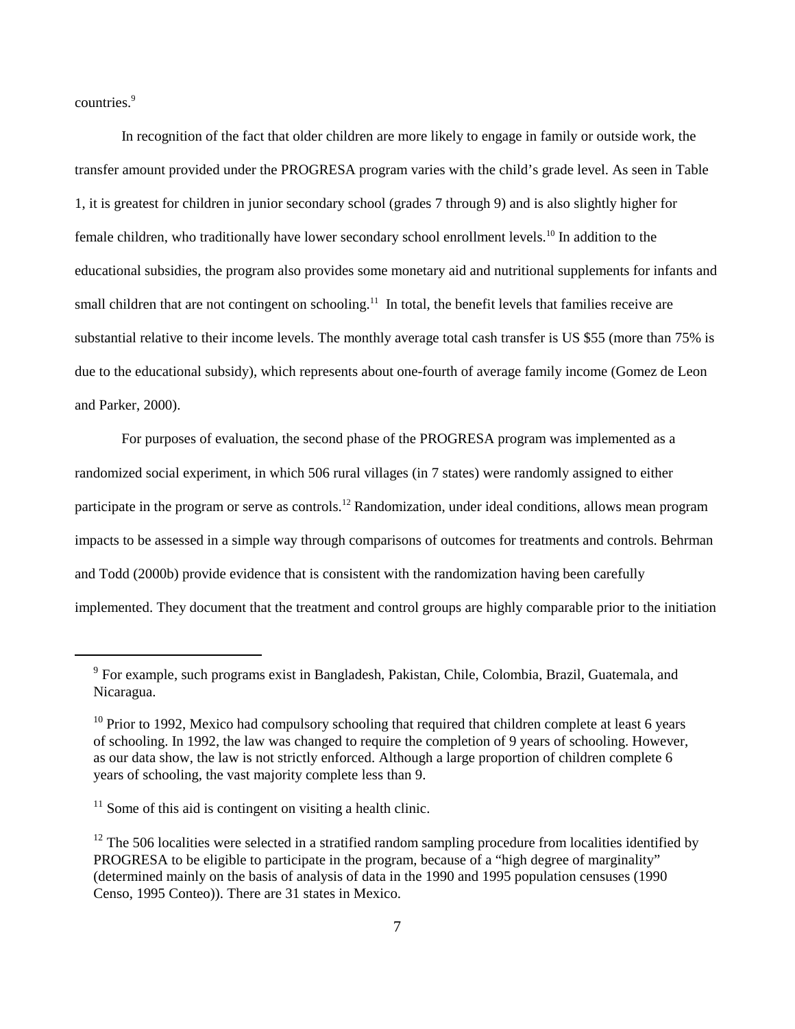countries.[9]

In recognition of the fact that older children are more likely to engage in family or outside work, the transfer amount provided under the PROGRESA program varies with the child's grade level. As seen in Table 1, it is greatest for children in junior secondary school (grades 7 through 9) and is also slightly higher for female children, who traditionally have lower secondary school enrollment levels.[10] In addition to the educational subsidies, the program also provides some monetary aid and nutritional supplements for infants and small children that are not contingent on schooling.[11] In total, the benefit levels that families receive are substantial relative to their income levels. The monthly average total cash transfer is US $55 (more than 75% is due to the educational subsidy), which represents about one-fourth of average family income (Gomez de Leon and Parker, 2000).

For purposes of evaluation, the second phase of the PROGRESA program was implemented as a randomized social experiment, in which 506 rural villages (in 7 states) were randomly assigned to either participate in the program or serve as controls.[12] Randomization, under ideal conditions, allows mean program impacts to be assessed in a simple way through comparisons of outcomes for treatments and controls. Behrman and Todd (2000b) provide evidence that is consistent with the randomization having been carefully implemented. They document that the treatment and control groups are highly comparable prior to the initiation

---

[9] For example, such programs exist in Bangladesh, Pakistan, Chile, Colombia, Brazil, Guatemala, and Nicaragua.

[10] Prior to 1992, Mexico had compulsory schooling that required that children complete at least 6 years of schooling. In 1992, the law was changed to require the completion of 9 years of schooling. However, as our data show, the law is not strictly enforced. Although a large proportion of children complete 6 years of schooling, the vast majority complete less than 9.

[11] Some of this aid is contingent on visiting a health clinic.

[12] The 506 localities were selected in a stratified random sampling procedure from localities identified by PROGRESA to be eligible to participate in the program, because of a "high degree of marginality" (determined mainly on the basis of analysis of data in the 1990 and 1995 population censuses (1990 Censo, 1995 Conteo)). There are 31 states in Mexico.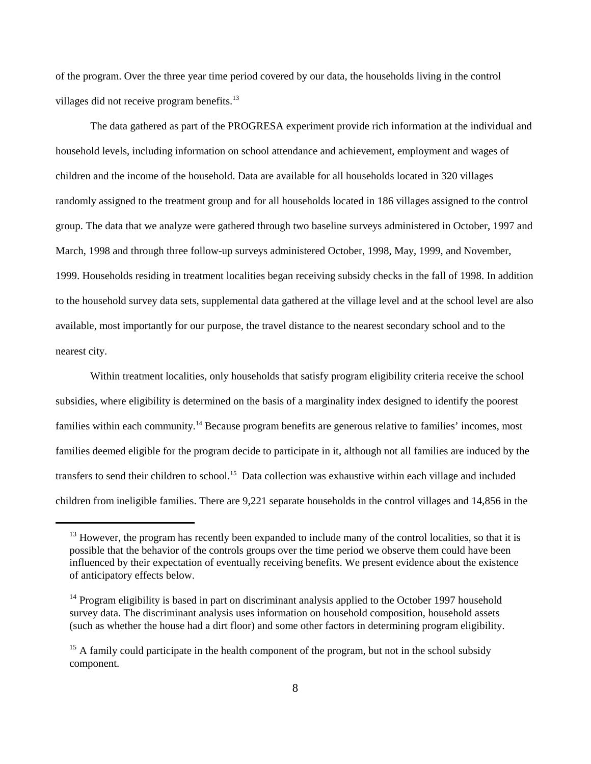of the program. Over the three year time period covered by our data, the households living in the control villages did not receive program benefits.[13]

The data gathered as part of the PROGRESA experiment provide rich information at the individual and household levels, including information on school attendance and achievement, employment and wages of children and the income of the household. Data are available for all households located in 320 villages randomly assigned to the treatment group and for all households located in 186 villages assigned to the control group. The data that we analyze were gathered through two baseline surveys administered in October, 1997 and March, 1998 and through three follow-up surveys administered October, 1998, May, 1999, and November, 1999. Households residing in treatment localities began receiving subsidy checks in the fall of 1998. In addition to the household survey data sets, supplemental data gathered at the village level and at the school level are also available, most importantly for our purpose, the travel distance to the nearest secondary school and to the nearest city.

Within treatment localities, only households that satisfy program eligibility criteria receive the school subsidies, where eligibility is determined on the basis of a marginality index designed to identify the poorest families within each community.[14] Because program benefits are generous relative to families' incomes, most families deemed eligible for the program decide to participate in it, although not all families are induced by the transfers to send their children to school.[15] Data collection was exhaustive within each village and included children from ineligible families. There are 9,221 separate households in the control villages and 14,856 in the

---

[13] However, the program has recently been expanded to include many of the control localities, so that it is possible that the behavior of the controls groups over the time period we observe them could have been influenced by their expectation of eventually receiving benefits. We present evidence about the existence of anticipatory effects below.

[14] Program eligibility is based in part on discriminant analysis applied to the October 1997 household survey data. The discriminant analysis uses information on household composition, household assets (such as whether the house had a dirt floor) and some other factors in determining program eligibility.

[15] A family could participate in the health component of the program, but not in the school subsidy component.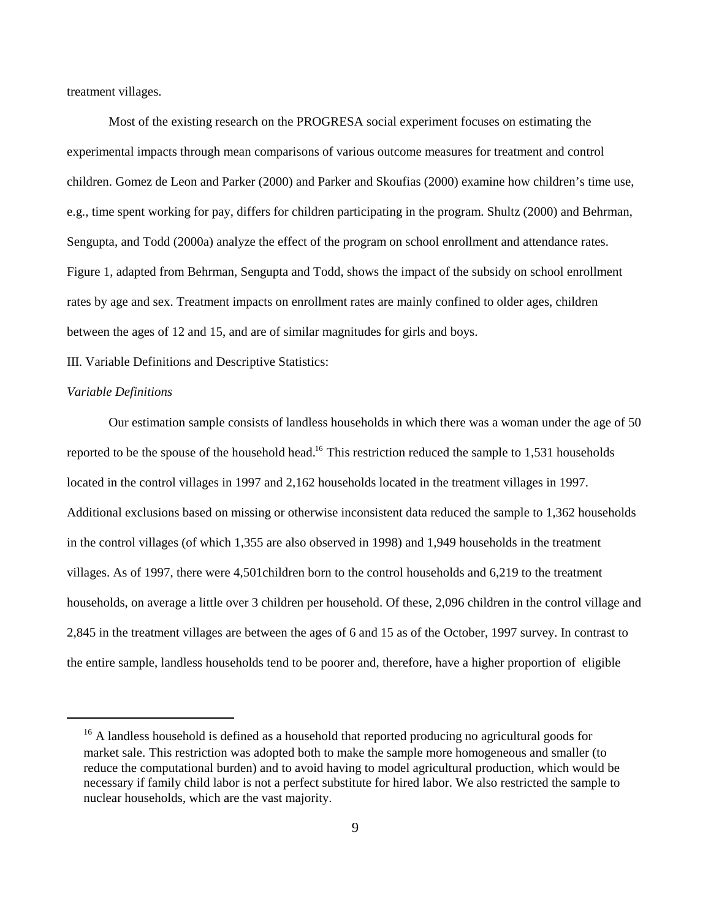treatment villages.

Most of the existing research on the PROGRESA social experiment focuses on estimating the experimental impacts through mean comparisons of various outcome measures for treatment and control children. Gomez de Leon and Parker (2000) and Parker and Skoufias (2000) examine how children's time use, e.g., time spent working for pay, differs for children participating in the program. Shultz (2000) and Behrman, Sengupta, and Todd (2000a) analyze the effect of the program on school enrollment and attendance rates. Figure 1, adapted from Behrman, Sengupta and Todd, shows the impact of the subsidy on school enrollment rates by age and sex. Treatment impacts on enrollment rates are mainly confined to older ages, children between the ages of 12 and 15, and are of similar magnitudes for girls and boys.

## III. Variable Definitions and Descriptive Statistics:

### *Variable Definitions*

Our estimation sample consists of landless households in which there was a woman under the age of 50 reported to be the spouse of the household head.[16] This restriction reduced the sample to 1,531 households located in the control villages in 1997 and 2,162 households located in the treatment villages in 1997. Additional exclusions based on missing or otherwise inconsistent data reduced the sample to 1,362 households in the control villages (of which 1,355 are also observed in 1998) and 1,949 households in the treatment villages. As of 1997, there were 4,501children born to the control households and 6,219 to the treatment households, on average a little over 3 children per household. Of these, 2,096 children in the control village and 2,845 in the treatment villages are between the ages of 6 and 15 as of the October, 1997 survey. In contrast to the entire sample, landless households tend to be poorer and, therefore, have a higher proportion of eligible

---

[16] A landless household is defined as a household that reported producing no agricultural goods for market sale. This restriction was adopted both to make the sample more homogeneous and smaller (to reduce the computational burden) and to avoid having to model agricultural production, which would be necessary if family child labor is not a perfect substitute for hired labor. We also restricted the sample to nuclear households, which are the vast majority.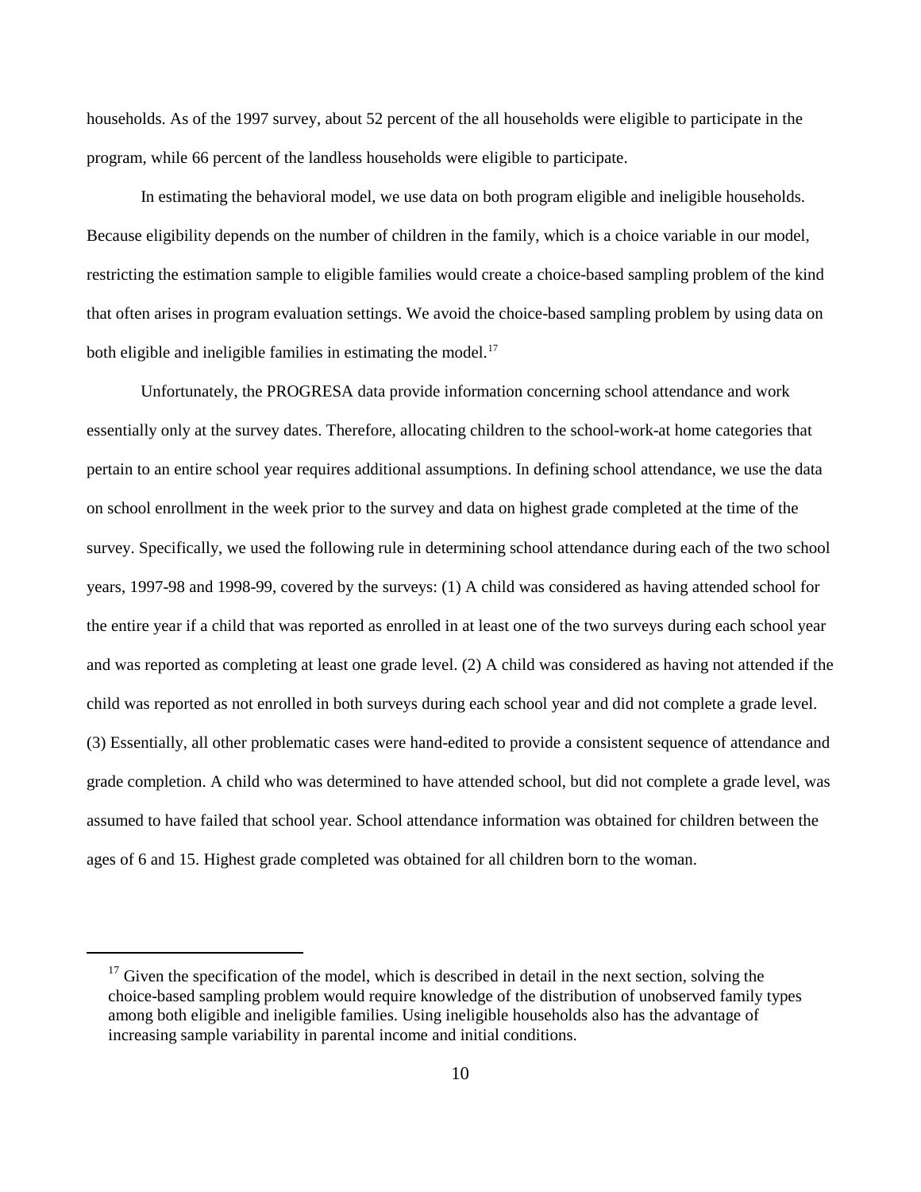households. As of the 1997 survey, about 52 percent of the all households were eligible to participate in the program, while 66 percent of the landless households were eligible to participate.

In estimating the behavioral model, we use data on both program eligible and ineligible households. Because eligibility depends on the number of children in the family, which is a choice variable in our model, restricting the estimation sample to eligible families would create a choice-based sampling problem of the kind that often arises in program evaluation settings. We avoid the choice-based sampling problem by using data on both eligible and ineligible families in estimating the model.[17]

Unfortunately, the PROGRESA data provide information concerning school attendance and work essentially only at the survey dates. Therefore, allocating children to the school-work-at home categories that pertain to an entire school year requires additional assumptions. In defining school attendance, we use the data on school enrollment in the week prior to the survey and data on highest grade completed at the time of the survey. Specifically, we used the following rule in determining school attendance during each of the two school years, 1997-98 and 1998-99, covered by the surveys: (1) A child was considered as having attended school for the entire year if a child that was reported as enrolled in at least one of the two surveys during each school year and was reported as completing at least one grade level. (2) A child was considered as having not attended if the child was reported as not enrolled in both surveys during each school year and did not complete a grade level. (3) Essentially, all other problematic cases were hand-edited to provide a consistent sequence of attendance and grade completion. A child who was determined to have attended school, but did not complete a grade level, was assumed to have failed that school year. School attendance information was obtained for children between the ages of 6 and 15. Highest grade completed was obtained for all children born to the woman.

[17] Given the specification of the model, which is described in detail in the next section, solving the choice-based sampling problem would require knowledge of the distribution of unobserved family types among both eligible and ineligible families. Using ineligible households also has the advantage of increasing sample variability in parental income and initial conditions.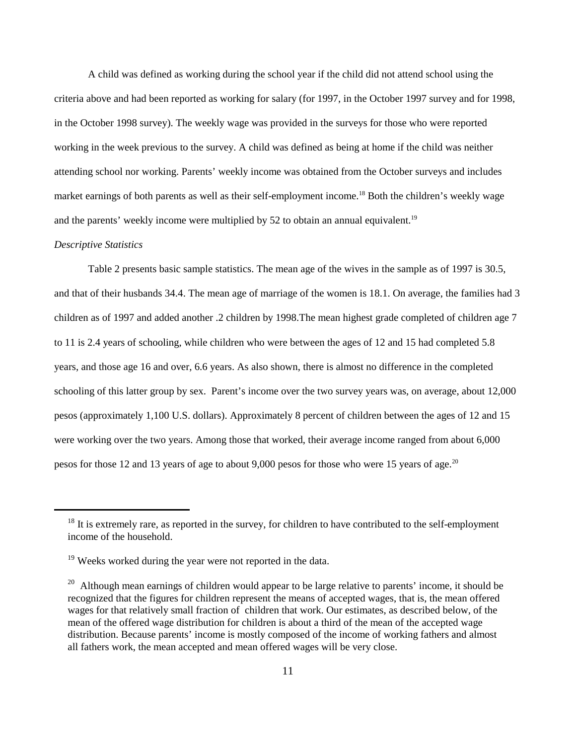A child was defined as working during the school year if the child did not attend school using the criteria above and had been reported as working for salary (for 1997, in the October 1997 survey and for 1998, in the October 1998 survey). The weekly wage was provided in the surveys for those who were reported working in the week previous to the survey. A child was defined as being at home if the child was neither attending school nor working. Parents' weekly income was obtained from the October surveys and includes market earnings of both parents as well as their self-employment income.[18] Both the children's weekly wage and the parents' weekly income were multiplied by 52 to obtain an annual equivalent.[19]

*Descriptive Statistics*

Table 2 presents basic sample statistics. The mean age of the wives in the sample as of 1997 is 30.5, and that of their husbands 34.4. The mean age of marriage of the women is 18.1. On average, the families had 3 children as of 1997 and added another .2 children by 1998.The mean highest grade completed of children age 7 to 11 is 2.4 years of schooling, while children who were between the ages of 12 and 15 had completed 5.8 years, and those age 16 and over, 6.6 years. As also shown, there is almost no difference in the completed schooling of this latter group by sex. Parent's income over the two survey years was, on average, about 12,000 pesos (approximately 1,100 U.S. dollars). Approximately 8 percent of children between the ages of 12 and 15 were working over the two years. Among those that worked, their average income ranged from about 6,000 pesos for those 12 and 13 years of age to about 9,000 pesos for those who were 15 years of age.[20]

---

[18] It is extremely rare, as reported in the survey, for children to have contributed to the self-employment income of the household.

[19] Weeks worked during the year were not reported in the data.

[20] Although mean earnings of children would appear to be large relative to parents' income, it should be recognized that the figures for children represent the means of accepted wages, that is, the mean offered wages for that relatively small fraction of children that work. Our estimates, as described below, of the mean of the offered wage distribution for children is about a third of the mean of the accepted wage distribution. Because parents' income is mostly composed of the income of working fathers and almost all fathers work, the mean accepted and mean offered wages will be very close.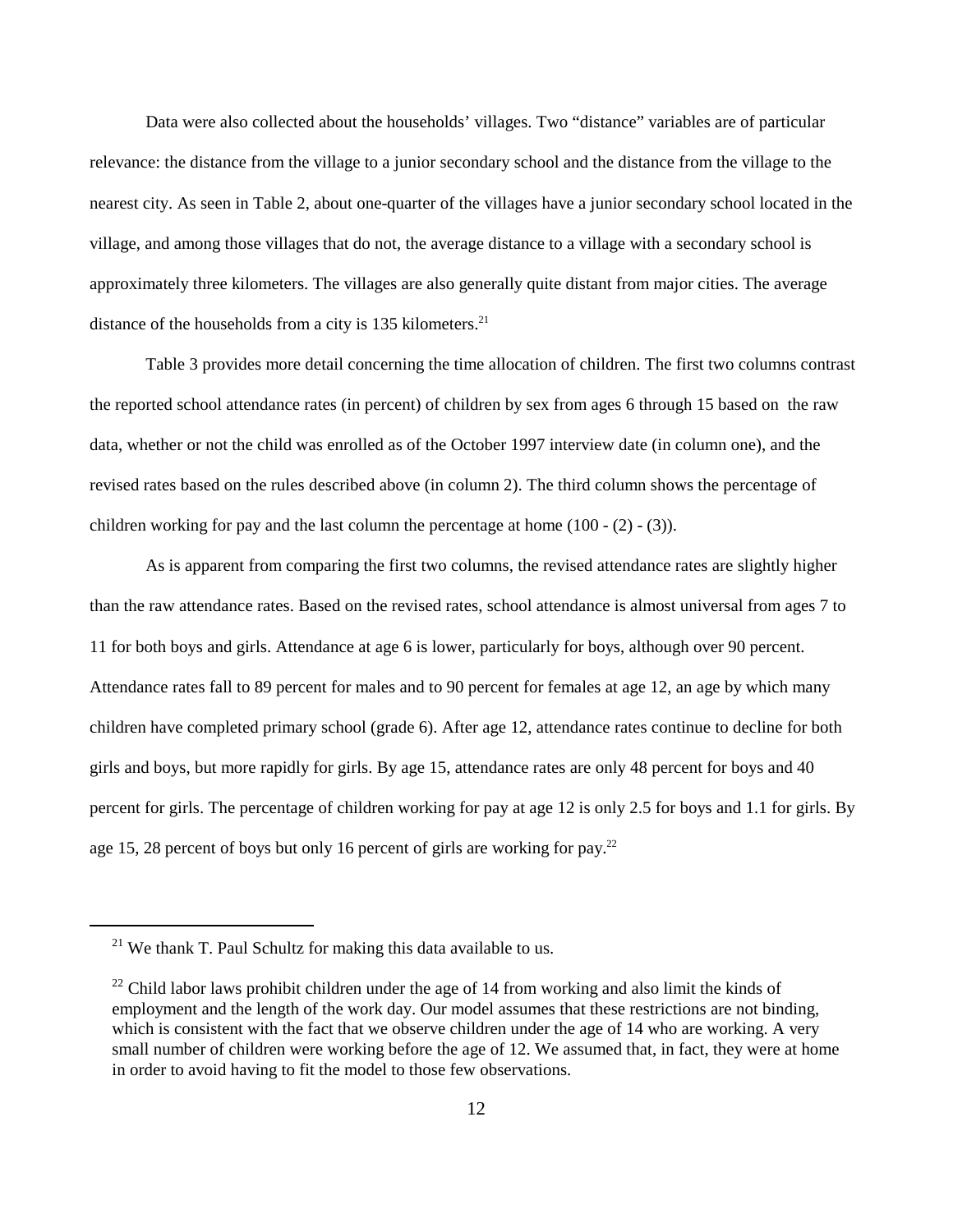Data were also collected about the households' villages. Two "distance" variables are of particular relevance: the distance from the village to a junior secondary school and the distance from the village to the nearest city. As seen in Table 2, about one-quarter of the villages have a junior secondary school located in the village, and among those villages that do not, the average distance to a village with a secondary school is approximately three kilometers. The villages are also generally quite distant from major cities. The average distance of the households from a city is 135 kilometers.[21]

Table 3 provides more detail concerning the time allocation of children. The first two columns contrast the reported school attendance rates (in percent) of children by sex from ages 6 through 15 based on the raw data, whether or not the child was enrolled as of the October 1997 interview date (in column one), and the revised rates based on the rules described above (in column 2). The third column shows the percentage of children working for pay and the last column the percentage at home (100 - (2) - (3)).

As is apparent from comparing the first two columns, the revised attendance rates are slightly higher than the raw attendance rates. Based on the revised rates, school attendance is almost universal from ages 7 to 11 for both boys and girls. Attendance at age 6 is lower, particularly for boys, although over 90 percent. Attendance rates fall to 89 percent for males and to 90 percent for females at age 12, an age by which many children have completed primary school (grade 6). After age 12, attendance rates continue to decline for both girls and boys, but more rapidly for girls. By age 15, attendance rates are only 48 percent for boys and 40 percent for girls. The percentage of children working for pay at age 12 is only 2.5 for boys and 1.1 for girls. By age 15, 28 percent of boys but only 16 percent of girls are working for pay.[22]

---

[21] We thank T. Paul Schultz for making this data available to us.

[22] Child labor laws prohibit children under the age of 14 from working and also limit the kinds of employment and the length of the work day. Our model assumes that these restrictions are not binding, which is consistent with the fact that we observe children under the age of 14 who are working. A very small number of children were working before the age of 12. We assumed that, in fact, they were at home in order to avoid having to fit the model to those few observations.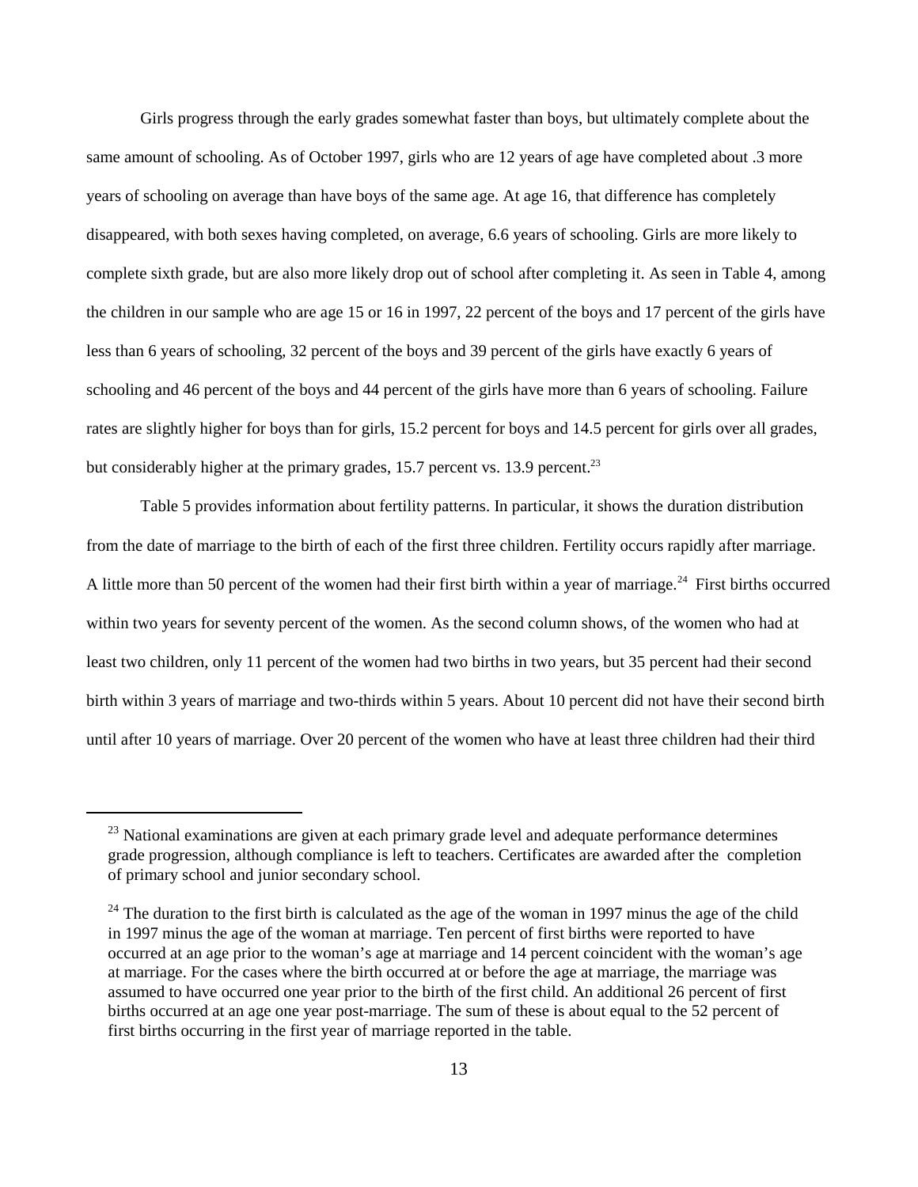Girls progress through the early grades somewhat faster than boys, but ultimately complete about the same amount of schooling. As of October 1997, girls who are 12 years of age have completed about .3 more years of schooling on average than have boys of the same age. At age 16, that difference has completely disappeared, with both sexes having completed, on average, 6.6 years of schooling. Girls are more likely to complete sixth grade, but are also more likely drop out of school after completing it. As seen in Table 4, among the children in our sample who are age 15 or 16 in 1997, 22 percent of the boys and 17 percent of the girls have less than 6 years of schooling, 32 percent of the boys and 39 percent of the girls have exactly 6 years of schooling and 46 percent of the boys and 44 percent of the girls have more than 6 years of schooling. Failure rates are slightly higher for boys than for girls, 15.2 percent for boys and 14.5 percent for girls over all grades, but considerably higher at the primary grades, 15.7 percent vs. 13.9 percent.[23]

Table 5 provides information about fertility patterns. In particular, it shows the duration distribution from the date of marriage to the birth of each of the first three children. Fertility occurs rapidly after marriage. A little more than 50 percent of the women had their first birth within a year of marriage.[24] First births occurred within two years for seventy percent of the women. As the second column shows, of the women who had at least two children, only 11 percent of the women had two births in two years, but 35 percent had their second birth within 3 years of marriage and two-thirds within 5 years. About 10 percent did not have their second birth until after 10 years of marriage. Over 20 percent of the women who have at least three children had their third

---

[23] National examinations are given at each primary grade level and adequate performance determines grade progression, although compliance is left to teachers. Certificates are awarded after the completion of primary school and junior secondary school.

[24] The duration to the first birth is calculated as the age of the woman in 1997 minus the age of the child in 1997 minus the age of the woman at marriage. Ten percent of first births were reported to have occurred at an age prior to the woman's age at marriage and 14 percent coincident with the woman's age at marriage. For the cases where the birth occurred at or before the age at marriage, the marriage was assumed to have occurred one year prior to the birth of the first child. An additional 26 percent of first births occurred at an age one year post-marriage. The sum of these is about equal to the 52 percent of first births occurring in the first year of marriage reported in the table.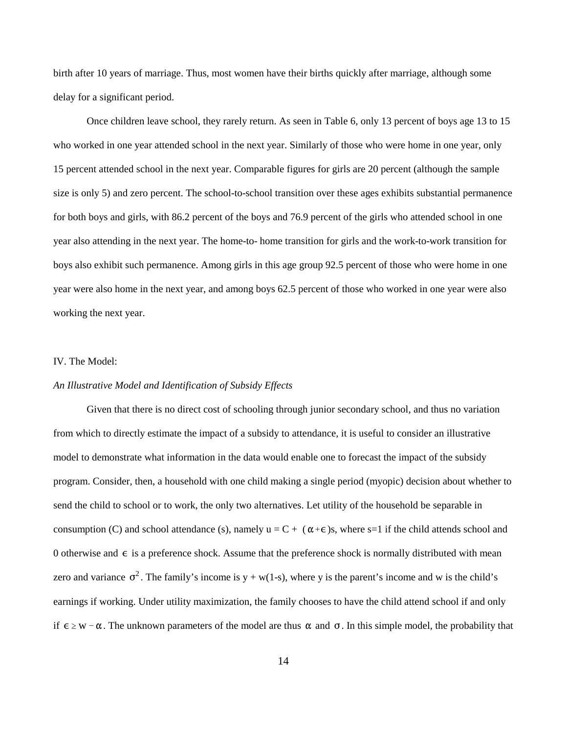birth after 10 years of marriage. Thus, most women have their births quickly after marriage, although some delay for a significant period.

Once children leave school, they rarely return. As seen in Table 6, only 13 percent of boys age 13 to 15 who worked in one year attended school in the next year. Similarly of those who were home in one year, only 15 percent attended school in the next year. Comparable figures for girls are 20 percent (although the sample size is only 5) and zero percent. The school-to-school transition over these ages exhibits substantial permanence for both boys and girls, with 86.2 percent of the boys and 76.9 percent of the girls who attended school in one year also attending in the next year. The home-to- home transition for girls and the work-to-work transition for boys also exhibit such permanence. Among girls in this age group 92.5 percent of those who were home in one year were also home in the next year, and among boys 62.5 percent of those who worked in one year were also working the next year.

## IV. The Model:

### *An Illustrative Model and Identification of Subsidy Effects*

Given that there is no direct cost of schooling through junior secondary school, and thus no variation from which to directly estimate the impact of a subsidy to attendance, it is useful to consider an illustrative model to demonstrate what information in the data would enable one to forecast the impact of the subsidy program. Consider, then, a household with one child making a single period (myopic) decision about whether to send the child to school or to work, the only two alternatives. Let utility of the household be separable in consumption (C) and school attendance (s), namely $u = C + (\alpha + \epsilon)s$, where s=1 if the child attends school and 0 otherwise and $\epsilon$ is a preference shock. Assume that the preference shock is normally distributed with mean zero and variance $\sigma^2$. The family's income is $y + w(1\text{-}s)$, where y is the parent's income and w is the child's earnings if working. Under utility maximization, the family chooses to have the child attend school if and only if $\epsilon \geq w - \alpha$. The unknown parameters of the model are thus $\alpha$ and $\sigma$. In this simple model, the probability that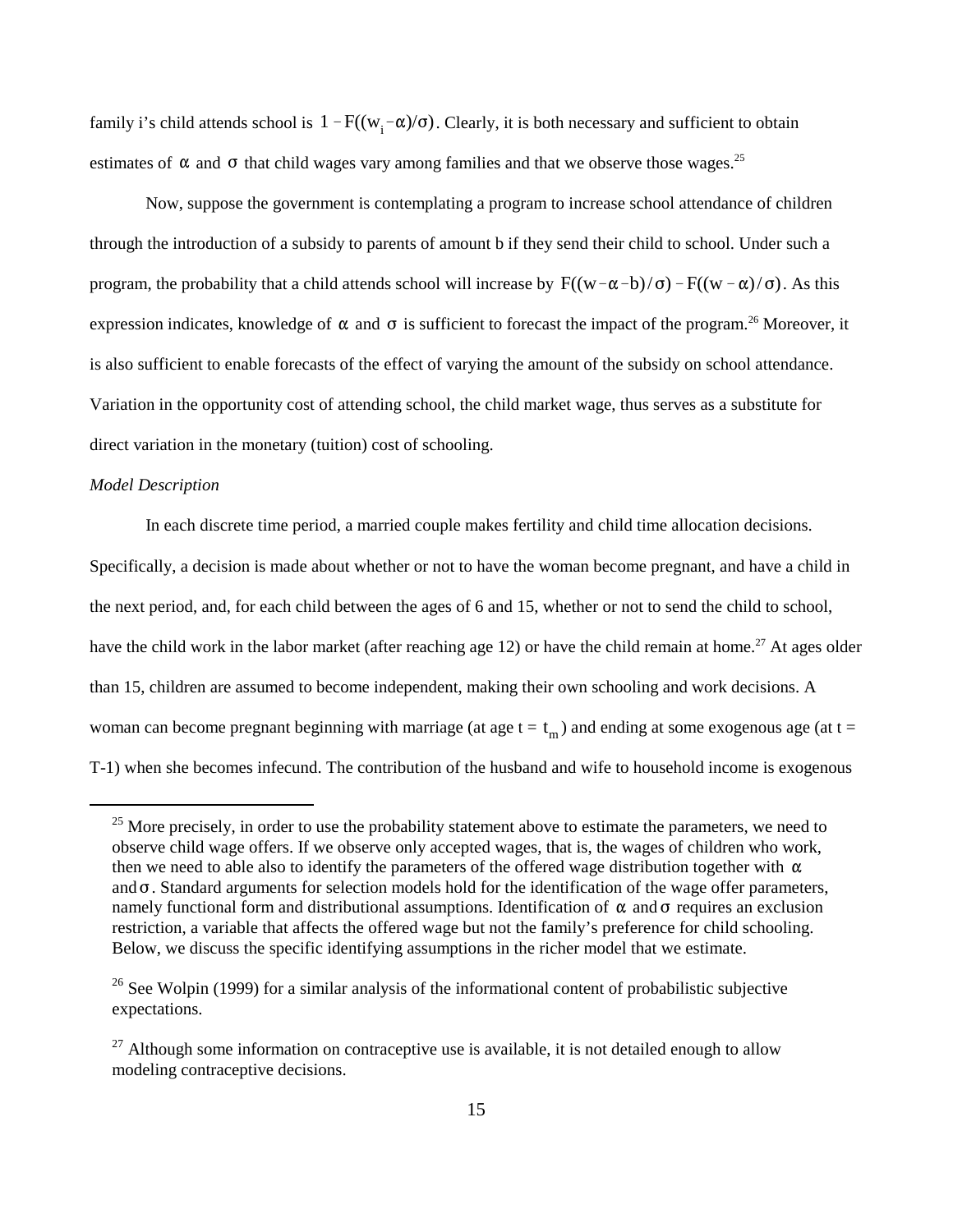family i's child attends school is $1 - F((w_i - \alpha)/\sigma)$. Clearly, it is both necessary and sufficient to obtain estimates of $\alpha$ and $\sigma$ that child wages vary among families and that we observe those wages.[25]

Now, suppose the government is contemplating a program to increase school attendance of children through the introduction of a subsidy to parents of amount b if they send their child to school. Under such a program, the probability that a child attends school will increase by $F((w - \alpha - b)/\sigma) - F((w - \alpha)/\sigma)$. As this expression indicates, knowledge of $\alpha$ and $\sigma$ is sufficient to forecast the impact of the program.[26] Moreover, it is also sufficient to enable forecasts of the effect of varying the amount of the subsidy on school attendance. Variation in the opportunity cost of attending school, the child market wage, thus serves as a substitute for direct variation in the monetary (tuition) cost of schooling.

*Model Description*

In each discrete time period, a married couple makes fertility and child time allocation decisions. Specifically, a decision is made about whether or not to have the woman become pregnant, and have a child in the next period, and, for each child between the ages of 6 and 15, whether or not to send the child to school, have the child work in the labor market (after reaching age 12) or have the child remain at home.[27] At ages older than 15, children are assumed to become independent, making their own schooling and work decisions. A woman can become pregnant beginning with marriage (at age $t = t_m$) and ending at some exogenous age (at $t = T-1$) when she becomes infecund. The contribution of the husband and wife to household income is exogenous

---

[25] More precisely, in order to use the probability statement above to estimate the parameters, we need to observe child wage offers. If we observe only accepted wages, that is, the wages of children who work, then we need to able also to identify the parameters of the offered wage distribution together with $\alpha$ and $\sigma$. Standard arguments for selection models hold for the identification of the wage offer parameters, namely functional form and distributional assumptions. Identification of $\alpha$ and $\sigma$ requires an exclusion restriction, a variable that affects the offered wage but not the family's preference for child schooling. Below, we discuss the specific identifying assumptions in the richer model that we estimate.

[26] See Wolpin (1999) for a similar analysis of the informational content of probabilistic subjective expectations.

[27] Although some information on contraceptive use is available, it is not detailed enough to allow modeling contraceptive decisions.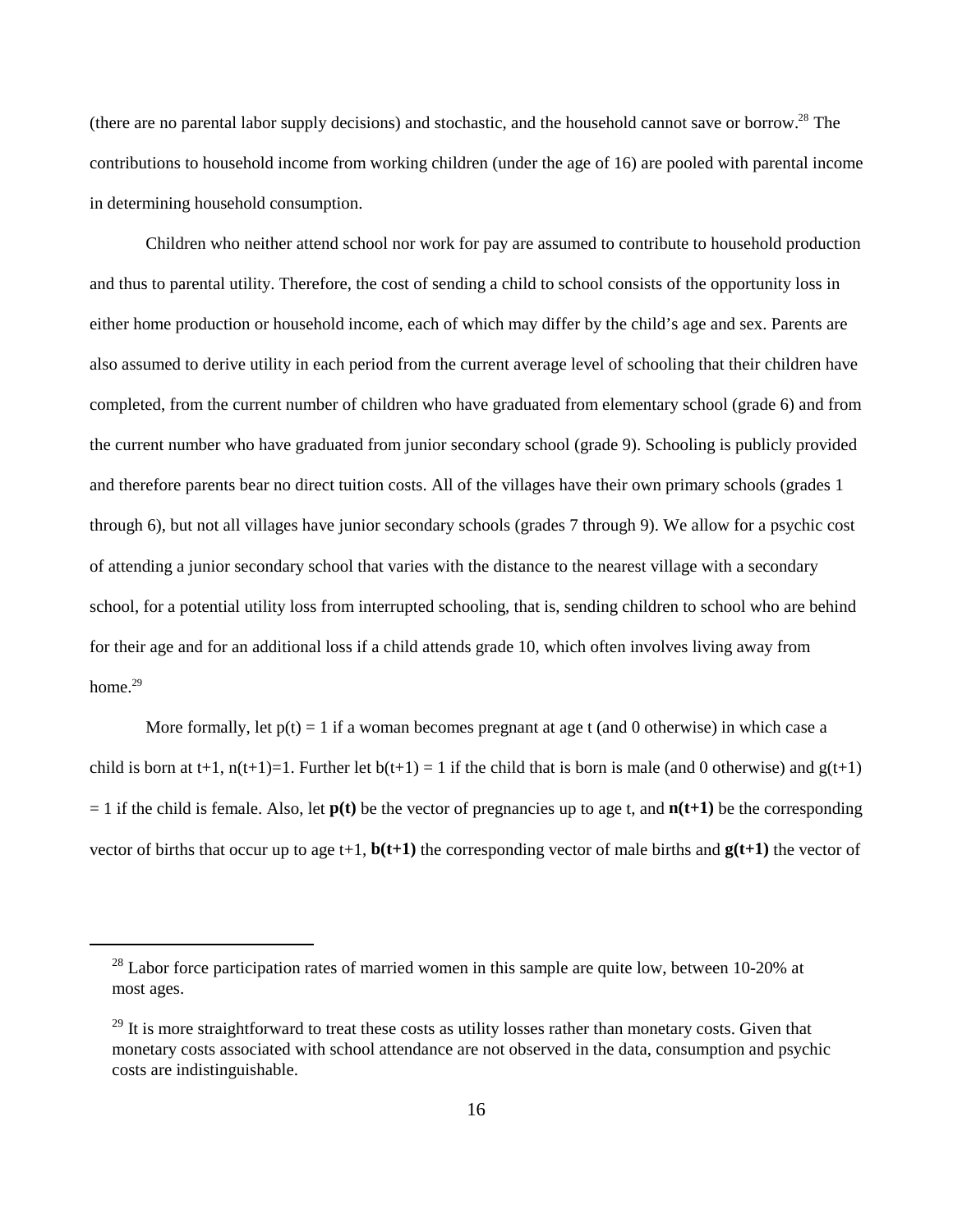(there are no parental labor supply decisions) and stochastic, and the household cannot save or borrow.[28] The contributions to household income from working children (under the age of 16) are pooled with parental income in determining household consumption.

Children who neither attend school nor work for pay are assumed to contribute to household production and thus to parental utility. Therefore, the cost of sending a child to school consists of the opportunity loss in either home production or household income, each of which may differ by the child's age and sex. Parents are also assumed to derive utility in each period from the current average level of schooling that their children have completed, from the current number of children who have graduated from elementary school (grade 6) and from the current number who have graduated from junior secondary school (grade 9). Schooling is publicly provided and therefore parents bear no direct tuition costs. All of the villages have their own primary schools (grades 1 through 6), but not all villages have junior secondary schools (grades 7 through 9). We allow for a psychic cost of attending a junior secondary school that varies with the distance to the nearest village with a secondary school, for a potential utility loss from interrupted schooling, that is, sending children to school who are behind for their age and for an additional loss if a child attends grade 10, which often involves living away from home.[29]

More formally, let $p(t) = 1$ if a woman becomes pregnant at age t (and 0 otherwise) in which case a child is born at t+1, $n(t+1)=1$. Further let $b(t+1) = 1$ if the child that is born is male (and 0 otherwise) and $g(t+1) = 1$ if the child is female. Also, let $\mathbf{p(t)}$ be the vector of pregnancies up to age t, and $\mathbf{n(t+1)}$ be the corresponding vector of births that occur up to age t+1, $\mathbf{b(t+1)}$ the corresponding vector of male births and $\mathbf{g(t+1)}$ the vector of

[28] Labor force participation rates of married women in this sample are quite low, between 10-20% at most ages.

[29] It is more straightforward to treat these costs as utility losses rather than monetary costs. Given that monetary costs associated with school attendance are not observed in the data, consumption and psychic costs are indistinguishable.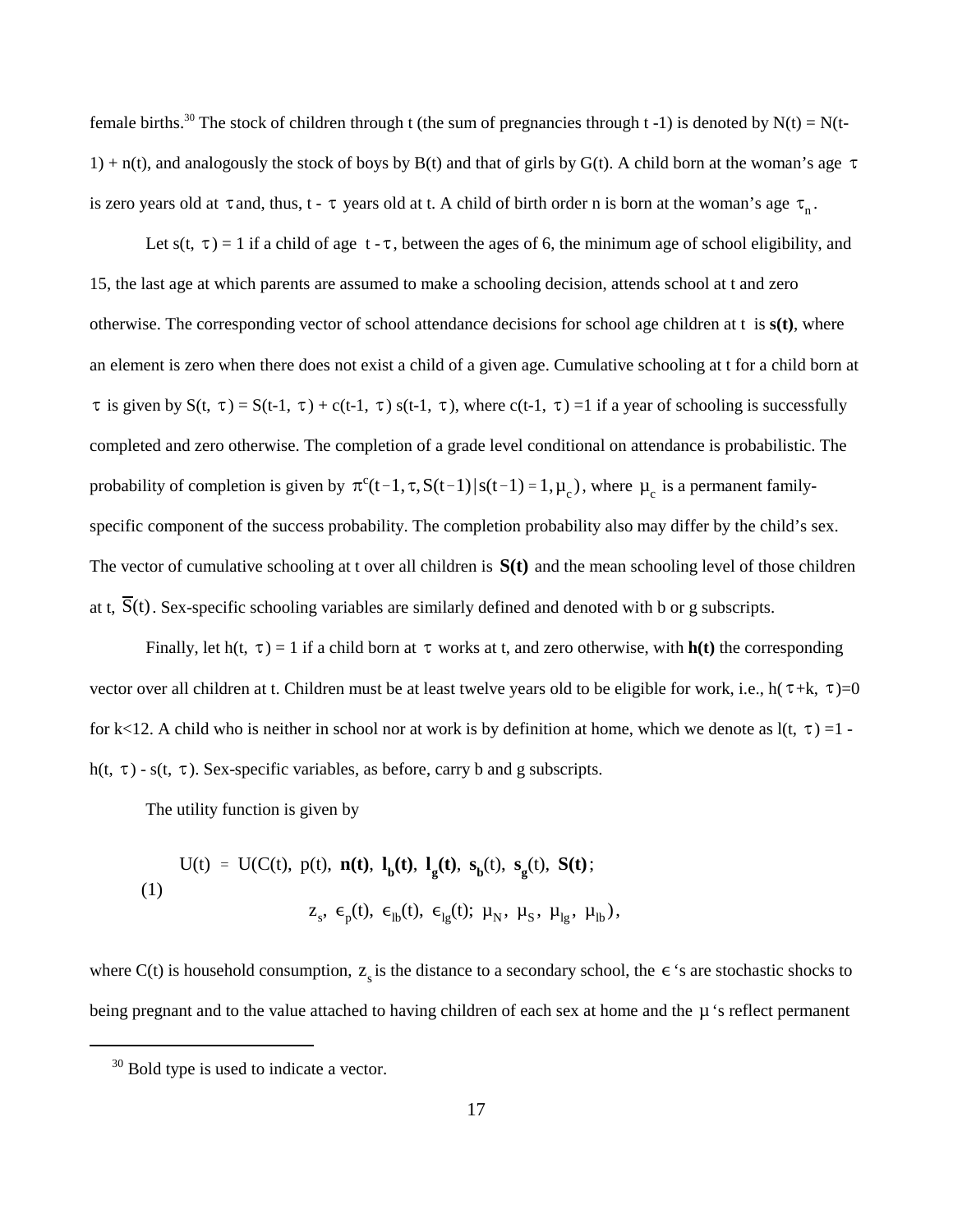female births.[30] The stock of children through t (the sum of pregnancies through t -1) is denoted by N(t) = N(t-1) + n(t), and analogously the stock of boys by B(t) and that of girls by G(t). A child born at the woman's age $\tau$ is zero years old at $\tau$ and, thus, t - $\tau$ years old at t. A child of birth order n is born at the woman's age $\tau_n$.

Let s(t, $\tau$) = 1 if a child of age t - $\tau$, between the ages of 6, the minimum age of school eligibility, and 15, the last age at which parents are assumed to make a schooling decision, attends school at t and zero otherwise. The corresponding vector of school attendance decisions for school age children at t is **s(t)**, where an element is zero when there does not exist a child of a given age. Cumulative schooling at t for a child born at $\tau$ is given by S(t, $\tau$) = S(t-1, $\tau$) + c(t-1, $\tau$) s(t-1, $\tau$), where c(t-1, $\tau$) =1 if a year of schooling is successfully completed and zero otherwise. The completion of a grade level conditional on attendance is probabilistic. The probability of completion is given by $\pi^c(t-1, \tau, S(t-1) | s(t-1) = 1, \mu_c)$, where $\mu_c$ is a permanent family-specific component of the success probability. The completion probability also may differ by the child's sex. The vector of cumulative schooling at t over all children is **S(t)** and the mean schooling level of those children at t, $\overline{S}(t)$. Sex-specific schooling variables are similarly defined and denoted with b or g subscripts.

Finally, let h(t, $\tau$) = 1 if a child born at $\tau$ works at t, and zero otherwise, with **h(t)** the corresponding vector over all children at t. Children must be at least twelve years old to be eligible for work, i.e., h($\tau$+k, $\tau$)=0 for k<12. A child who is neither in school nor at work is by definition at home, which we denote as l(t, $\tau$) =1 - h(t, $\tau$) - s(t, $\tau$). Sex-specific variables, as before, carry b and g subscripts.

The utility function is given by

$$
\begin{aligned}
U(t) = U(&C(t),\ p(t),\ \mathbf{n(t)},\ \mathbf{l_b(t)},\ \mathbf{l_g(t)},\ \mathbf{s_b}(t),\ \mathbf{s_g}(t),\ \mathbf{S(t)}; \\
&z_s,\ \epsilon_p(t),\ \epsilon_{lb}(t),\ \epsilon_{lg}(t);\ \mu_N,\ \mu_S,\ \mu_{lg},\ \mu_{lb}),
\end{aligned} \tag{1}
$$

where C(t) is household consumption, $z_s$ is the distance to a secondary school, the $\epsilon$ 's are stochastic shocks to being pregnant and to the value attached to having children of each sex at home and the $\mu$ 's reflect permanent

[30] Bold type is used to indicate a vector.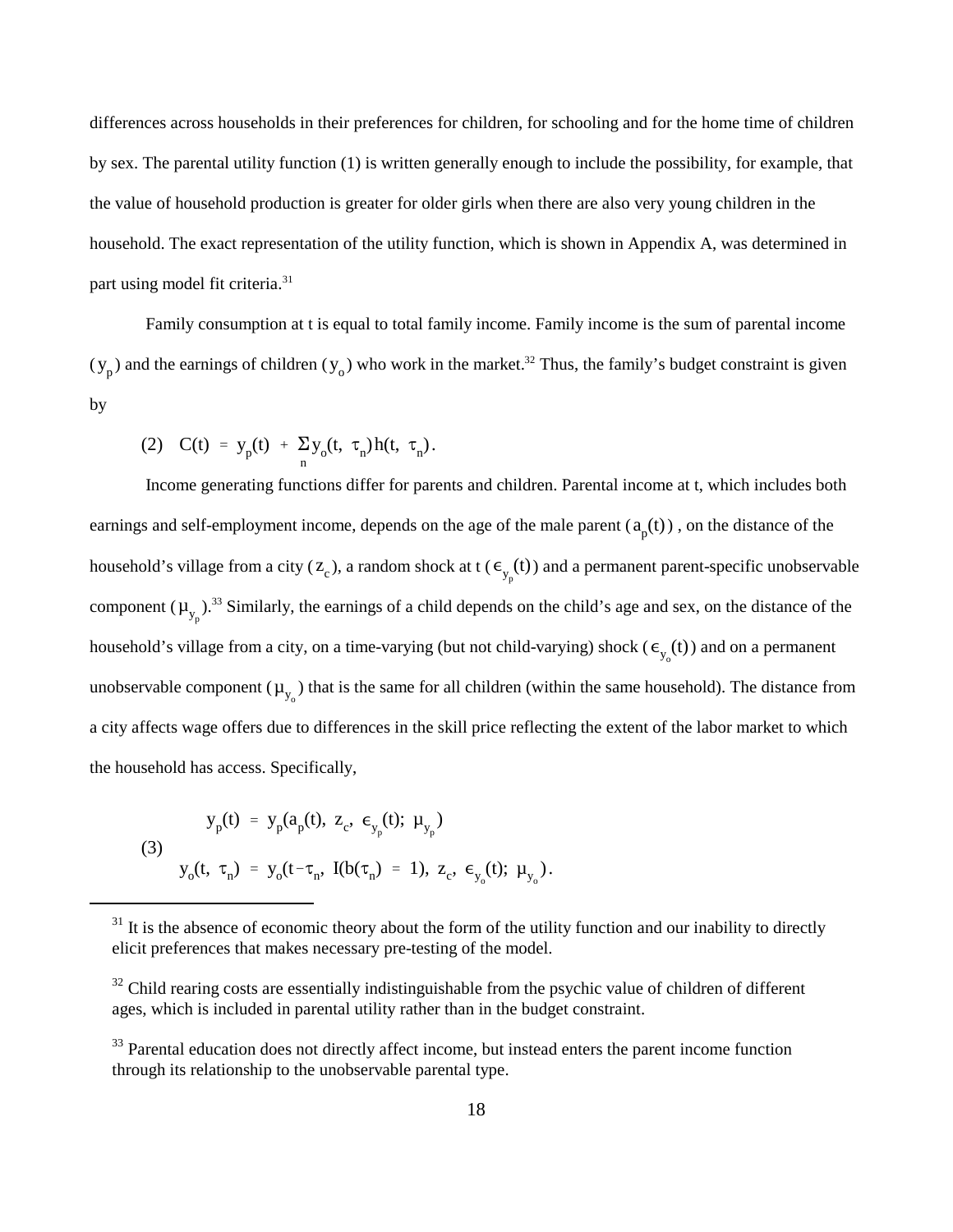differences across households in their preferences for children, for schooling and for the home time of children by sex. The parental utility function (1) is written generally enough to include the possibility, for example, that the value of household production is greater for older girls when there are also very young children in the household. The exact representation of the utility function, which is shown in Appendix A, was determined in part using model fit criteria.[31]

Family consumption at t is equal to total family income. Family income is the sum of parental income ($y_p$) and the earnings of children ($y_o$) who work in the market.[32] Thus, the family's budget constraint is given by

$$(2) \quad C(t) = y_p(t) + \sum_n y_o(t, \tau_n) h(t, \tau_n).$$

Income generating functions differ for parents and children. Parental income at t, which includes both earnings and self-employment income, depends on the age of the male parent ($a_p(t)$), on the distance of the household's village from a city ($z_c$), a random shock at t ($\epsilon_{y_p}(t)$) and a permanent parent-specific unobservable component ($\mu_{y_p}$).[33] Similarly, the earnings of a child depends on the child's age and sex, on the distance of the household's village from a city, on a time-varying (but not child-varying) shock ($\epsilon_{y_o}(t)$) and on a permanent unobservable component ($\mu_{y_o}$) that is the same for all children (within the same household). The distance from a city affects wage offers due to differences in the skill price reflecting the extent of the labor market to which the household has access. Specifically,

$$(3) \quad \begin{aligned} y_p(t) &= y_p(a_p(t),\ z_c,\ \epsilon_{y_p}(t);\ \mu_{y_p}) \\ y_o(t,\ \tau_n) &= y_o(t-\tau_n,\ I(b(\tau_n) = 1),\ z_c,\ \epsilon_{y_o}(t);\ \mu_{y_o}). \end{aligned}$$

---

[31] It is the absence of economic theory about the form of the utility function and our inability to directly elicit preferences that makes necessary pre-testing of the model.

[32] Child rearing costs are essentially indistinguishable from the psychic value of children of different ages, which is included in parental utility rather than in the budget constraint.

[33] Parental education does not directly affect income, but instead enters the parent income function through its relationship to the unobservable parental type.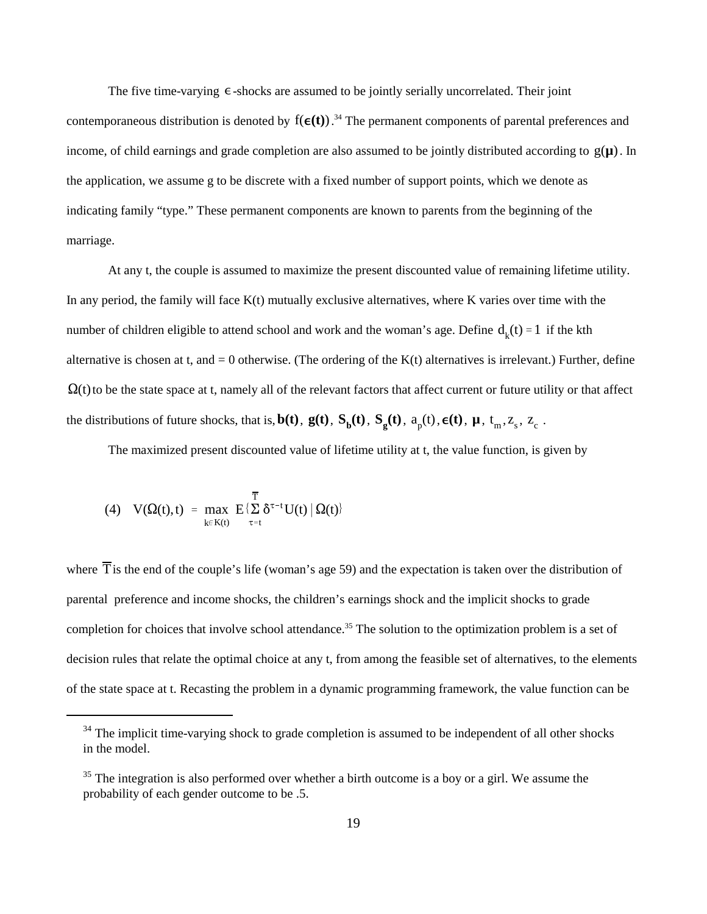The five time-varying $\epsilon$-shocks are assumed to be jointly serially uncorrelated. Their joint contemporaneous distribution is denoted by $f(\boldsymbol{\epsilon}(\mathbf{t}))$.[34] The permanent components of parental preferences and income, of child earnings and grade completion are also assumed to be jointly distributed according to $g(\boldsymbol{\mu})$. In the application, we assume g to be discrete with a fixed number of support points, which we denote as indicating family "type." These permanent components are known to parents from the beginning of the marriage.

At any t, the couple is assumed to maximize the present discounted value of remaining lifetime utility. In any period, the family will face K(t) mutually exclusive alternatives, where K varies over time with the number of children eligible to attend school and work and the woman's age. Define $d_k(t) = 1$ if the kth alternative is chosen at t, and = 0 otherwise. (The ordering of the K(t) alternatives is irrelevant.) Further, define $\Omega(t)$ to be the state space at t, namely all of the relevant factors that affect current or future utility or that affect the distributions of future shocks, that is, $\mathbf{b(t)}$, $\mathbf{g(t)}$, $\mathbf{S_b(t)}$, $\mathbf{S_g(t)}$, $a_p(t)$, $\boldsymbol{\epsilon}\mathbf{(t)}$, $\boldsymbol{\mu}$, $t_m$, $z_s$, $z_c$ .

The maximized present discounted value of lifetime utility at t, the value function, is given by

$$(4) \quad V(\Omega(t), t) = \max_{k \in K(t)} E\{\sum_{\tau = t}^{\overline{T}} \delta^{\tau - t} U(t) \,|\, \Omega(t)\}$$

where $\overline{T}$ is the end of the couple's life (woman's age 59) and the expectation is taken over the distribution of parental preference and income shocks, the children's earnings shock and the implicit shocks to grade completion for choices that involve school attendance.[35] The solution to the optimization problem is a set of decision rules that relate the optimal choice at any t, from among the feasible set of alternatives, to the elements of the state space at t. Recasting the problem in a dynamic programming framework, the value function can be

---

[34] The implicit time-varying shock to grade completion is assumed to be independent of all other shocks in the model.

[35] The integration is also performed over whether a birth outcome is a boy or a girl. We assume the probability of each gender outcome to be .5.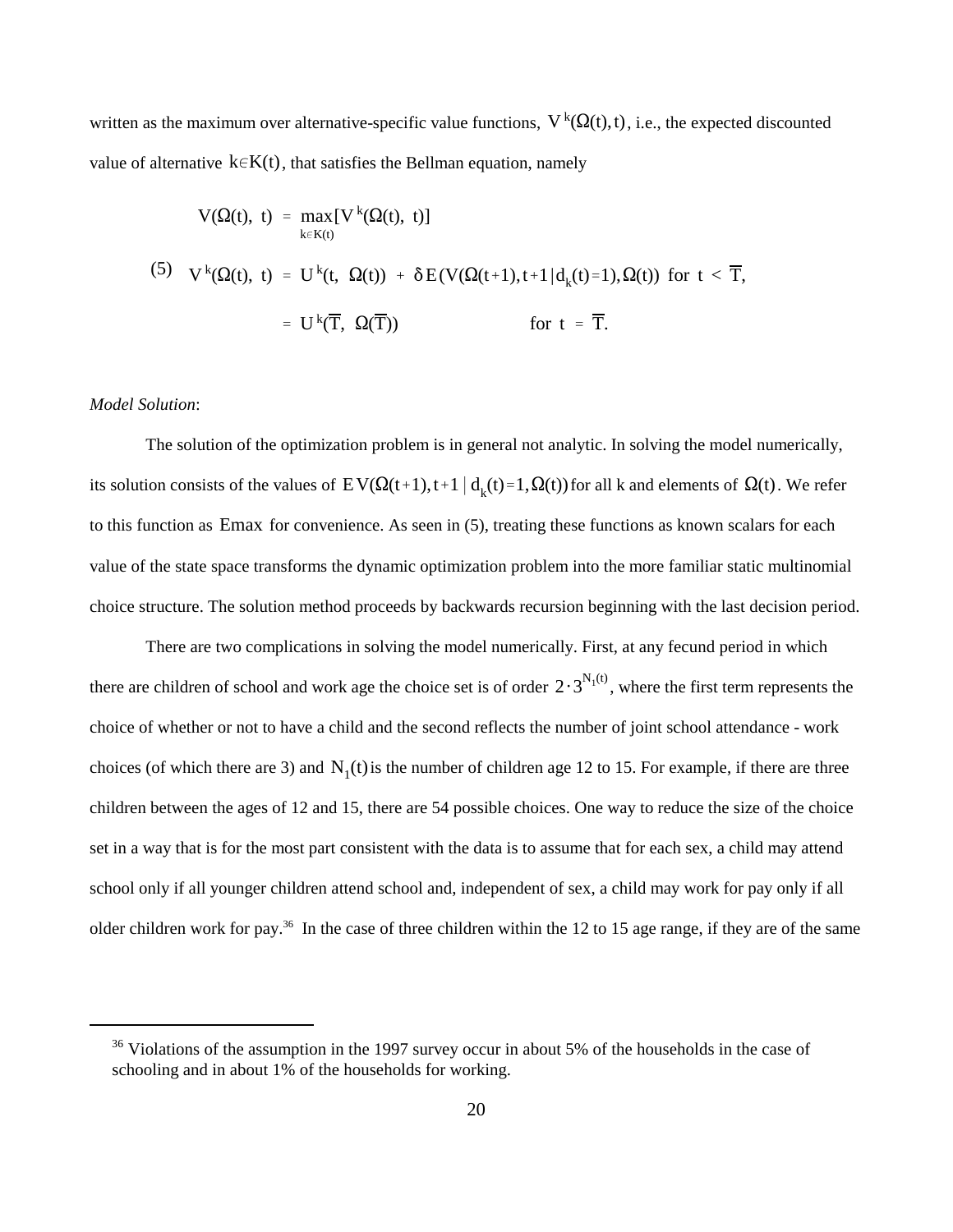written as the maximum over alternative-specific value functions, $V^k(\Omega(t), t)$, i.e., the expected discounted value of alternative $k \in K(t)$, that satisfies the Bellman equation, namely

$$
\begin{aligned}
V(\Omega(t),\ t) &= \max_{k \in K(t)} [V^k(\Omega(t),\ t)] \\
(5) \quad V^k(\Omega(t),\ t) &= U^k(t,\ \Omega(t)) + \delta E(V(\Omega(t+1), t+1 \mid d_k(t)=1), \Omega(t)) \ \text{ for } t < \overline{T}, \\
&= U^k(\overline{T},\ \Omega(\overline{T})) \qquad\qquad\qquad \text{for } t = \overline{T}.
\end{aligned}
$$

*Model Solution*:

The solution of the optimization problem is in general not analytic. In solving the model numerically, its solution consists of the values of $EV(\Omega(t+1), t+1 \mid d_k(t)=1, \Omega(t))$ for all k and elements of $\Omega(t)$. We refer to this function as $Emax$ for convenience. As seen in (5), treating these functions as known scalars for each value of the state space transforms the dynamic optimization problem into the more familiar static multinomial choice structure. The solution method proceeds by backwards recursion beginning with the last decision period.

There are two complications in solving the model numerically. First, at any fecund period in which there are children of school and work age the choice set is of order $2 \cdot 3^{N_1(t)}$, where the first term represents the choice of whether or not to have a child and the second reflects the number of joint school attendance - work choices (of which there are 3) and $N_1(t)$ is the number of children age 12 to 15. For example, if there are three children between the ages of 12 and 15, there are 54 possible choices. One way to reduce the size of the choice set in a way that is for the most part consistent with the data is to assume that for each sex, a child may attend school only if all younger children attend school and, independent of sex, a child may work for pay only if all older children work for pay.[36] In the case of three children within the 12 to 15 age range, if they are of the same

[36] Violations of the assumption in the 1997 survey occur in about 5% of the households in the case of schooling and in about 1% of the households for working.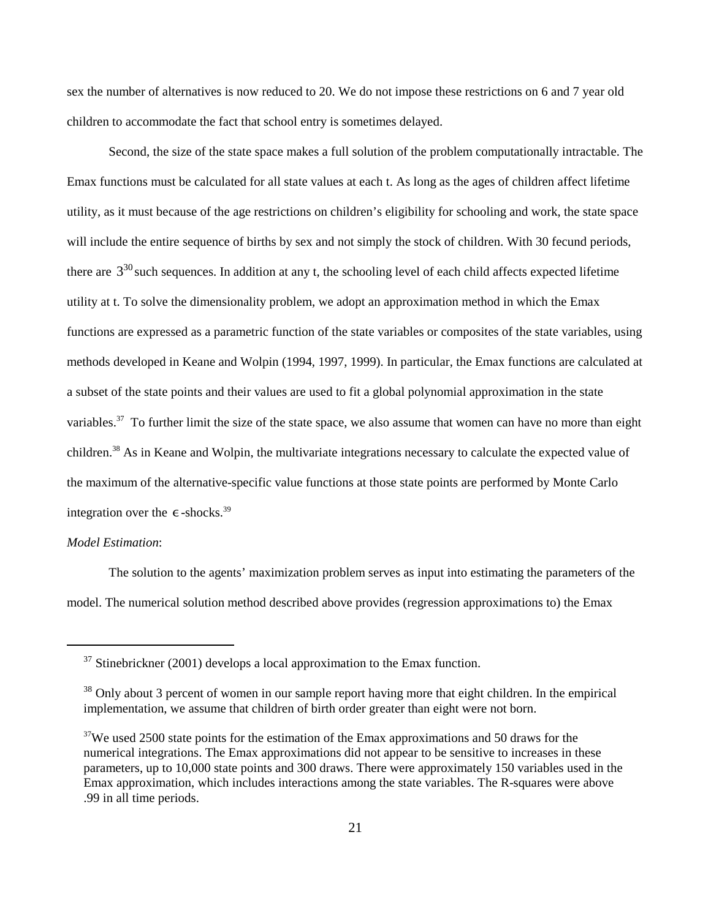sex the number of alternatives is now reduced to 20. We do not impose these restrictions on 6 and 7 year old children to accommodate the fact that school entry is sometimes delayed.

Second, the size of the state space makes a full solution of the problem computationally intractable. The Emax functions must be calculated for all state values at each t. As long as the ages of children affect lifetime utility, as it must because of the age restrictions on children's eligibility for schooling and work, the state space will include the entire sequence of births by sex and not simply the stock of children. With 30 fecund periods, there are $3^{30}$ such sequences. In addition at any t, the schooling level of each child affects expected lifetime utility at t. To solve the dimensionality problem, we adopt an approximation method in which the Emax functions are expressed as a parametric function of the state variables or composites of the state variables, using methods developed in Keane and Wolpin (1994, 1997, 1999). In particular, the Emax functions are calculated at a subset of the state points and their values are used to fit a global polynomial approximation in the state variables.[37] To further limit the size of the state space, we also assume that women can have no more than eight children.[38] As in Keane and Wolpin, the multivariate integrations necessary to calculate the expected value of the maximum of the alternative-specific value functions at those state points are performed by Monte Carlo integration over the $\epsilon$-shocks.[39]

*Model Estimation*:

The solution to the agents' maximization problem serves as input into estimating the parameters of the model. The numerical solution method described above provides (regression approximations to) the Emax

---

[37] Stinebrickner (2001) develops a local approximation to the Emax function.

[38] Only about 3 percent of women in our sample report having more that eight children. In the empirical implementation, we assume that children of birth order greater than eight were not born.

[37]We used 2500 state points for the estimation of the Emax approximations and 50 draws for the numerical integrations. The Emax approximations did not appear to be sensitive to increases in these parameters, up to 10,000 state points and 300 draws. There were approximately 150 variables used in the Emax approximation, which includes interactions among the state variables. The R-squares were above .99 in all time periods.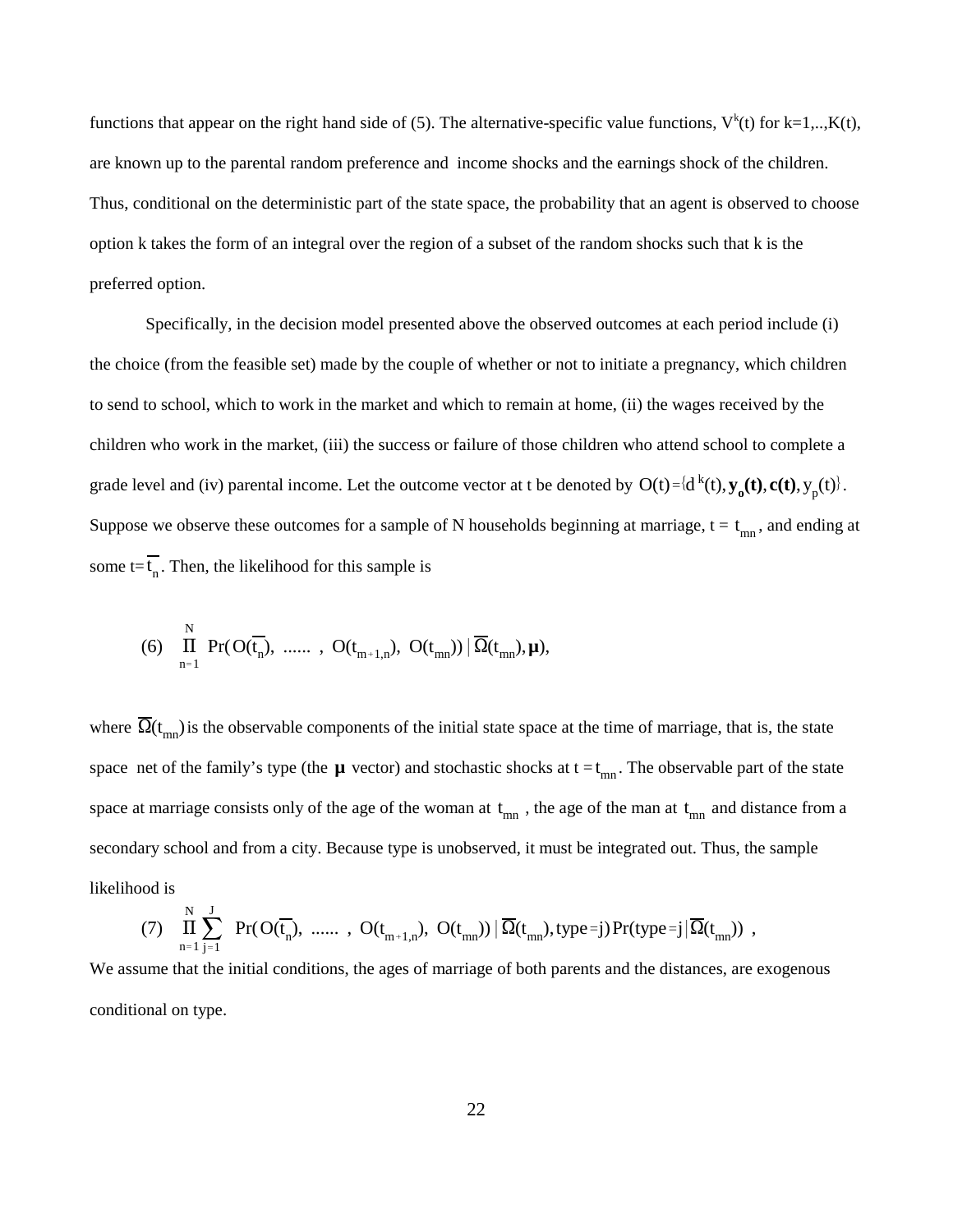functions that appear on the right hand side of (5). The alternative-specific value functions, $V^k(t)$ for k=1,..,K(t), are known up to the parental random preference and income shocks and the earnings shock of the children. Thus, conditional on the deterministic part of the state space, the probability that an agent is observed to choose option k takes the form of an integral over the region of a subset of the random shocks such that k is the preferred option.

Specifically, in the decision model presented above the observed outcomes at each period include (i) the choice (from the feasible set) made by the couple of whether or not to initiate a pregnancy, which children to send to school, which to work in the market and which to remain at home, (ii) the wages received by the children who work in the market, (iii) the success or failure of those children who attend school to complete a grade level and (iv) parental income. Let the outcome vector at t be denoted by $O(t) = \{d^k(t), \mathbf{y_o(t)}, \mathbf{c(t)}, y_p(t)\}$. Suppose we observe these outcomes for a sample of N households beginning at marriage, t = $t_{mn}$, and ending at some t= $\overline{t_n}$. Then, the likelihood for this sample is

$$(6) \quad \prod_{n=1}^{N} \Pr(O(\overline{t_n}), \; ...... \;, \; O(t_{m+1,n}), \; O(t_{mn})) \,|\, \overline{\Omega}(t_{mn}), \boldsymbol{\mu}),$$

where $\overline{\Omega}(t_{mn})$ is the observable components of the initial state space at the time of marriage, that is, the state space net of the family's type (the $\boldsymbol{\mu}$ vector) and stochastic shocks at $t = t_{mn}$. The observable part of the state space at marriage consists only of the age of the woman at $t_{mn}$, the age of the man at $t_{mn}$ and distance from a secondary school and from a city. Because type is unobserved, it must be integrated out. Thus, the sample likelihood is

$$(7) \quad \prod_{n=1}^{N} \sum_{j=1}^{J} \; \Pr(O(\overline{t_n}), \; ...... \;, \; O(t_{m+1,n}), \; O(t_{mn})) \,|\, \overline{\Omega}(t_{mn}), \text{type}=j) \Pr(\text{type}=j \,|\, \overline{\Omega}(t_{mn})) \;,$$

We assume that the initial conditions, the ages of marriage of both parents and the distances, are exogenous conditional on type.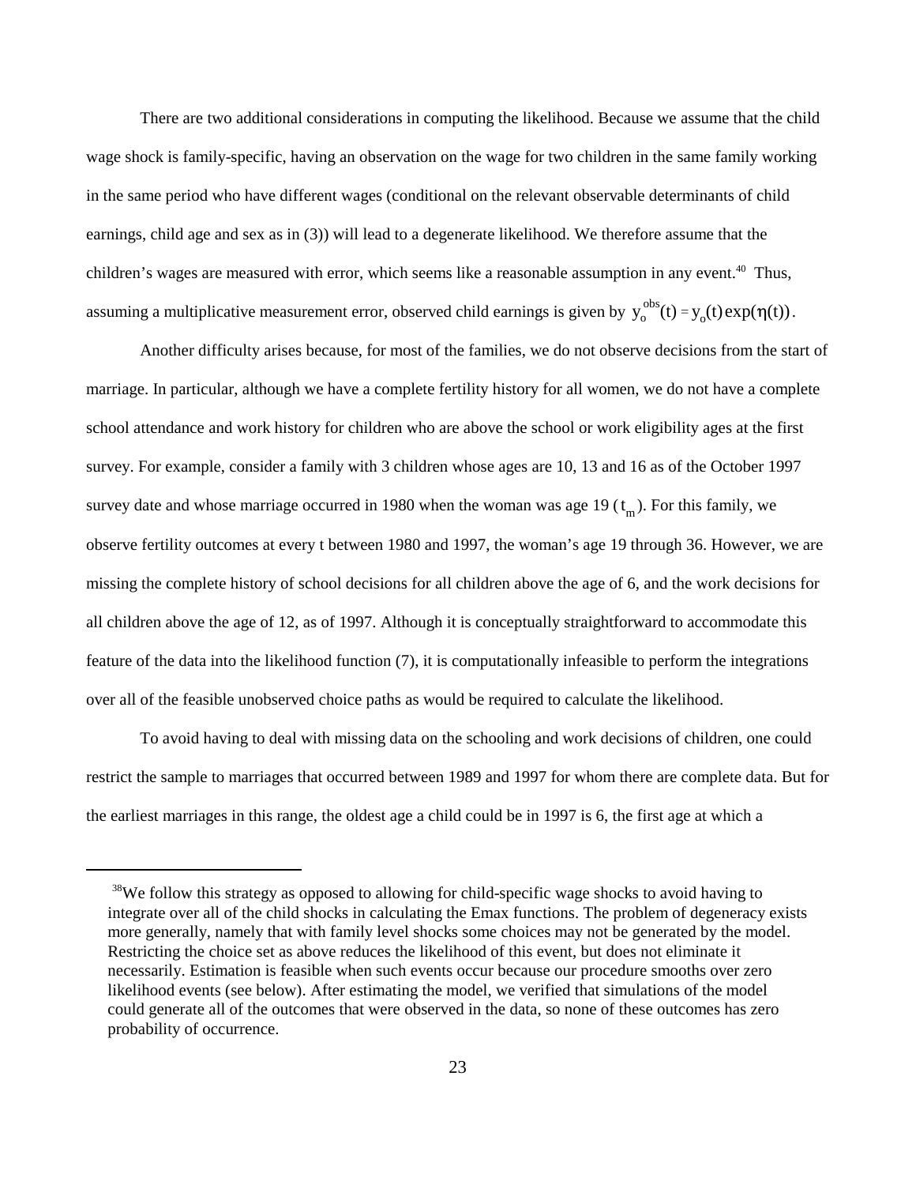There are two additional considerations in computing the likelihood. Because we assume that the child wage shock is family-specific, having an observation on the wage for two children in the same family working in the same period who have different wages (conditional on the relevant observable determinants of child earnings, child age and sex as in (3)) will lead to a degenerate likelihood. We therefore assume that the children's wages are measured with error, which seems like a reasonable assumption in any event.[40] Thus, assuming a multiplicative measurement error, observed child earnings is given by $y_o^{obs}(t) = y_o(t)\exp(\eta(t))$.

Another difficulty arises because, for most of the families, we do not observe decisions from the start of marriage. In particular, although we have a complete fertility history for all women, we do not have a complete school attendance and work history for children who are above the school or work eligibility ages at the first survey. For example, consider a family with 3 children whose ages are 10, 13 and 16 as of the October 1997 survey date and whose marriage occurred in 1980 when the woman was age 19 ($t_m$). For this family, we observe fertility outcomes at every t between 1980 and 1997, the woman's age 19 through 36. However, we are missing the complete history of school decisions for all children above the age of 6, and the work decisions for all children above the age of 12, as of 1997. Although it is conceptually straightforward to accommodate this feature of the data into the likelihood function (7), it is computationally infeasible to perform the integrations over all of the feasible unobserved choice paths as would be required to calculate the likelihood.

To avoid having to deal with missing data on the schooling and work decisions of children, one could restrict the sample to marriages that occurred between 1989 and 1997 for whom there are complete data. But for the earliest marriages in this range, the oldest age a child could be in 1997 is 6, the first age at which a

---

[38]We follow this strategy as opposed to allowing for child-specific wage shocks to avoid having to integrate over all of the child shocks in calculating the Emax functions. The problem of degeneracy exists more generally, namely that with family level shocks some choices may not be generated by the model. Restricting the choice set as above reduces the likelihood of this event, but does not eliminate it necessarily. Estimation is feasible when such events occur because our procedure smooths over zero likelihood events (see below). After estimating the model, we verified that simulations of the model could generate all of the outcomes that were observed in the data, so none of these outcomes has zero probability of occurrence.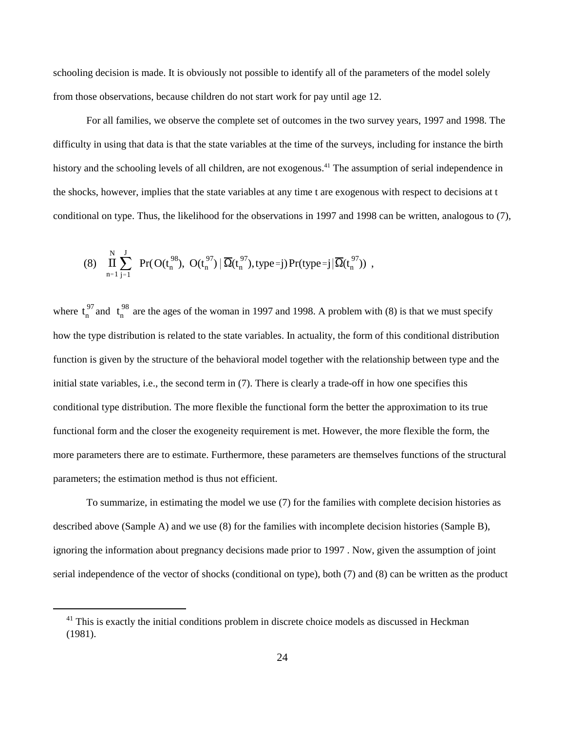schooling decision is made. It is obviously not possible to identify all of the parameters of the model solely from those observations, because children do not start work for pay until age 12.

For all families, we observe the complete set of outcomes in the two survey years, 1997 and 1998. The difficulty in using that data is that the state variables at the time of the surveys, including for instance the birth history and the schooling levels of all children, are not exogenous.[41] The assumption of serial independence in the shocks, however, implies that the state variables at any time t are exogenous with respect to decisions at t conditional on type. Thus, the likelihood for the observations in 1997 and 1998 can be written, analogous to (7),

$$(8) \quad \prod_{n=1}^{N} \sum_{j=1}^{J} \Pr(O(t_n^{98}),\ O(t_n^{97}) \mid \bar{\Omega}(t_n^{97}), \text{type}=j) \Pr(\text{type}=j \mid \bar{\Omega}(t_n^{97})) \ ,$$

where $t_n^{97}$ and $t_n^{98}$ are the ages of the woman in 1997 and 1998. A problem with (8) is that we must specify how the type distribution is related to the state variables. In actuality, the form of this conditional distribution function is given by the structure of the behavioral model together with the relationship between type and the initial state variables, i.e., the second term in (7). There is clearly a trade-off in how one specifies this conditional type distribution. The more flexible the functional form the better the approximation to its true functional form and the closer the exogeneity requirement is met. However, the more flexible the form, the more parameters there are to estimate. Furthermore, these parameters are themselves functions of the structural parameters; the estimation method is thus not efficient.

To summarize, in estimating the model we use (7) for the families with complete decision histories as described above (Sample A) and we use (8) for the families with incomplete decision histories (Sample B), ignoring the information about pregnancy decisions made prior to 1997 . Now, given the assumption of joint serial independence of the vector of shocks (conditional on type), both (7) and (8) can be written as the product

[41] This is exactly the initial conditions problem in discrete choice models as discussed in Heckman (1981).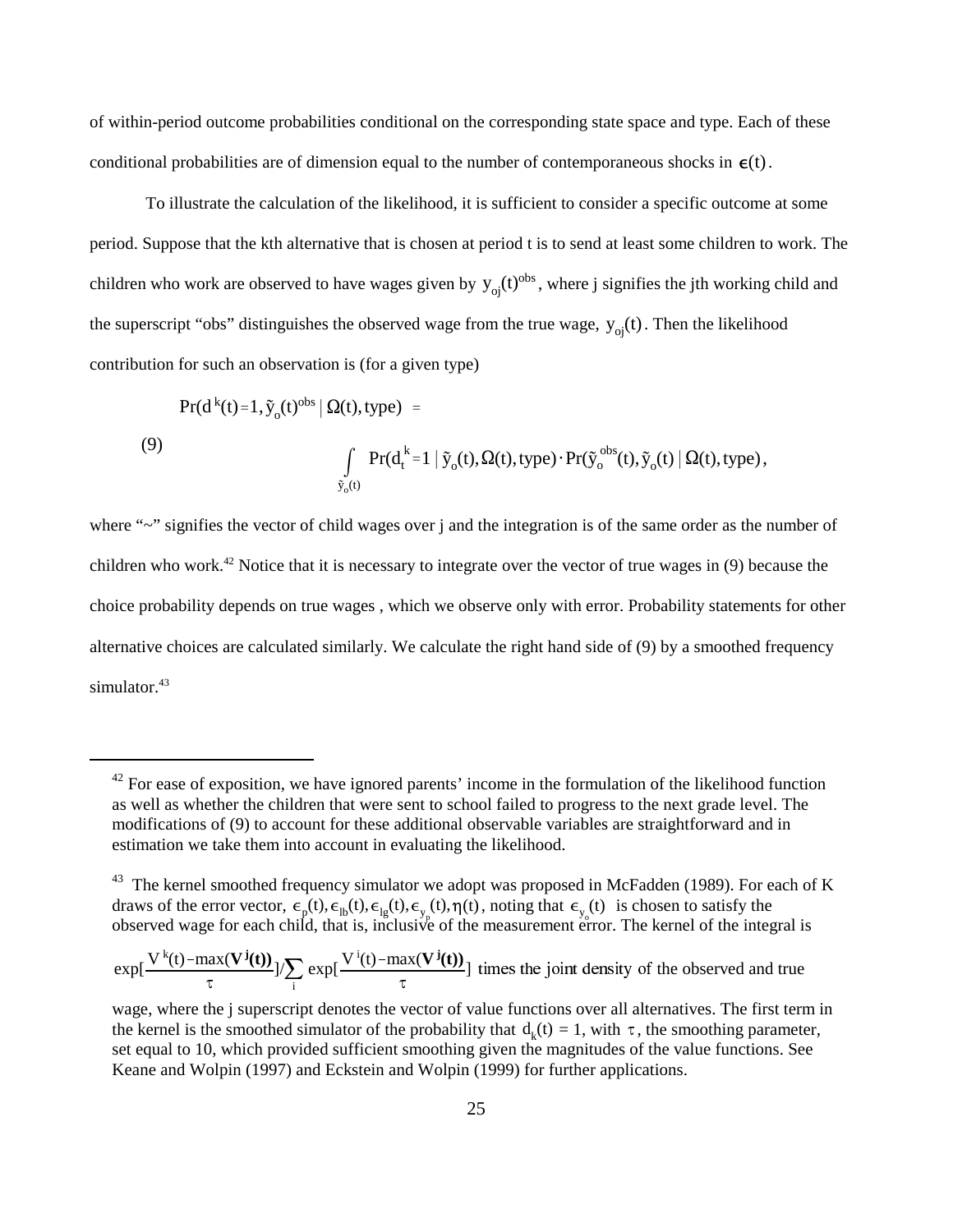of within-period outcome probabilities conditional on the corresponding state space and type. Each of these conditional probabilities are of dimension equal to the number of contemporaneous shocks in $\epsilon(t)$.

To illustrate the calculation of the likelihood, it is sufficient to consider a specific outcome at some period. Suppose that the kth alternative that is chosen at period t is to send at least some children to work. The children who work are observed to have wages given by $y_{oj}(t)^{obs}$, where j signifies the jth working child and the superscript "obs" distinguishes the observed wage from the true wage, $y_{oj}(t)$. Then the likelihood contribution for such an observation is (for a given type)

$$\Pr(d^k(t)=1, \tilde{y}_o(t)^{obs} \mid \Omega(t), \text{type}) =$$

$$\int_{\tilde{y}_o(t)} \Pr(d_t^k=1 \mid \tilde{y}_o(t), \Omega(t), \text{type}) \cdot \Pr(\tilde{y}_o^{obs}(t), \tilde{y}_o(t) \mid \Omega(t), \text{type}), \tag{9}$$

where "~" signifies the vector of child wages over j and the integration is of the same order as the number of children who work.[42] Notice that it is necessary to integrate over the vector of true wages in (9) because the choice probability depends on true wages , which we observe only with error. Probability statements for other alternative choices are calculated similarly. We calculate the right hand side of (9) by a smoothed frequency simulator.[43]

---

[42] For ease of exposition, we have ignored parents' income in the formulation of the likelihood function as well as whether the children that were sent to school failed to progress to the next grade level. The modifications of (9) to account for these additional observable variables are straightforward and in estimation we take them into account in evaluating the likelihood.

[43] The kernel smoothed frequency simulator we adopt was proposed in McFadden (1989). For each of K draws of the error vector, $\epsilon_p(t), \epsilon_{lb}(t), \epsilon_{lg}(t), \epsilon_{y_p}(t), \eta(t)$, noting that $\epsilon_{y_o}(t)$ is chosen to satisfy the observed wage for each child, that is, inclusive of the measurement error. The kernel of the integral is

$\exp[\frac{V^k(t)-\max(\mathbf{V^j(t)})}{\tau}]/\sum_i \exp[\frac{V^i(t)-\max(\mathbf{V^j(t)})}{\tau}]$ times the joint density of the observed and true wage, where the j superscript denotes the vector of value functions over all alternatives. The first term in the kernel is the smoothed simulator of the probability that $d_k(t) = 1$, with $\tau$, the smoothing parameter, set equal to 10, which provided sufficient smoothing given the magnitudes of the value functions. See Keane and Wolpin (1997) and Eckstein and Wolpin (1999) for further applications.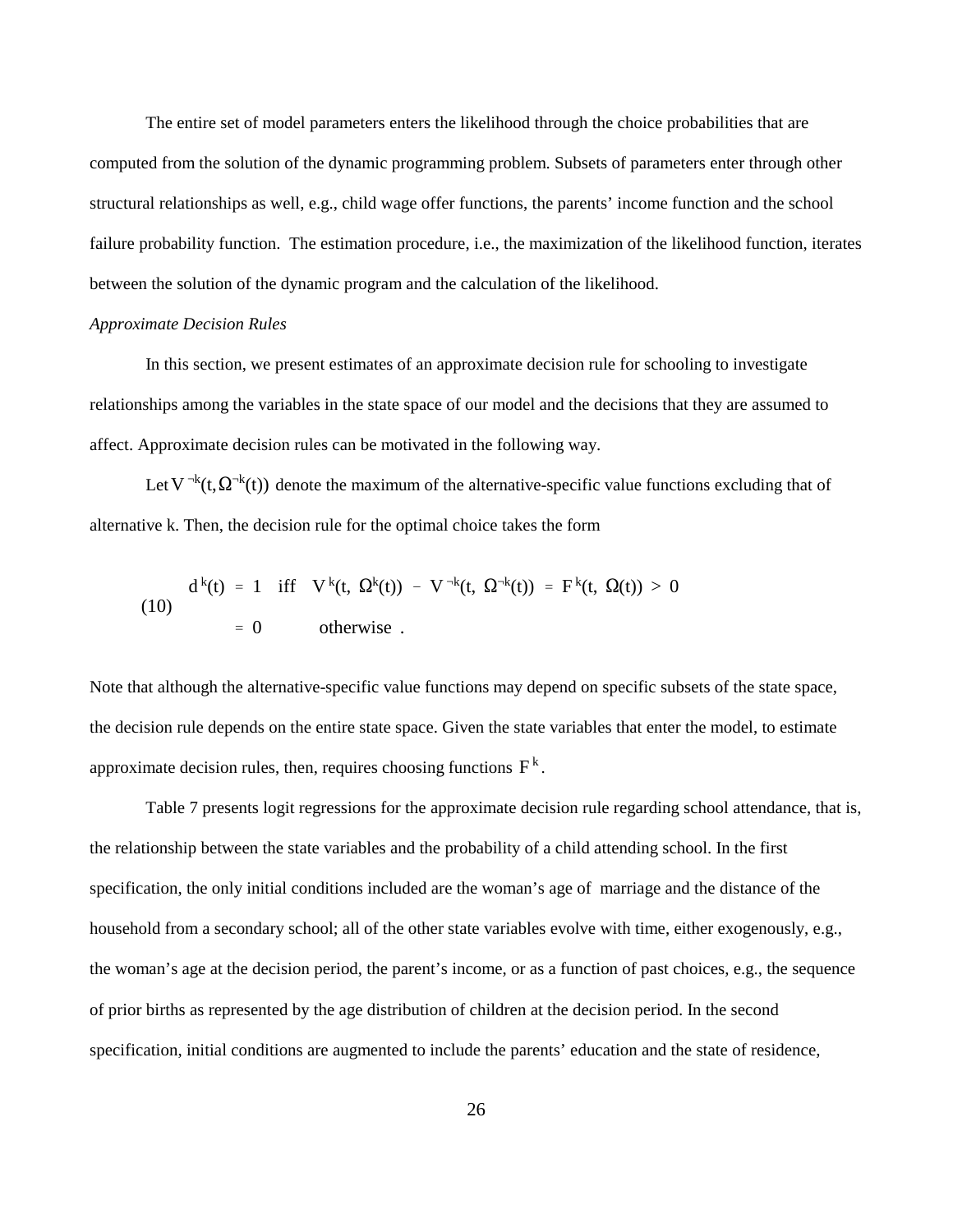The entire set of model parameters enters the likelihood through the choice probabilities that are computed from the solution of the dynamic programming problem. Subsets of parameters enter through other structural relationships as well, e.g., child wage offer functions, the parents' income function and the school failure probability function. The estimation procedure, i.e., the maximization of the likelihood function, iterates between the solution of the dynamic program and the calculation of the likelihood.

*Approximate Decision Rules*

In this section, we present estimates of an approximate decision rule for schooling to investigate relationships among the variables in the state space of our model and the decisions that they are assumed to affect. Approximate decision rules can be motivated in the following way.

Let $V^{\neg k}(t, \Omega^{\neg k}(t))$ denote the maximum of the alternative-specific value functions excluding that of alternative k. Then, the decision rule for the optimal choice takes the form

$$
\begin{aligned}
d^k(t) &= 1 \quad \text{iff} \quad V^k(t,\ \Omega^k(t)) - V^{\neg k}(t,\ \Omega^{\neg k}(t)) = F^k(t,\ \Omega(t)) > 0 \\
&= 0 \qquad \text{otherwise} \ .
\end{aligned}
\tag{10}
$$

Note that although the alternative-specific value functions may depend on specific subsets of the state space, the decision rule depends on the entire state space. Given the state variables that enter the model, to estimate approximate decision rules, then, requires choosing functions $F^k$.

Table 7 presents logit regressions for the approximate decision rule regarding school attendance, that is, the relationship between the state variables and the probability of a child attending school. In the first specification, the only initial conditions included are the woman's age of marriage and the distance of the household from a secondary school; all of the other state variables evolve with time, either exogenously, e.g., the woman's age at the decision period, the parent's income, or as a function of past choices, e.g., the sequence of prior births as represented by the age distribution of children at the decision period. In the second specification, initial conditions are augmented to include the parents' education and the state of residence,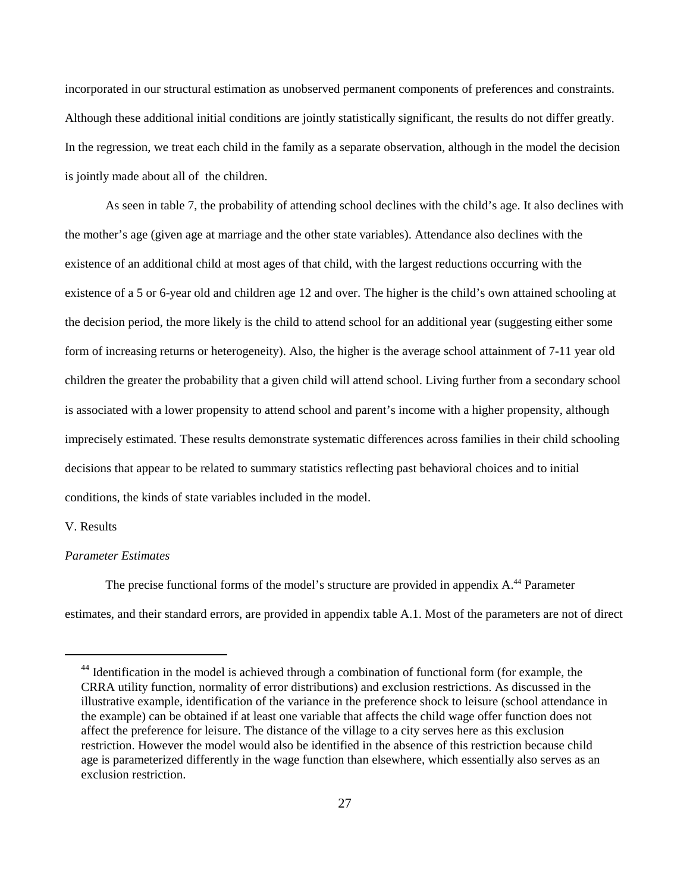incorporated in our structural estimation as unobserved permanent components of preferences and constraints. Although these additional initial conditions are jointly statistically significant, the results do not differ greatly. In the regression, we treat each child in the family as a separate observation, although in the model the decision is jointly made about all of the children.

As seen in table 7, the probability of attending school declines with the child's age. It also declines with the mother's age (given age at marriage and the other state variables). Attendance also declines with the existence of an additional child at most ages of that child, with the largest reductions occurring with the existence of a 5 or 6-year old and children age 12 and over. The higher is the child's own attained schooling at the decision period, the more likely is the child to attend school for an additional year (suggesting either some form of increasing returns or heterogeneity). Also, the higher is the average school attainment of 7-11 year old children the greater the probability that a given child will attend school. Living further from a secondary school is associated with a lower propensity to attend school and parent's income with a higher propensity, although imprecisely estimated. These results demonstrate systematic differences across families in their child schooling decisions that appear to be related to summary statistics reflecting past behavioral choices and to initial conditions, the kinds of state variables included in the model.

## V. Results

### *Parameter Estimates*

The precise functional forms of the model's structure are provided in appendix A.[44] Parameter estimates, and their standard errors, are provided in appendix table A.1. Most of the parameters are not of direct

---

[44] Identification in the model is achieved through a combination of functional form (for example, the CRRA utility function, normality of error distributions) and exclusion restrictions. As discussed in the illustrative example, identification of the variance in the preference shock to leisure (school attendance in the example) can be obtained if at least one variable that affects the child wage offer function does not affect the preference for leisure. The distance of the village to a city serves here as this exclusion restriction. However the model would also be identified in the absence of this restriction because child age is parameterized differently in the wage function than elsewhere, which essentially also serves as an exclusion restriction.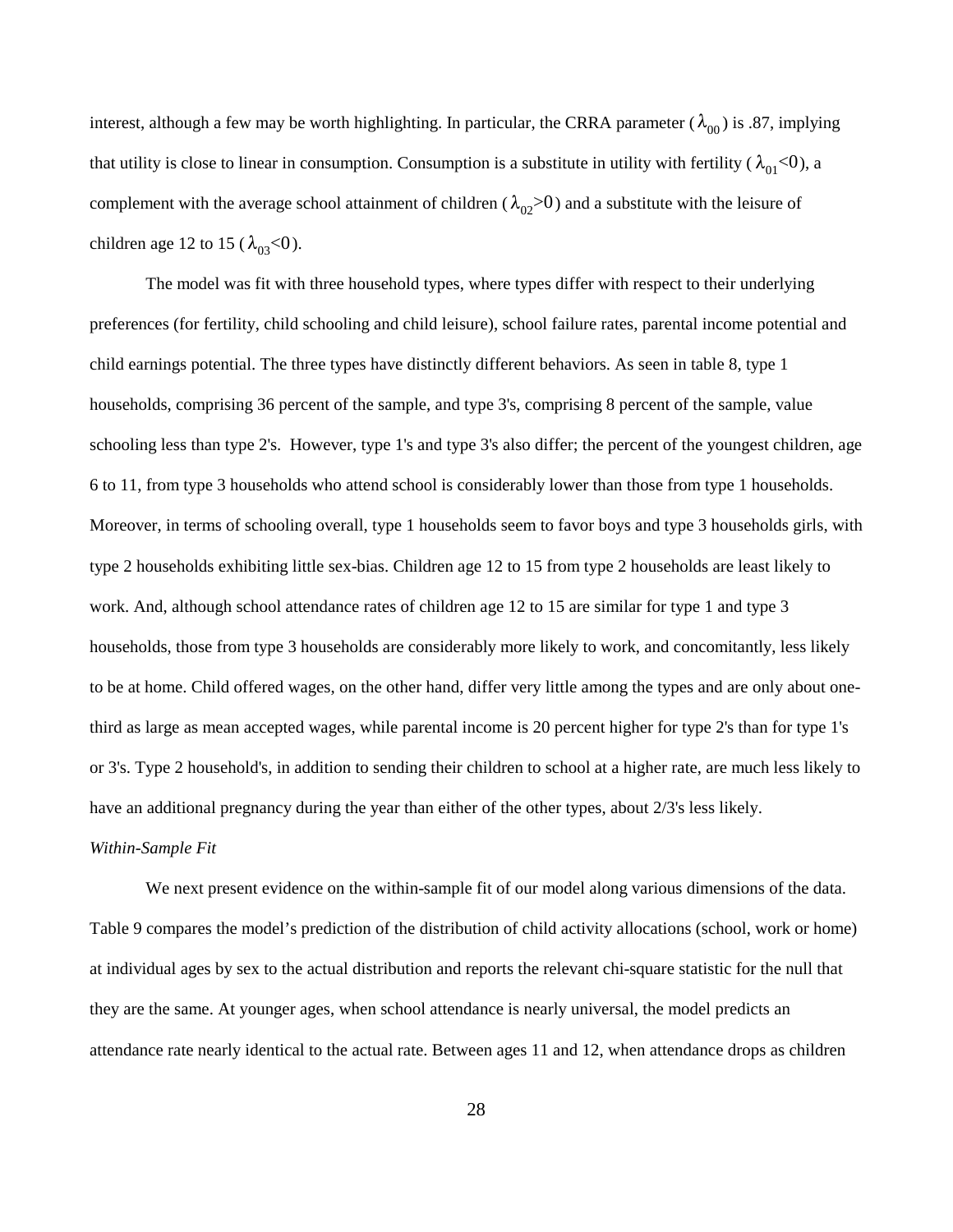interest, although a few may be worth highlighting. In particular, the CRRA parameter ($\lambda_{00}$) is .87, implying that utility is close to linear in consumption. Consumption is a substitute in utility with fertility ($\lambda_{01}$<0), a complement with the average school attainment of children ($\lambda_{02}$>0) and a substitute with the leisure of children age 12 to 15 ($\lambda_{03}$<0).

The model was fit with three household types, where types differ with respect to their underlying preferences (for fertility, child schooling and child leisure), school failure rates, parental income potential and child earnings potential. The three types have distinctly different behaviors. As seen in table 8, type 1 households, comprising 36 percent of the sample, and type 3's, comprising 8 percent of the sample, value schooling less than type 2's. However, type 1's and type 3's also differ; the percent of the youngest children, age 6 to 11, from type 3 households who attend school is considerably lower than those from type 1 households. Moreover, in terms of schooling overall, type 1 households seem to favor boys and type 3 households girls, with type 2 households exhibiting little sex-bias. Children age 12 to 15 from type 2 households are least likely to work. And, although school attendance rates of children age 12 to 15 are similar for type 1 and type 3 households, those from type 3 households are considerably more likely to work, and concomitantly, less likely to be at home. Child offered wages, on the other hand, differ very little among the types and are only about one-third as large as mean accepted wages, while parental income is 20 percent higher for type 2's than for type 1's or 3's. Type 2 household's, in addition to sending their children to school at a higher rate, are much less likely to have an additional pregnancy during the year than either of the other types, about 2/3's less likely.

*Within-Sample Fit*

We next present evidence on the within-sample fit of our model along various dimensions of the data. Table 9 compares the model's prediction of the distribution of child activity allocations (school, work or home) at individual ages by sex to the actual distribution and reports the relevant chi-square statistic for the null that they are the same. At younger ages, when school attendance is nearly universal, the model predicts an attendance rate nearly identical to the actual rate. Between ages 11 and 12, when attendance drops as children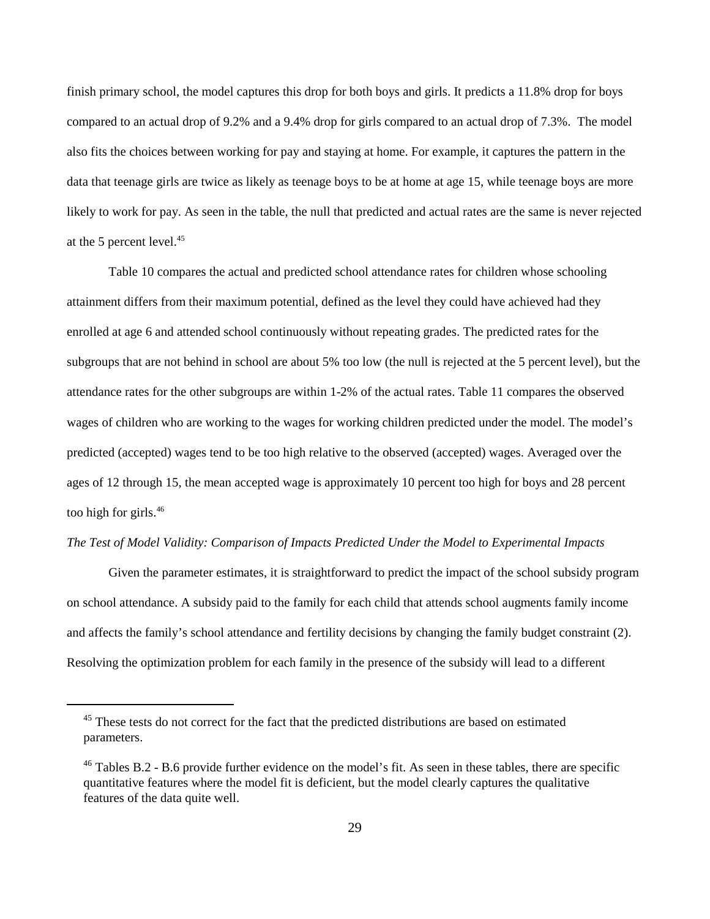finish primary school, the model captures this drop for both boys and girls. It predicts a 11.8% drop for boys compared to an actual drop of 9.2% and a 9.4% drop for girls compared to an actual drop of 7.3%. The model also fits the choices between working for pay and staying at home. For example, it captures the pattern in the data that teenage girls are twice as likely as teenage boys to be at home at age 15, while teenage boys are more likely to work for pay. As seen in the table, the null that predicted and actual rates are the same is never rejected at the 5 percent level.[45]

Table 10 compares the actual and predicted school attendance rates for children whose schooling attainment differs from their maximum potential, defined as the level they could have achieved had they enrolled at age 6 and attended school continuously without repeating grades. The predicted rates for the subgroups that are not behind in school are about 5% too low (the null is rejected at the 5 percent level), but the attendance rates for the other subgroups are within 1-2% of the actual rates. Table 11 compares the observed wages of children who are working to the wages for working children predicted under the model. The model's predicted (accepted) wages tend to be too high relative to the observed (accepted) wages. Averaged over the ages of 12 through 15, the mean accepted wage is approximately 10 percent too high for boys and 28 percent too high for girls.[46]

*The Test of Model Validity: Comparison of Impacts Predicted Under the Model to Experimental Impacts*

Given the parameter estimates, it is straightforward to predict the impact of the school subsidy program on school attendance. A subsidy paid to the family for each child that attends school augments family income and affects the family's school attendance and fertility decisions by changing the family budget constraint (2). Resolving the optimization problem for each family in the presence of the subsidy will lead to a different

---

[45] These tests do not correct for the fact that the predicted distributions are based on estimated parameters.

[46] Tables B.2 - B.6 provide further evidence on the model's fit. As seen in these tables, there are specific quantitative features where the model fit is deficient, but the model clearly captures the qualitative features of the data quite well.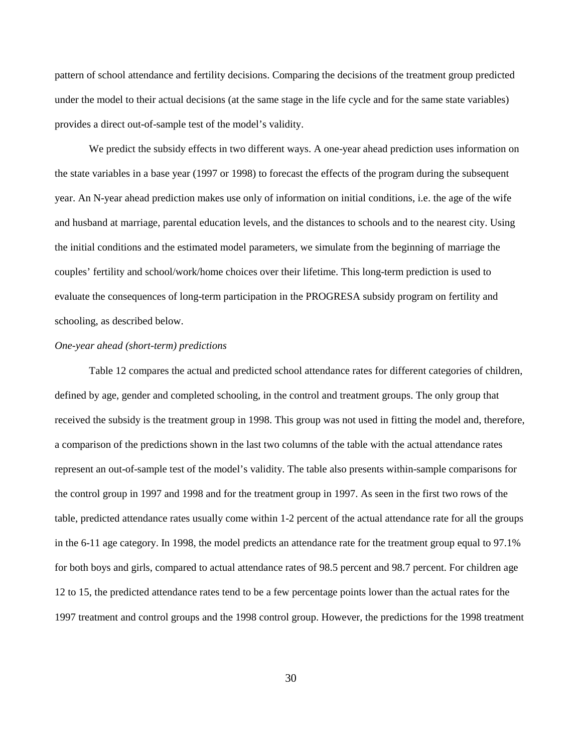pattern of school attendance and fertility decisions. Comparing the decisions of the treatment group predicted under the model to their actual decisions (at the same stage in the life cycle and for the same state variables) provides a direct out-of-sample test of the model's validity.

We predict the subsidy effects in two different ways. A one-year ahead prediction uses information on the state variables in a base year (1997 or 1998) to forecast the effects of the program during the subsequent year. An N-year ahead prediction makes use only of information on initial conditions, i.e. the age of the wife and husband at marriage, parental education levels, and the distances to schools and to the nearest city. Using the initial conditions and the estimated model parameters, we simulate from the beginning of marriage the couples' fertility and school/work/home choices over their lifetime. This long-term prediction is used to evaluate the consequences of long-term participation in the PROGRESA subsidy program on fertility and schooling, as described below.

*One-year ahead (short-term) predictions*

Table 12 compares the actual and predicted school attendance rates for different categories of children, defined by age, gender and completed schooling, in the control and treatment groups. The only group that received the subsidy is the treatment group in 1998. This group was not used in fitting the model and, therefore, a comparison of the predictions shown in the last two columns of the table with the actual attendance rates represent an out-of-sample test of the model's validity. The table also presents within-sample comparisons for the control group in 1997 and 1998 and for the treatment group in 1997. As seen in the first two rows of the table, predicted attendance rates usually come within 1-2 percent of the actual attendance rate for all the groups in the 6-11 age category. In 1998, the model predicts an attendance rate for the treatment group equal to 97.1% for both boys and girls, compared to actual attendance rates of 98.5 percent and 98.7 percent. For children age 12 to 15, the predicted attendance rates tend to be a few percentage points lower than the actual rates for the 1997 treatment and control groups and the 1998 control group. However, the predictions for the 1998 treatment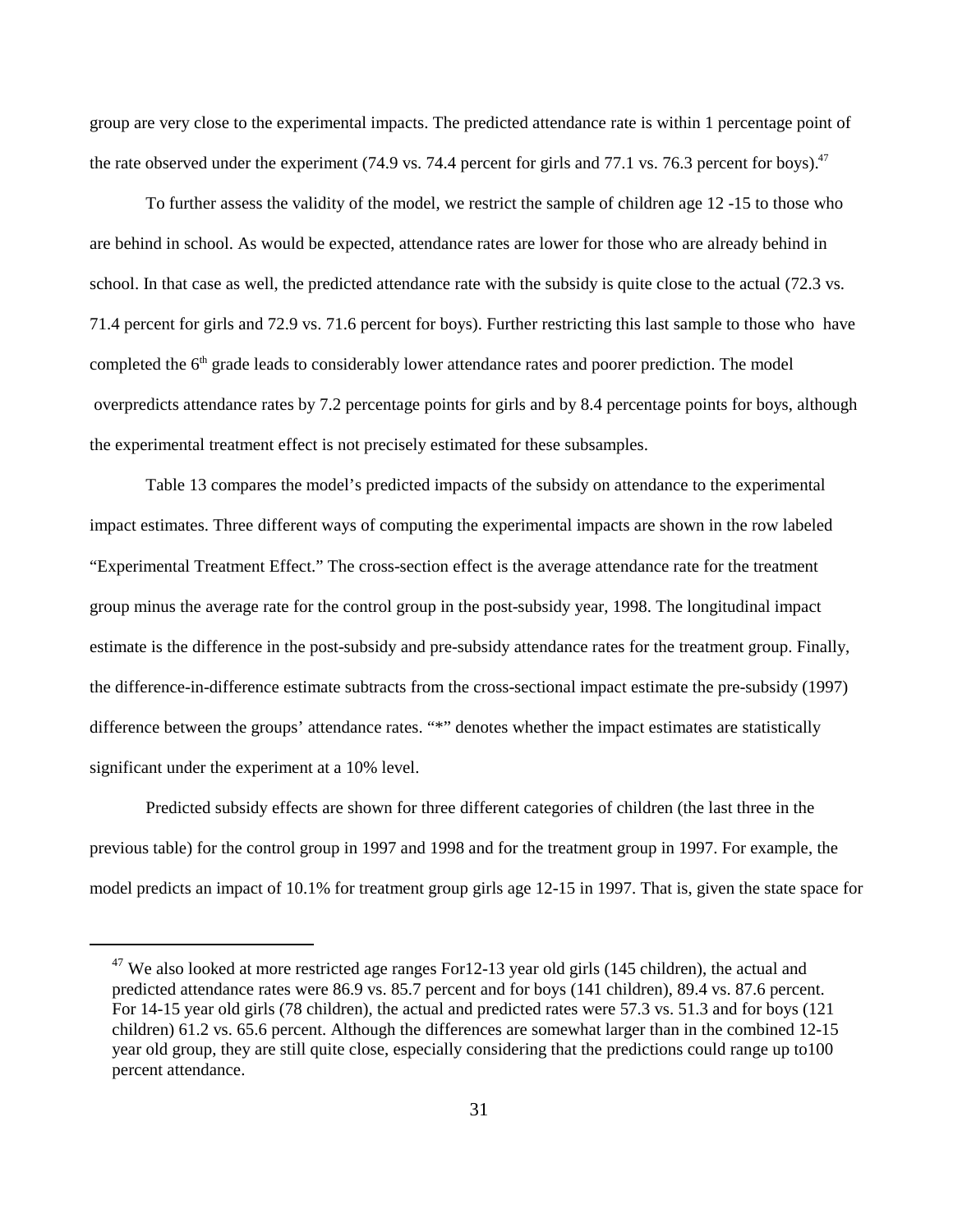group are very close to the experimental impacts. The predicted attendance rate is within 1 percentage point of the rate observed under the experiment (74.9 vs. 74.4 percent for girls and 77.1 vs. 76.3 percent for boys).[47]

To further assess the validity of the model, we restrict the sample of children age 12 -15 to those who are behind in school. As would be expected, attendance rates are lower for those who are already behind in school. In that case as well, the predicted attendance rate with the subsidy is quite close to the actual (72.3 vs. 71.4 percent for girls and 72.9 vs. 71.6 percent for boys). Further restricting this last sample to those who have completed the 6[th] grade leads to considerably lower attendance rates and poorer prediction. The model overpredicts attendance rates by 7.2 percentage points for girls and by 8.4 percentage points for boys, although the experimental treatment effect is not precisely estimated for these subsamples.

Table 13 compares the model's predicted impacts of the subsidy on attendance to the experimental impact estimates. Three different ways of computing the experimental impacts are shown in the row labeled "Experimental Treatment Effect." The cross-section effect is the average attendance rate for the treatment group minus the average rate for the control group in the post-subsidy year, 1998. The longitudinal impact estimate is the difference in the post-subsidy and pre-subsidy attendance rates for the treatment group. Finally, the difference-in-difference estimate subtracts from the cross-sectional impact estimate the pre-subsidy (1997) difference between the groups' attendance rates. "*" denotes whether the impact estimates are statistically significant under the experiment at a 10% level.

Predicted subsidy effects are shown for three different categories of children (the last three in the previous table) for the control group in 1997 and 1998 and for the treatment group in 1997. For example, the model predicts an impact of 10.1% for treatment group girls age 12-15 in 1997. That is, given the state space for

---

[47] We also looked at more restricted age ranges For12-13 year old girls (145 children), the actual and predicted attendance rates were 86.9 vs. 85.7 percent and for boys (141 children), 89.4 vs. 87.6 percent. For 14-15 year old girls (78 children), the actual and predicted rates were 57.3 vs. 51.3 and for boys (121 children) 61.2 vs. 65.6 percent. Although the differences are somewhat larger than in the combined 12-15 year old group, they are still quite close, especially considering that the predictions could range up to100 percent attendance.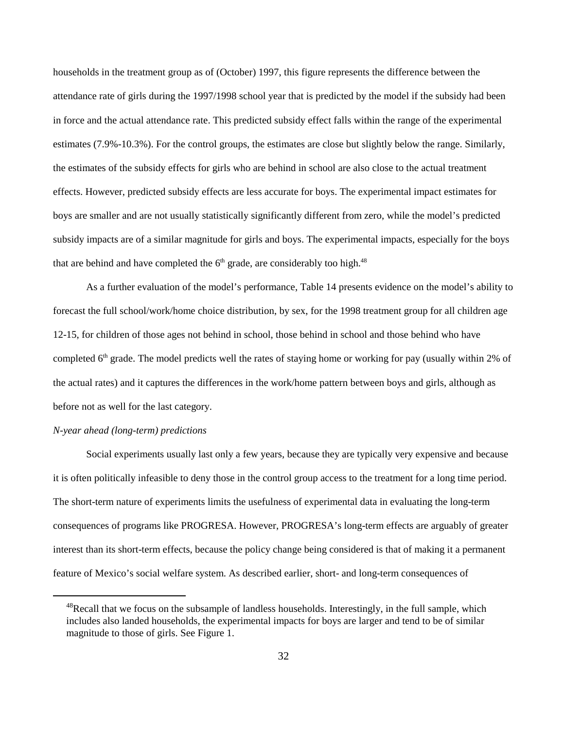households in the treatment group as of (October) 1997, this figure represents the difference between the attendance rate of girls during the 1997/1998 school year that is predicted by the model if the subsidy had been in force and the actual attendance rate. This predicted subsidy effect falls within the range of the experimental estimates (7.9%-10.3%). For the control groups, the estimates are close but slightly below the range. Similarly, the estimates of the subsidy effects for girls who are behind in school are also close to the actual treatment effects. However, predicted subsidy effects are less accurate for boys. The experimental impact estimates for boys are smaller and are not usually statistically significantly different from zero, while the model's predicted subsidy impacts are of a similar magnitude for girls and boys. The experimental impacts, especially for the boys that are behind and have completed the 6th grade, are considerably too high.[48]

As a further evaluation of the model's performance, Table 14 presents evidence on the model's ability to forecast the full school/work/home choice distribution, by sex, for the 1998 treatment group for all children age 12-15, for children of those ages not behind in school, those behind in school and those behind who have completed 6th grade. The model predicts well the rates of staying home or working for pay (usually within 2% of the actual rates) and it captures the differences in the work/home pattern between boys and girls, although as before not as well for the last category.

*N-year ahead (long-term) predictions*

Social experiments usually last only a few years, because they are typically very expensive and because it is often politically infeasible to deny those in the control group access to the treatment for a long time period. The short-term nature of experiments limits the usefulness of experimental data in evaluating the long-term consequences of programs like PROGRESA. However, PROGRESA's long-term effects are arguably of greater interest than its short-term effects, because the policy change being considered is that of making it a permanent feature of Mexico's social welfare system. As described earlier, short- and long-term consequences of

[48]Recall that we focus on the subsample of landless households. Interestingly, in the full sample, which includes also landed households, the experimental impacts for boys are larger and tend to be of similar magnitude to those of girls. See Figure 1.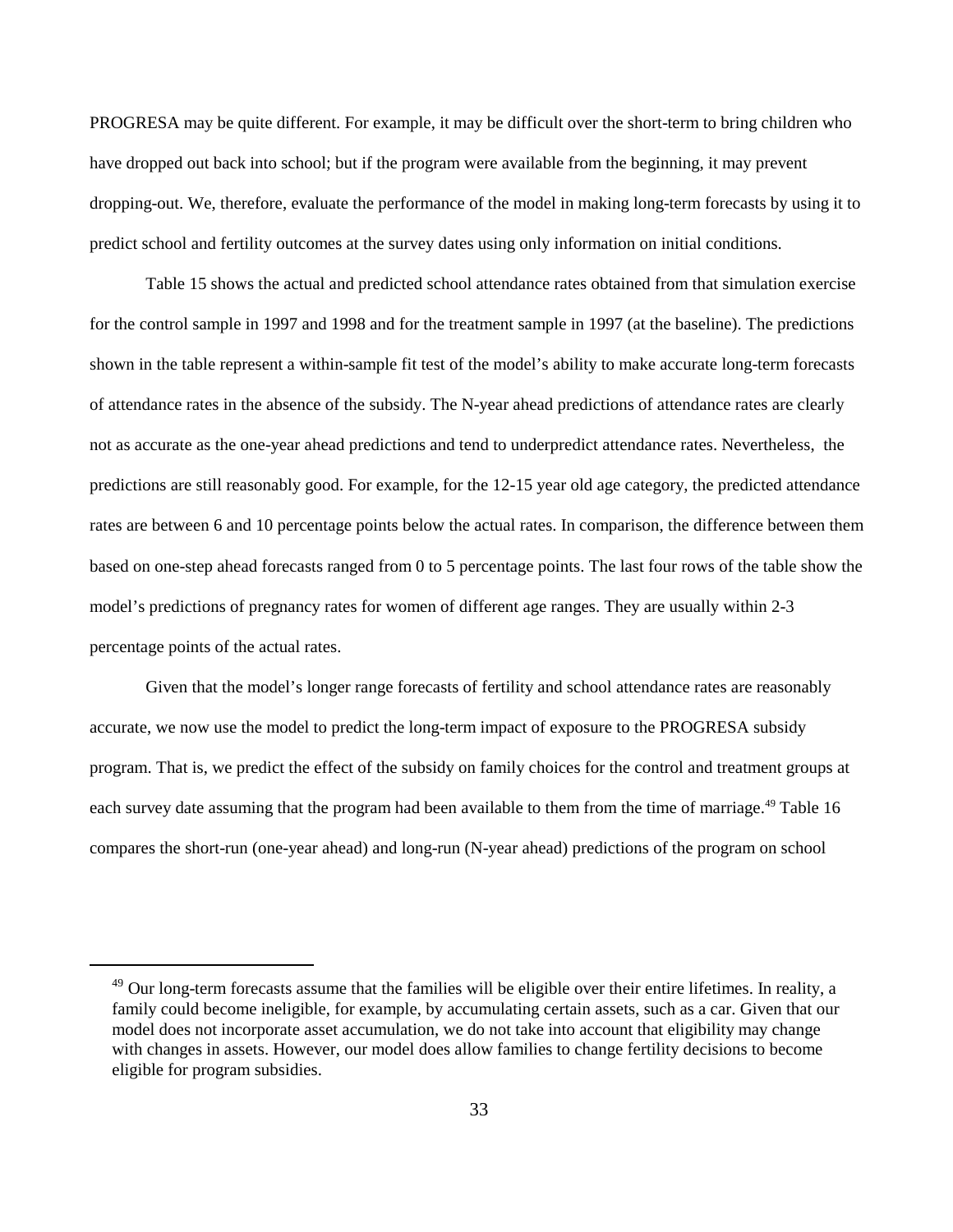PROGRESA may be quite different. For example, it may be difficult over the short-term to bring children who have dropped out back into school; but if the program were available from the beginning, it may prevent dropping-out. We, therefore, evaluate the performance of the model in making long-term forecasts by using it to predict school and fertility outcomes at the survey dates using only information on initial conditions.

Table 15 shows the actual and predicted school attendance rates obtained from that simulation exercise for the control sample in 1997 and 1998 and for the treatment sample in 1997 (at the baseline). The predictions shown in the table represent a within-sample fit test of the model's ability to make accurate long-term forecasts of attendance rates in the absence of the subsidy. The N-year ahead predictions of attendance rates are clearly not as accurate as the one-year ahead predictions and tend to underpredict attendance rates. Nevertheless, the predictions are still reasonably good. For example, for the 12-15 year old age category, the predicted attendance rates are between 6 and 10 percentage points below the actual rates. In comparison, the difference between them based on one-step ahead forecasts ranged from 0 to 5 percentage points. The last four rows of the table show the model's predictions of pregnancy rates for women of different age ranges. They are usually within 2-3 percentage points of the actual rates.

Given that the model's longer range forecasts of fertility and school attendance rates are reasonably accurate, we now use the model to predict the long-term impact of exposure to the PROGRESA subsidy program. That is, we predict the effect of the subsidy on family choices for the control and treatment groups at each survey date assuming that the program had been available to them from the time of marriage.[49] Table 16 compares the short-run (one-year ahead) and long-run (N-year ahead) predictions of the program on school

[49] Our long-term forecasts assume that the families will be eligible over their entire lifetimes. In reality, a family could become ineligible, for example, by accumulating certain assets, such as a car. Given that our model does not incorporate asset accumulation, we do not take into account that eligibility may change with changes in assets. However, our model does allow families to change fertility decisions to become eligible for program subsidies.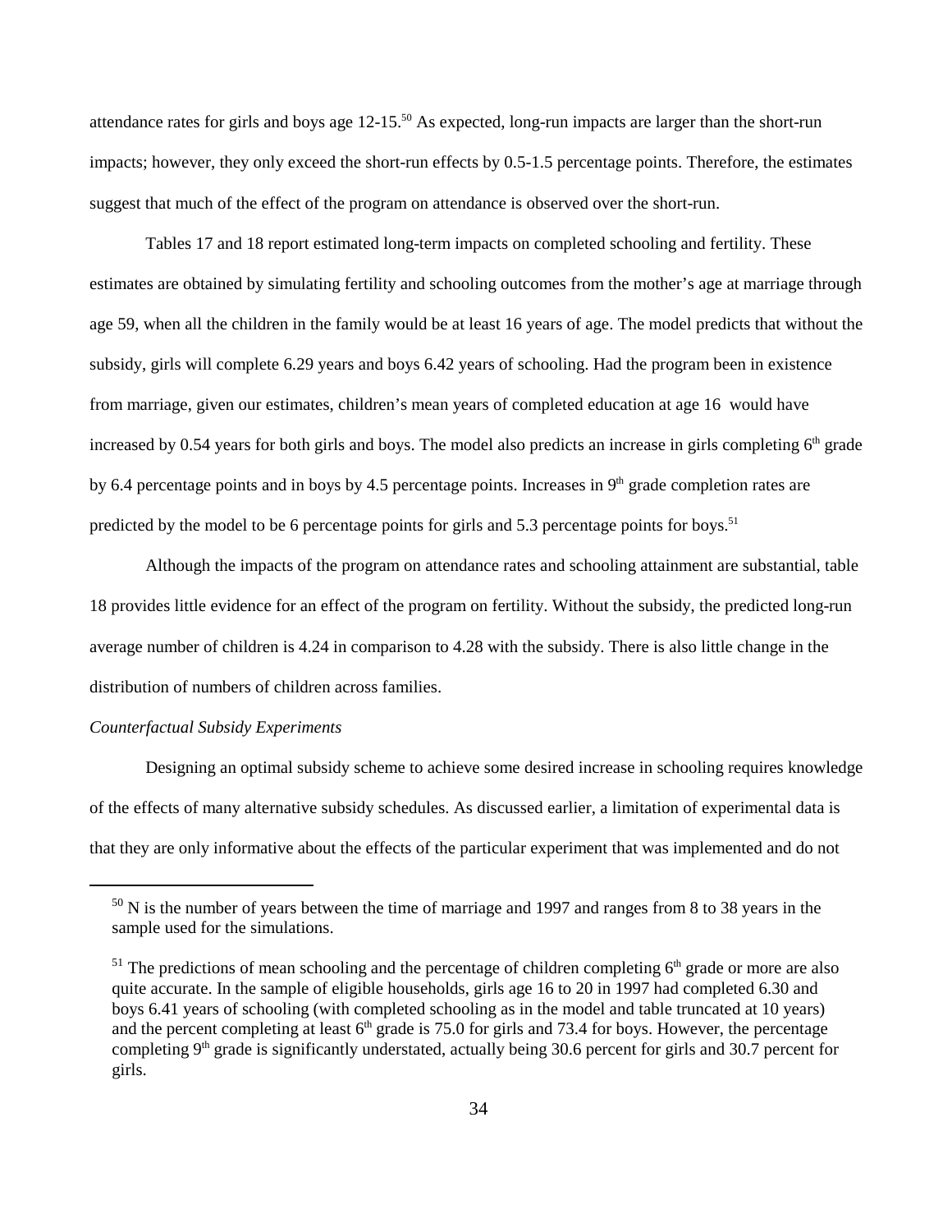attendance rates for girls and boys age 12-15.[50] As expected, long-run impacts are larger than the short-run impacts; however, they only exceed the short-run effects by 0.5-1.5 percentage points. Therefore, the estimates suggest that much of the effect of the program on attendance is observed over the short-run.

Tables 17 and 18 report estimated long-term impacts on completed schooling and fertility. These estimates are obtained by simulating fertility and schooling outcomes from the mother's age at marriage through age 59, when all the children in the family would be at least 16 years of age. The model predicts that without the subsidy, girls will complete 6.29 years and boys 6.42 years of schooling. Had the program been in existence from marriage, given our estimates, children's mean years of completed education at age 16 would have increased by 0.54 years for both girls and boys. The model also predicts an increase in girls completing 6th grade by 6.4 percentage points and in boys by 4.5 percentage points. Increases in 9th grade completion rates are predicted by the model to be 6 percentage points for girls and 5.3 percentage points for boys.[51]

Although the impacts of the program on attendance rates and schooling attainment are substantial, table 18 provides little evidence for an effect of the program on fertility. Without the subsidy, the predicted long-run average number of children is 4.24 in comparison to 4.28 with the subsidy. There is also little change in the distribution of numbers of children across families.

*Counterfactual Subsidy Experiments*

Designing an optimal subsidy scheme to achieve some desired increase in schooling requires knowledge of the effects of many alternative subsidy schedules. As discussed earlier, a limitation of experimental data is that they are only informative about the effects of the particular experiment that was implemented and do not

---

[50] N is the number of years between the time of marriage and 1997 and ranges from 8 to 38 years in the sample used for the simulations.

[51] The predictions of mean schooling and the percentage of children completing 6th grade or more are also quite accurate. In the sample of eligible households, girls age 16 to 20 in 1997 had completed 6.30 and boys 6.41 years of schooling (with completed schooling as in the model and table truncated at 10 years) and the percent completing at least 6th grade is 75.0 for girls and 73.4 for boys. However, the percentage completing 9th grade is significantly understated, actually being 30.6 percent for girls and 30.7 percent for girls.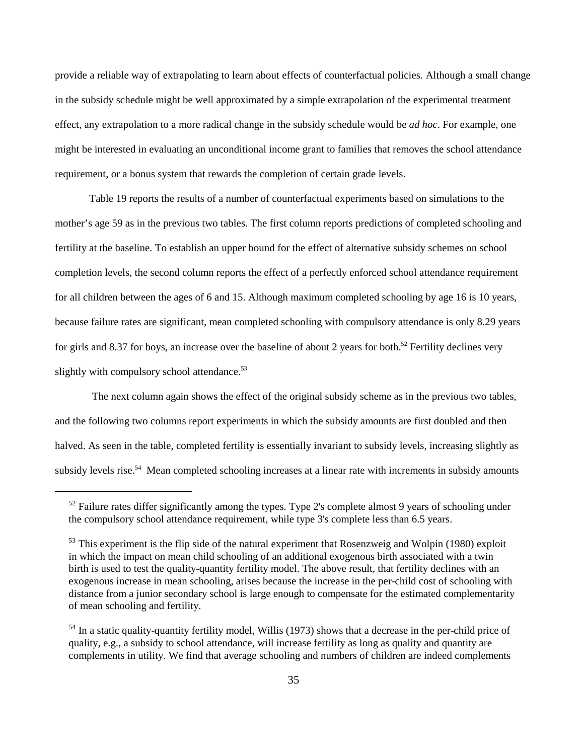provide a reliable way of extrapolating to learn about effects of counterfactual policies. Although a small change in the subsidy schedule might be well approximated by a simple extrapolation of the experimental treatment effect, any extrapolation to a more radical change in the subsidy schedule would be *ad hoc*. For example, one might be interested in evaluating an unconditional income grant to families that removes the school attendance requirement, or a bonus system that rewards the completion of certain grade levels.

Table 19 reports the results of a number of counterfactual experiments based on simulations to the mother's age 59 as in the previous two tables. The first column reports predictions of completed schooling and fertility at the baseline. To establish an upper bound for the effect of alternative subsidy schemes on school completion levels, the second column reports the effect of a perfectly enforced school attendance requirement for all children between the ages of 6 and 15. Although maximum completed schooling by age 16 is 10 years, because failure rates are significant, mean completed schooling with compulsory attendance is only 8.29 years for girls and 8.37 for boys, an increase over the baseline of about 2 years for both.[52] Fertility declines very slightly with compulsory school attendance.[53]

The next column again shows the effect of the original subsidy scheme as in the previous two tables, and the following two columns report experiments in which the subsidy amounts are first doubled and then halved. As seen in the table, completed fertility is essentially invariant to subsidy levels, increasing slightly as subsidy levels rise.[54] Mean completed schooling increases at a linear rate with increments in subsidy amounts

---

[52] Failure rates differ significantly among the types. Type 2's complete almost 9 years of schooling under the compulsory school attendance requirement, while type 3's complete less than 6.5 years.

[53] This experiment is the flip side of the natural experiment that Rosenzweig and Wolpin (1980) exploit in which the impact on mean child schooling of an additional exogenous birth associated with a twin birth is used to test the quality-quantity fertility model. The above result, that fertility declines with an exogenous increase in mean schooling, arises because the increase in the per-child cost of schooling with distance from a junior secondary school is large enough to compensate for the estimated complementarity of mean schooling and fertility.

[54] In a static quality-quantity fertility model, Willis (1973) shows that a decrease in the per-child price of quality, e.g., a subsidy to school attendance, will increase fertility as long as quality and quantity are complements in utility. We find that average schooling and numbers of children are indeed complements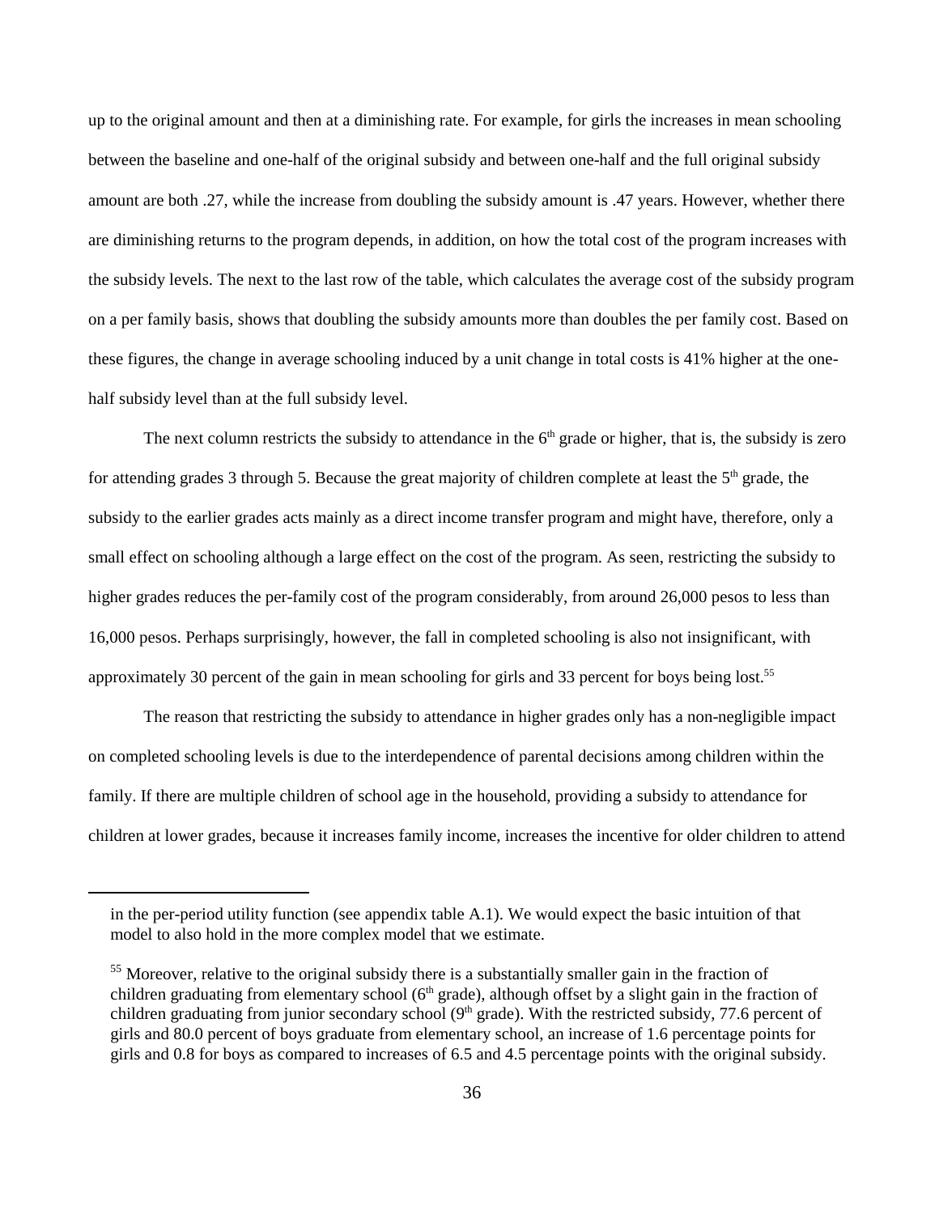up to the original amount and then at a diminishing rate. For example, for girls the increases in mean schooling between the baseline and one-half of the original subsidy and between one-half and the full original subsidy amount are both .27, while the increase from doubling the subsidy amount is .47 years. However, whether there are diminishing returns to the program depends, in addition, on how the total cost of the program increases with the subsidy levels. The next to the last row of the table, which calculates the average cost of the subsidy program on a per family basis, shows that doubling the subsidy amounts more than doubles the per family cost. Based on these figures, the change in average schooling induced by a unit change in total costs is 41% higher at the one-half subsidy level than at the full subsidy level.

The next column restricts the subsidy to attendance in the 6th grade or higher, that is, the subsidy is zero for attending grades 3 through 5. Because the great majority of children complete at least the 5th grade, the subsidy to the earlier grades acts mainly as a direct income transfer program and might have, therefore, only a small effect on schooling although a large effect on the cost of the program. As seen, restricting the subsidy to higher grades reduces the per-family cost of the program considerably, from around 26,000 pesos to less than 16,000 pesos. Perhaps surprisingly, however, the fall in completed schooling is also not insignificant, with approximately 30 percent of the gain in mean schooling for girls and 33 percent for boys being lost.[55]

The reason that restricting the subsidy to attendance in higher grades only has a non-negligible impact on completed schooling levels is due to the interdependence of parental decisions among children within the family. If there are multiple children of school age in the household, providing a subsidy to attendance for children at lower grades, because it increases family income, increases the incentive for older children to attend

---

in the per-period utility function (see appendix table A.1). We would expect the basic intuition of that model to also hold in the more complex model that we estimate.

[55] Moreover, relative to the original subsidy there is a substantially smaller gain in the fraction of children graduating from elementary school (6th grade), although offset by a slight gain in the fraction of children graduating from junior secondary school (9th grade). With the restricted subsidy, 77.6 percent of girls and 80.0 percent of boys graduate from elementary school, an increase of 1.6 percentage points for girls and 0.8 for boys as compared to increases of 6.5 and 4.5 percentage points with the original subsidy.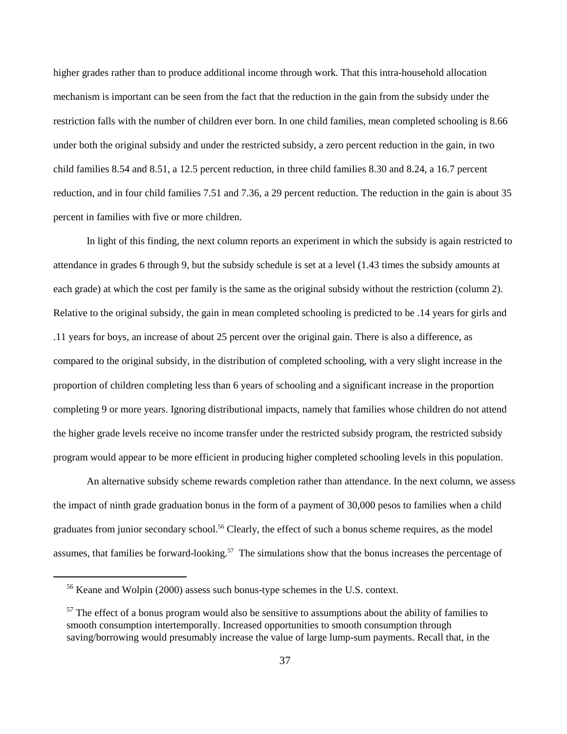higher grades rather than to produce additional income through work. That this intra-household allocation mechanism is important can be seen from the fact that the reduction in the gain from the subsidy under the restriction falls with the number of children ever born. In one child families, mean completed schooling is 8.66 under both the original subsidy and under the restricted subsidy, a zero percent reduction in the gain, in two child families 8.54 and 8.51, a 12.5 percent reduction, in three child families 8.30 and 8.24, a 16.7 percent reduction, and in four child families 7.51 and 7.36, a 29 percent reduction. The reduction in the gain is about 35 percent in families with five or more children.

In light of this finding, the next column reports an experiment in which the subsidy is again restricted to attendance in grades 6 through 9, but the subsidy schedule is set at a level (1.43 times the subsidy amounts at each grade) at which the cost per family is the same as the original subsidy without the restriction (column 2). Relative to the original subsidy, the gain in mean completed schooling is predicted to be .14 years for girls and .11 years for boys, an increase of about 25 percent over the original gain. There is also a difference, as compared to the original subsidy, in the distribution of completed schooling, with a very slight increase in the proportion of children completing less than 6 years of schooling and a significant increase in the proportion completing 9 or more years. Ignoring distributional impacts, namely that families whose children do not attend the higher grade levels receive no income transfer under the restricted subsidy program, the restricted subsidy program would appear to be more efficient in producing higher completed schooling levels in this population.

An alternative subsidy scheme rewards completion rather than attendance. In the next column, we assess the impact of ninth grade graduation bonus in the form of a payment of 30,000 pesos to families when a child graduates from junior secondary school.[56] Clearly, the effect of such a bonus scheme requires, as the model assumes, that families be forward-looking.[57] The simulations show that the bonus increases the percentage of

[56] Keane and Wolpin (2000) assess such bonus-type schemes in the U.S. context.

[57] The effect of a bonus program would also be sensitive to assumptions about the ability of families to smooth consumption intertemporally. Increased opportunities to smooth consumption through saving/borrowing would presumably increase the value of large lump-sum payments. Recall that, in the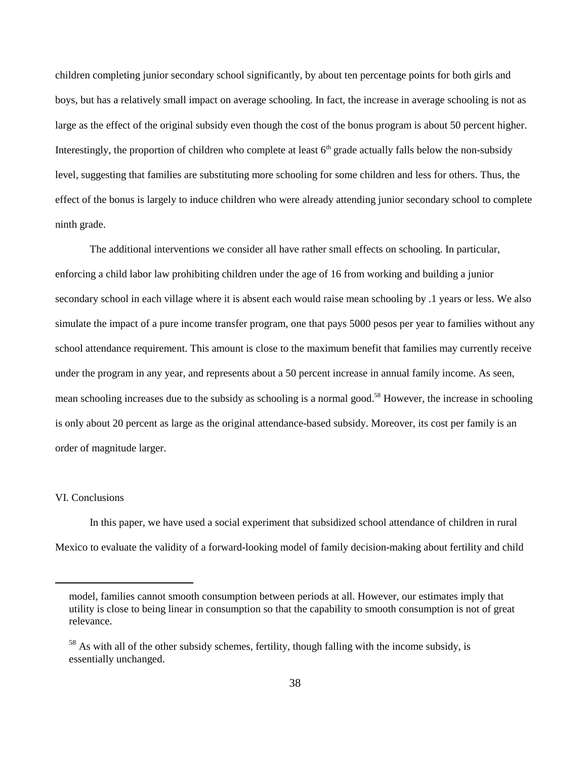children completing junior secondary school significantly, by about ten percentage points for both girls and boys, but has a relatively small impact on average schooling. In fact, the increase in average schooling is not as large as the effect of the original subsidy even though the cost of the bonus program is about 50 percent higher. Interestingly, the proportion of children who complete at least $6^{th}$ grade actually falls below the non-subsidy level, suggesting that families are substituting more schooling for some children and less for others. Thus, the effect of the bonus is largely to induce children who were already attending junior secondary school to complete ninth grade.

The additional interventions we consider all have rather small effects on schooling. In particular, enforcing a child labor law prohibiting children under the age of 16 from working and building a junior secondary school in each village where it is absent each would raise mean schooling by .1 years or less. We also simulate the impact of a pure income transfer program, one that pays 5000 pesos per year to families without any school attendance requirement. This amount is close to the maximum benefit that families may currently receive under the program in any year, and represents about a 50 percent increase in annual family income. As seen, mean schooling increases due to the subsidy as schooling is a normal good.[58] However, the increase in schooling is only about 20 percent as large as the original attendance-based subsidy. Moreover, its cost per family is an order of magnitude larger.

## VI. Conclusions

In this paper, we have used a social experiment that subsidized school attendance of children in rural Mexico to evaluate the validity of a forward-looking model of family decision-making about fertility and child

---

model, families cannot smooth consumption between periods at all. However, our estimates imply that utility is close to being linear in consumption so that the capability to smooth consumption is not of great relevance.

[58] As with all of the other subsidy schemes, fertility, though falling with the income subsidy, is essentially unchanged.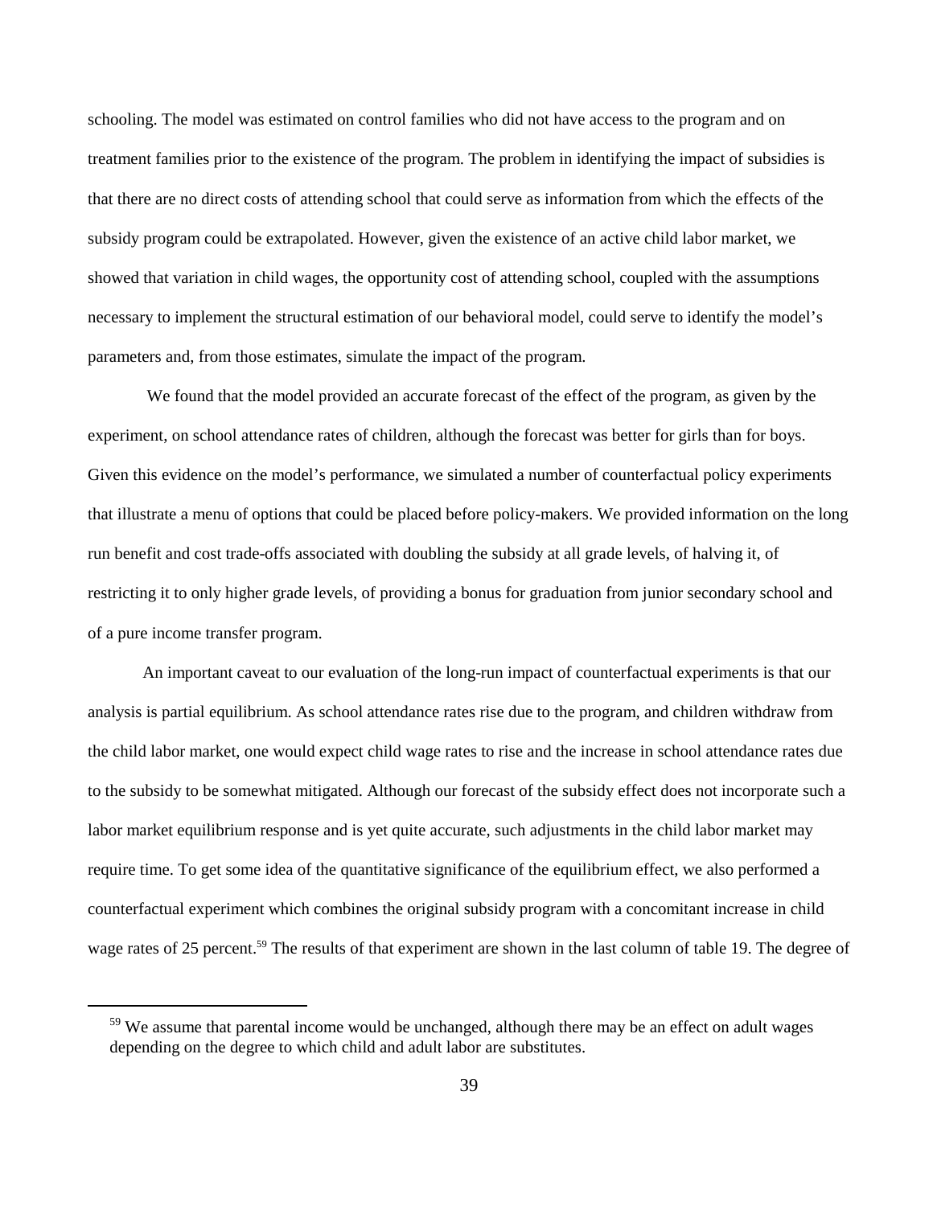schooling. The model was estimated on control families who did not have access to the program and on treatment families prior to the existence of the program. The problem in identifying the impact of subsidies is that there are no direct costs of attending school that could serve as information from which the effects of the subsidy program could be extrapolated. However, given the existence of an active child labor market, we showed that variation in child wages, the opportunity cost of attending school, coupled with the assumptions necessary to implement the structural estimation of our behavioral model, could serve to identify the model's parameters and, from those estimates, simulate the impact of the program.

We found that the model provided an accurate forecast of the effect of the program, as given by the experiment, on school attendance rates of children, although the forecast was better for girls than for boys. Given this evidence on the model's performance, we simulated a number of counterfactual policy experiments that illustrate a menu of options that could be placed before policy-makers. We provided information on the long run benefit and cost trade-offs associated with doubling the subsidy at all grade levels, of halving it, of restricting it to only higher grade levels, of providing a bonus for graduation from junior secondary school and of a pure income transfer program.

An important caveat to our evaluation of the long-run impact of counterfactual experiments is that our analysis is partial equilibrium. As school attendance rates rise due to the program, and children withdraw from the child labor market, one would expect child wage rates to rise and the increase in school attendance rates due to the subsidy to be somewhat mitigated. Although our forecast of the subsidy effect does not incorporate such a labor market equilibrium response and is yet quite accurate, such adjustments in the child labor market may require time. To get some idea of the quantitative significance of the equilibrium effect, we also performed a counterfactual experiment which combines the original subsidy program with a concomitant increase in child wage rates of 25 percent.[59] The results of that experiment are shown in the last column of table 19. The degree of

[59] We assume that parental income would be unchanged, although there may be an effect on adult wages depending on the degree to which child and adult labor are substitutes.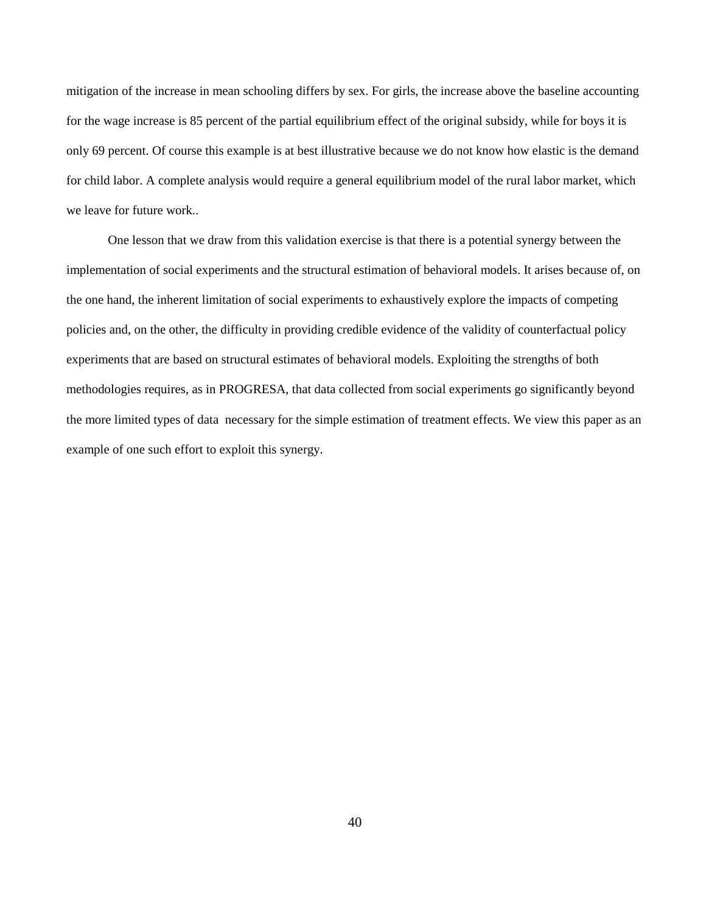mitigation of the increase in mean schooling differs by sex. For girls, the increase above the baseline accounting for the wage increase is 85 percent of the partial equilibrium effect of the original subsidy, while for boys it is only 69 percent. Of course this example is at best illustrative because we do not know how elastic is the demand for child labor. A complete analysis would require a general equilibrium model of the rural labor market, which we leave for future work..

One lesson that we draw from this validation exercise is that there is a potential synergy between the implementation of social experiments and the structural estimation of behavioral models. It arises because of, on the one hand, the inherent limitation of social experiments to exhaustively explore the impacts of competing policies and, on the other, the difficulty in providing credible evidence of the validity of counterfactual policy experiments that are based on structural estimates of behavioral models. Exploiting the strengths of both methodologies requires, as in PROGRESA, that data collected from social experiments go significantly beyond the more limited types of data necessary for the simple estimation of treatment effects. We view this paper as an example of one such effort to exploit this synergy.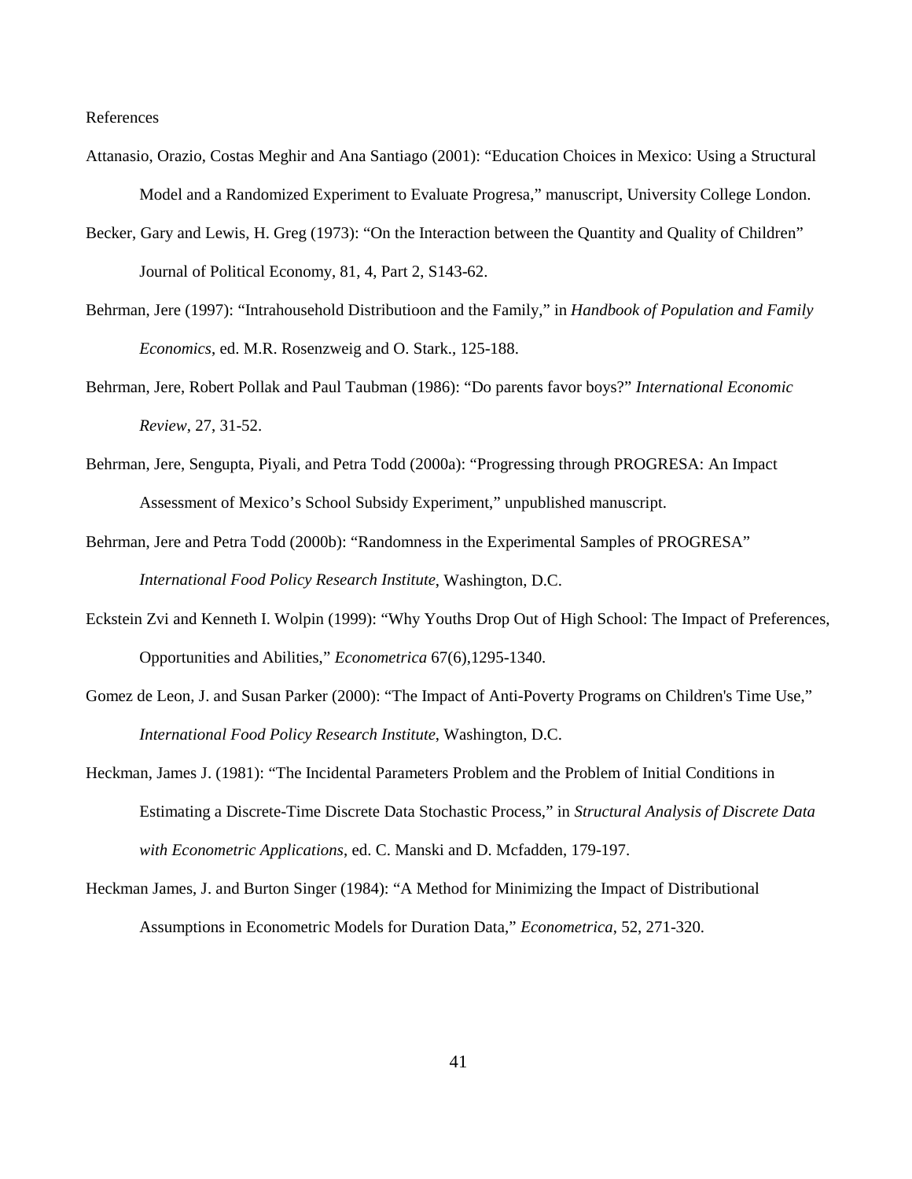References

Attanasio, Orazio, Costas Meghir and Ana Santiago (2001): "Education Choices in Mexico: Using a Structural Model and a Randomized Experiment to Evaluate Progresa," manuscript, University College London.

Becker, Gary and Lewis, H. Greg (1973): "On the Interaction between the Quantity and Quality of Children" Journal of Political Economy, 81, 4, Part 2, S143-62.

Behrman, Jere (1997): "Intrahousehold Distributioon and the Family," in *Handbook of Population and Family Economics*, ed. M.R. Rosenzweig and O. Stark., 125-188.

Behrman, Jere, Robert Pollak and Paul Taubman (1986): "Do parents favor boys?" *International Economic Review*, 27, 31-52.

Behrman, Jere, Sengupta, Piyali, and Petra Todd (2000a): "Progressing through PROGRESA: An Impact Assessment of Mexico's School Subsidy Experiment," unpublished manuscript.

Behrman, Jere and Petra Todd (2000b): "Randomness in the Experimental Samples of PROGRESA" *International Food Policy Research Institute*, Washington, D.C.

Eckstein Zvi and Kenneth I. Wolpin (1999): "Why Youths Drop Out of High School: The Impact of Preferences, Opportunities and Abilities," *Econometrica* 67(6),1295-1340.

Gomez de Leon, J. and Susan Parker (2000): "The Impact of Anti-Poverty Programs on Children's Time Use," *International Food Policy Research Institute*, Washington, D.C.

Heckman, James J. (1981): "The Incidental Parameters Problem and the Problem of Initial Conditions in Estimating a Discrete-Time Discrete Data Stochastic Process," in *Structural Analysis of Discrete Data with Econometric Applications*, ed. C. Manski and D. Mcfadden, 179-197.

Heckman James, J. and Burton Singer (1984): "A Method for Minimizing the Impact of Distributional Assumptions in Econometric Models for Duration Data," *Econometrica*, 52, 271-320.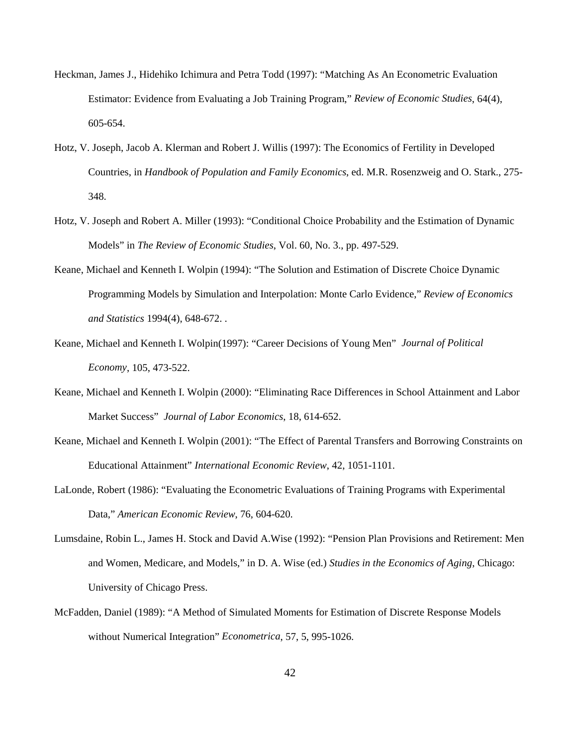Heckman, James J., Hidehiko Ichimura and Petra Todd (1997): "Matching As An Econometric Evaluation Estimator: Evidence from Evaluating a Job Training Program," *Review of Economic Studies*, 64(4), 605-654.

Hotz, V. Joseph, Jacob A. Klerman and Robert J. Willis (1997): The Economics of Fertility in Developed Countries, in *Handbook of Population and Family Economics*, ed. M.R. Rosenzweig and O. Stark., 275-348.

Hotz, V. Joseph and Robert A. Miller (1993): "Conditional Choice Probability and the Estimation of Dynamic Models" in *The Review of Economic Studies*, Vol. 60, No. 3., pp. 497-529.

Keane, Michael and Kenneth I. Wolpin (1994): "The Solution and Estimation of Discrete Choice Dynamic Programming Models by Simulation and Interpolation: Monte Carlo Evidence," *Review of Economics and Statistics* 1994(4), 648-672. .

Keane, Michael and Kenneth I. Wolpin(1997): "Career Decisions of Young Men" *Journal of Political Economy*, 105, 473-522.

Keane, Michael and Kenneth I. Wolpin (2000): "Eliminating Race Differences in School Attainment and Labor Market Success" *Journal of Labor Economics*, 18, 614-652.

Keane, Michael and Kenneth I. Wolpin (2001): "The Effect of Parental Transfers and Borrowing Constraints on Educational Attainment" *International Economic Review*, 42, 1051-1101.

LaLonde, Robert (1986): "Evaluating the Econometric Evaluations of Training Programs with Experimental Data," *American Economic Review*, 76, 604-620.

Lumsdaine, Robin L., James H. Stock and David A.Wise (1992): "Pension Plan Provisions and Retirement: Men and Women, Medicare, and Models," in D. A. Wise (ed.) *Studies in the Economics of Aging*, Chicago: University of Chicago Press.

McFadden, Daniel (1989): "A Method of Simulated Moments for Estimation of Discrete Response Models without Numerical Integration" *Econometrica*, 57, 5, 995-1026.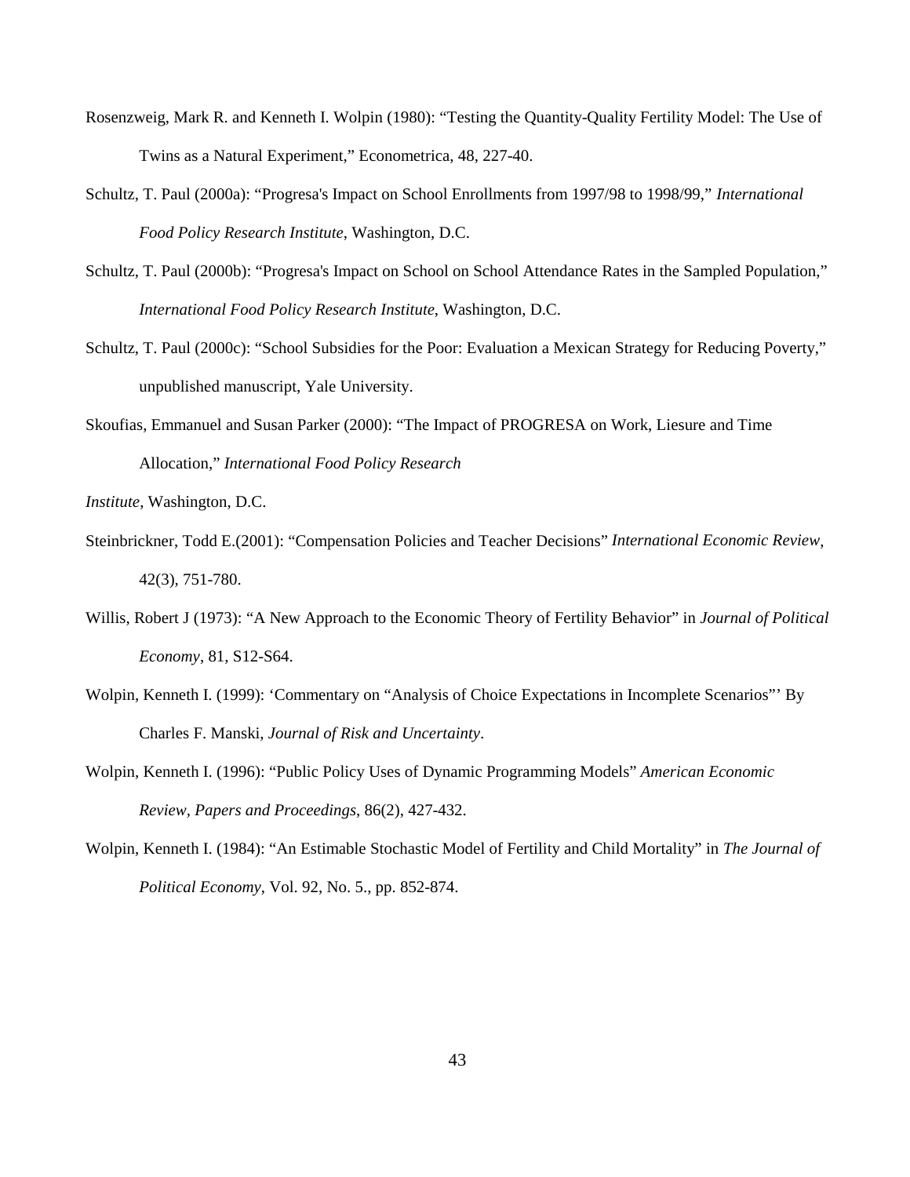Rosenzweig, Mark R. and Kenneth I. Wolpin (1980): "Testing the Quantity-Quality Fertility Model: The Use of Twins as a Natural Experiment," Econometrica, 48, 227-40.

Schultz, T. Paul (2000a): "Progresa's Impact on School Enrollments from 1997/98 to 1998/99," *International Food Policy Research Institute*, Washington, D.C.

Schultz, T. Paul (2000b): "Progresa's Impact on School on School Attendance Rates in the Sampled Population," *International Food Policy Research Institute*, Washington, D.C.

Schultz, T. Paul (2000c): "School Subsidies for the Poor: Evaluation a Mexican Strategy for Reducing Poverty," unpublished manuscript, Yale University.

Skoufias, Emmanuel and Susan Parker (2000): "The Impact of PROGRESA on Work, Liesure and Time Allocation," *International Food Policy Research*

*Institute*, Washington, D.C.

Steinbrickner, Todd E.(2001): "Compensation Policies and Teacher Decisions" *International Economic Review*, 42(3), 751-780.

Willis, Robert J (1973): "A New Approach to the Economic Theory of Fertility Behavior" in *Journal of Political Economy*, 81, S12-S64.

Wolpin, Kenneth I. (1999): 'Commentary on "Analysis of Choice Expectations in Incomplete Scenarios"' By Charles F. Manski, *Journal of Risk and Uncertainty*.

Wolpin, Kenneth I. (1996): "Public Policy Uses of Dynamic Programming Models" *American Economic Review, Papers and Proceedings*, 86(2), 427-432.

Wolpin, Kenneth I. (1984): "An Estimable Stochastic Model of Fertility and Child Mortality" in *The Journal of Political Economy*, Vol. 92, No. 5., pp. 852-874.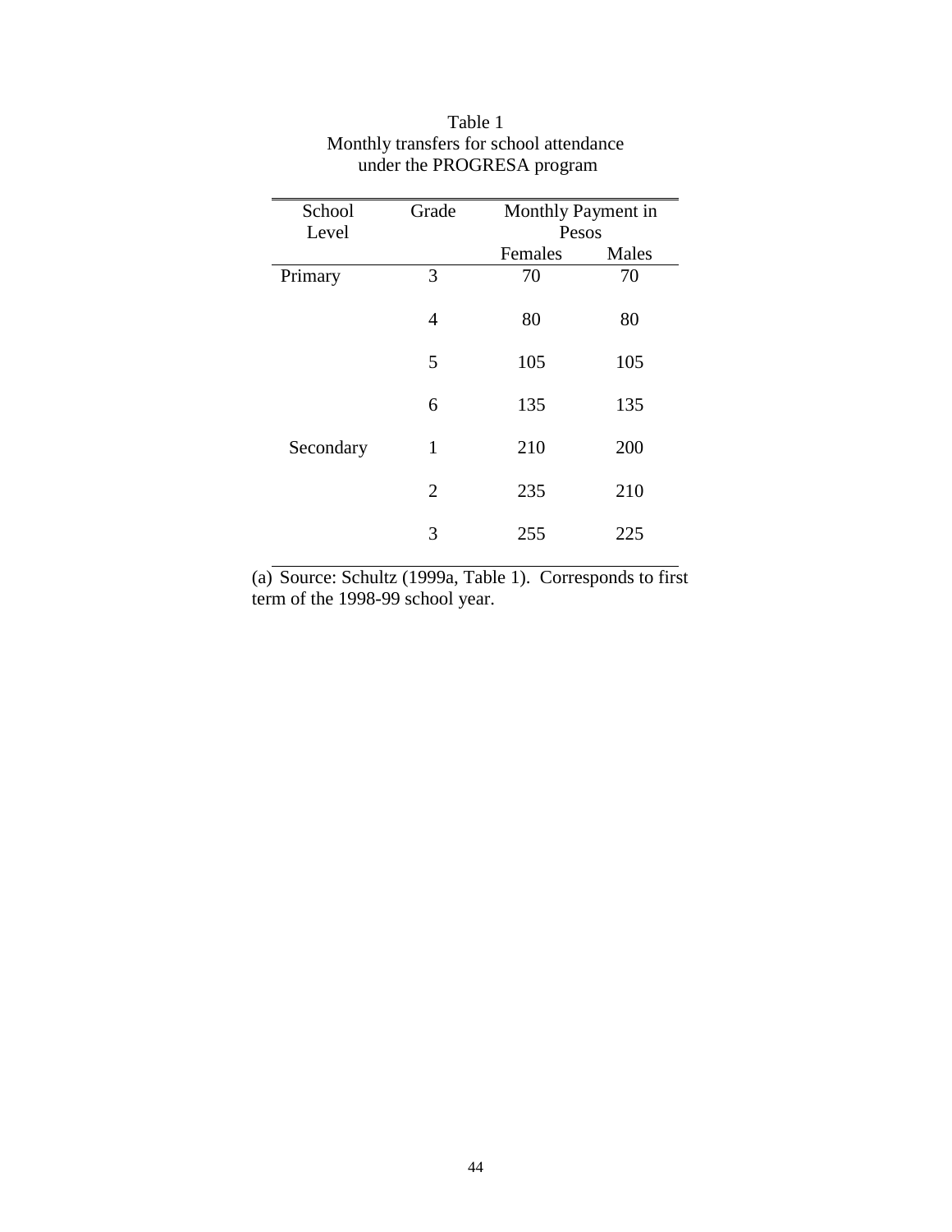Table 1
Monthly transfers for school attendance
under the PROGRESA program

| School Level | Grade | Monthly Payment in Pesos | |
|---|---|---|---|
| | | Females | Males |
| Primary | 3 | 70 | 70 |
| | 4 | 80 | 80 |
| | 5 | 105 | 105 |
| | 6 | 135 | 135 |
| Secondary | 1 | 210 | 200 |
| | 2 | 235 | 210 |
| | 3 | 255 | 225 |

(a) Source: Schultz (1999a, Table 1). Corresponds to first term of the 1998-99 school year.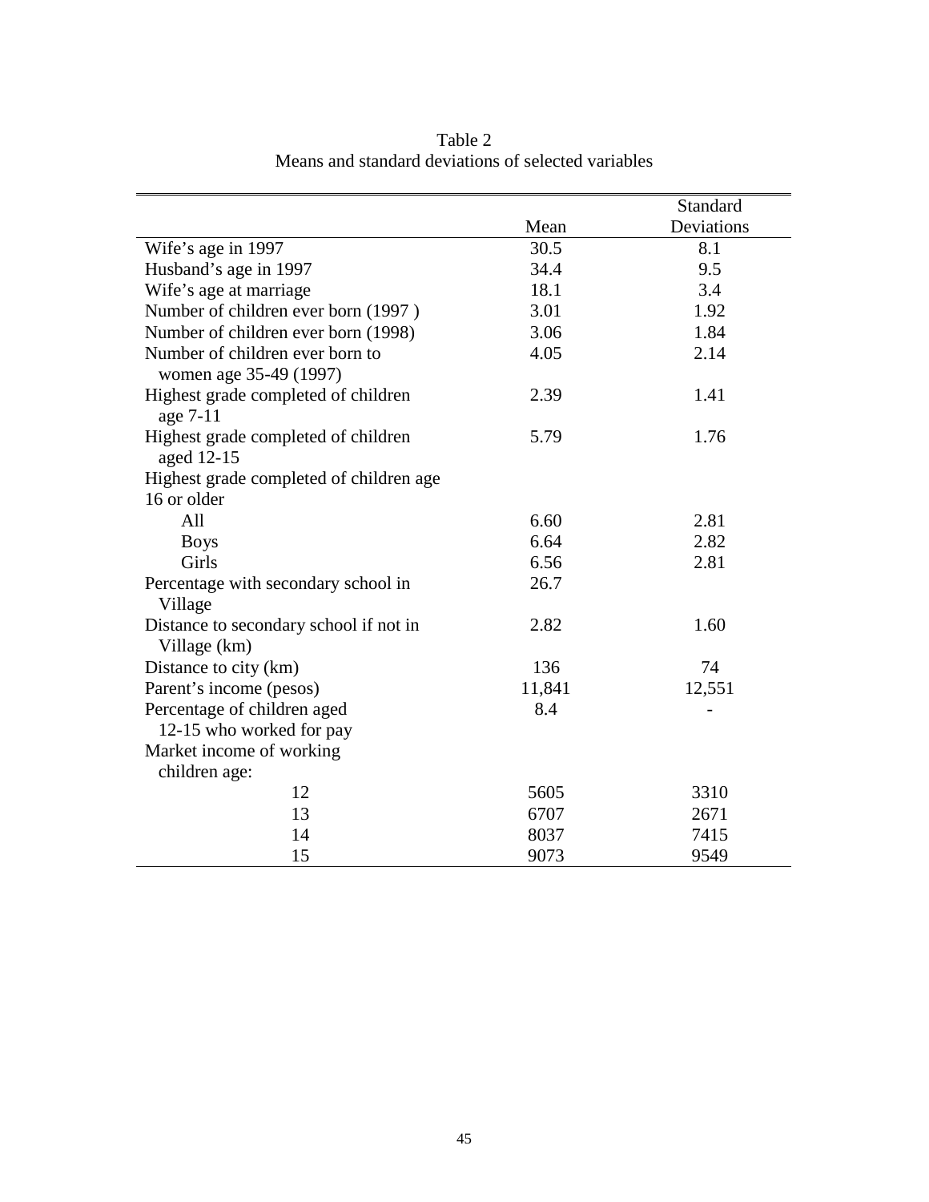Table 2
Means and standard deviations of selected variables

| | Mean | Standard Deviations |
|---|---|---|
| Wife's age in 1997 | 30.5 | 8.1 |
| Husband's age in 1997 | 34.4 | 9.5 |
| Wife's age at marriage | 18.1 | 3.4 |
| Number of children ever born (1997 ) | 3.01 | 1.92 |
| Number of children ever born (1998) | 3.06 | 1.84 |
| Number of children ever born to women age 35-49 (1997) | 4.05 | 2.14 |
| Highest grade completed of children age 7-11 | 2.39 | 1.41 |
| Highest grade completed of children aged 12-15 | 5.79 | 1.76 |
| Highest grade completed of children age 16 or older | | |
| All | 6.60 | 2.81 |
| Boys | 6.64 | 2.82 |
| Girls | 6.56 | 2.81 |
| Percentage with secondary school in Village | 26.7 | |
| Distance to secondary school if not in Village (km) | 2.82 | 1.60 |
| Distance to city (km) | 136 | 74 |
| Parent's income (pesos) | 11,841 | 12,551 |
| Percentage of children aged 12-15 who worked for pay | 8.4 | - |
| Market income of working children age: | | |
| 12 | 5605 | 3310 |
| 13 | 6707 | 2671 |
| 14 | 8037 | 7415 |
| 15 | 9073 | 9549 |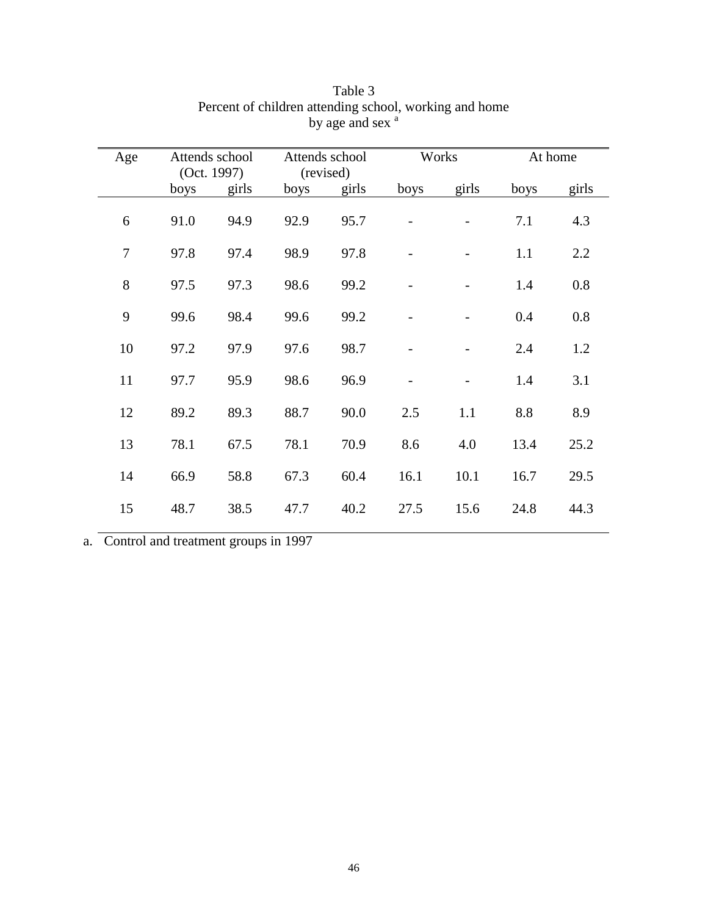Table 3
Percent of children attending school, working and home by age and sex [a]

| Age | Attends school (Oct. 1997) | | Attends school (revised) | | Works | | At home | |
|---|---|---|---|---|---|---|---|---|
| | boys | girls | boys | girls | boys | girls | boys | girls |
| 6 | 91.0 | 94.9 | 92.9 | 95.7 | - | - | 7.1 | 4.3 |
| 7 | 97.8 | 97.4 | 98.9 | 97.8 | - | - | 1.1 | 2.2 |
| 8 | 97.5 | 97.3 | 98.6 | 99.2 | - | - | 1.4 | 0.8 |
| 9 | 99.6 | 98.4 | 99.6 | 99.2 | - | - | 0.4 | 0.8 |
| 10 | 97.2 | 97.9 | 97.6 | 98.7 | - | - | 2.4 | 1.2 |
| 11 | 97.7 | 95.9 | 98.6 | 96.9 | - | - | 1.4 | 3.1 |
| 12 | 89.2 | 89.3 | 88.7 | 90.0 | 2.5 | 1.1 | 8.8 | 8.9 |
| 13 | 78.1 | 67.5 | 78.1 | 70.9 | 8.6 | 4.0 | 13.4 | 25.2 |
| 14 | 66.9 | 58.8 | 67.3 | 60.4 | 16.1 | 10.1 | 16.7 | 29.5 |
| 15 | 48.7 | 38.5 | 47.7 | 40.2 | 27.5 | 15.6 | 24.8 | 44.3 |

a. Control and treatment groups in 1997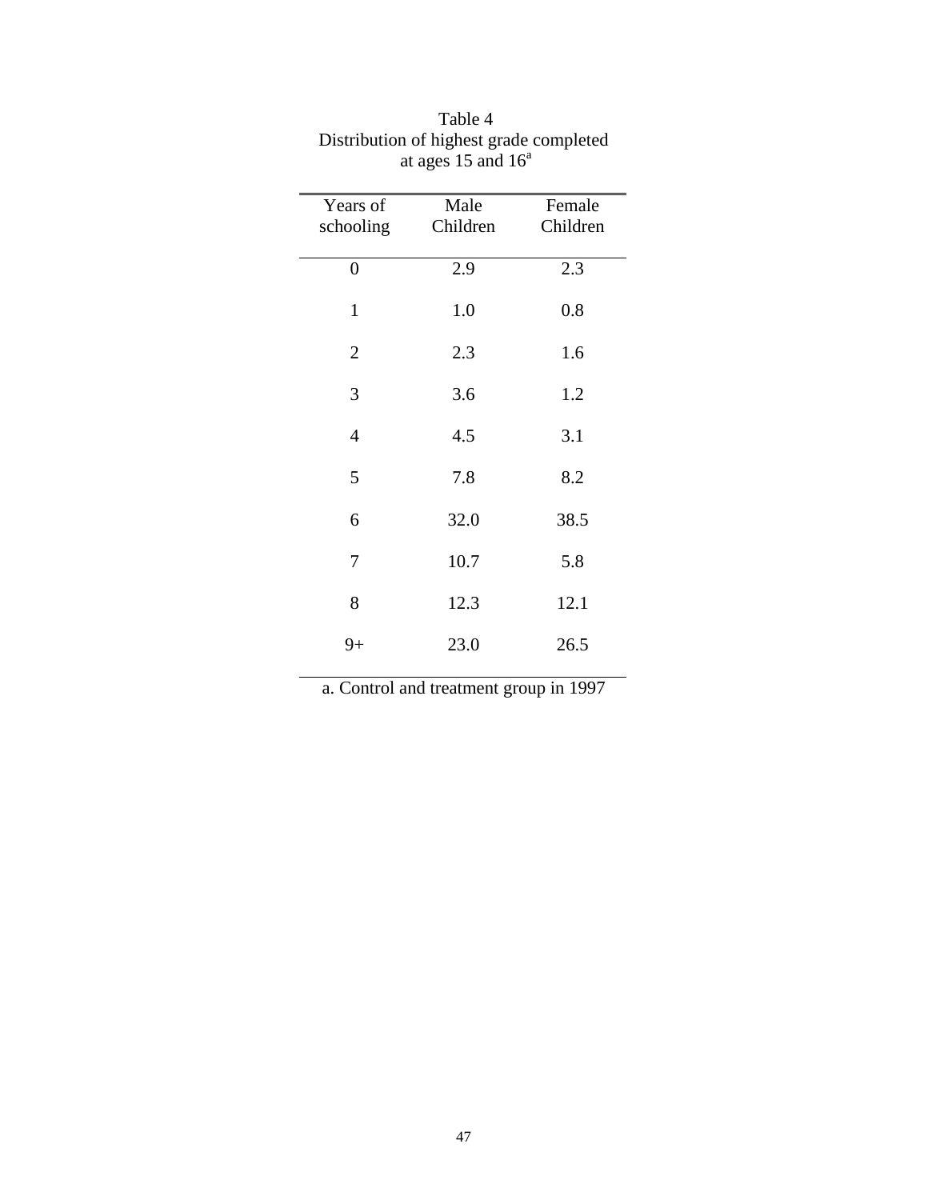Table 4
Distribution of highest grade completed at ages 15 and 16[a]

| Years of schooling | Male Children | Female Children |
|---|---|---|
| 0 | 2.9 | 2.3 |
| 1 | 1.0 | 0.8 |
| 2 | 2.3 | 1.6 |
| 3 | 3.6 | 1.2 |
| 4 | 4.5 | 3.1 |
| 5 | 7.8 | 8.2 |
| 6 | 32.0 | 38.5 |
| 7 | 10.7 | 5.8 |
| 8 | 12.3 | 12.1 |
| 9+ | 23.0 | 26.5 |

a. Control and treatment group in 1997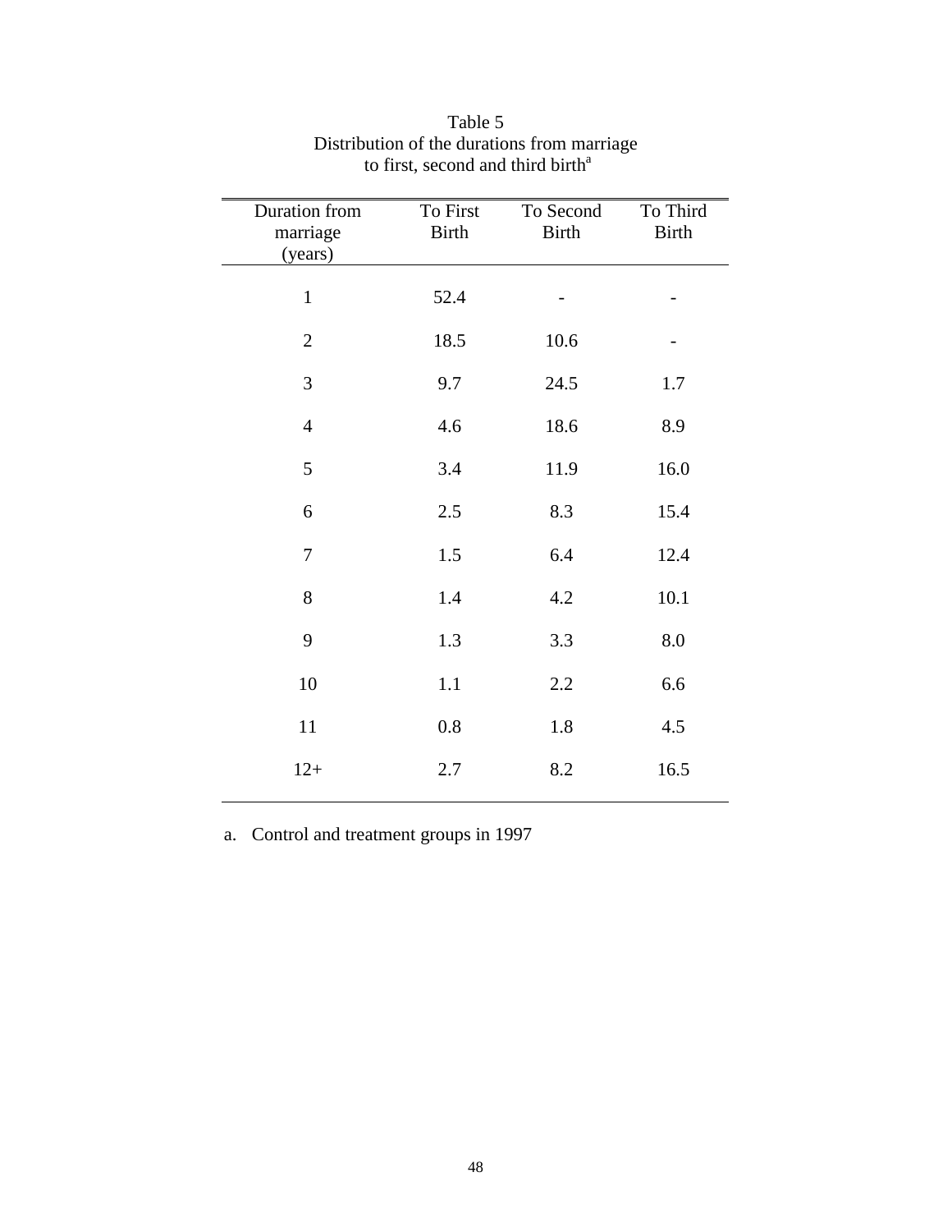Table 5
Distribution of the durations from marriage to first, second and third birth[a]

| Duration from marriage (years) | To First Birth | To Second Birth | To Third Birth |
|---|---|---|---|
| 1 | 52.4 | - | - |
| 2 | 18.5 | 10.6 | - |
| 3 | 9.7 | 24.5 | 1.7 |
| 4 | 4.6 | 18.6 | 8.9 |
| 5 | 3.4 | 11.9 | 16.0 |
| 6 | 2.5 | 8.3 | 15.4 |
| 7 | 1.5 | 6.4 | 12.4 |
| 8 | 1.4 | 4.2 | 10.1 |
| 9 | 1.3 | 3.3 | 8.0 |
| 10 | 1.1 | 2.2 | 6.6 |
| 11 | 0.8 | 1.8 | 4.5 |
| 12+ | 2.7 | 8.2 | 16.5 |

a. Control and treatment groups in 1997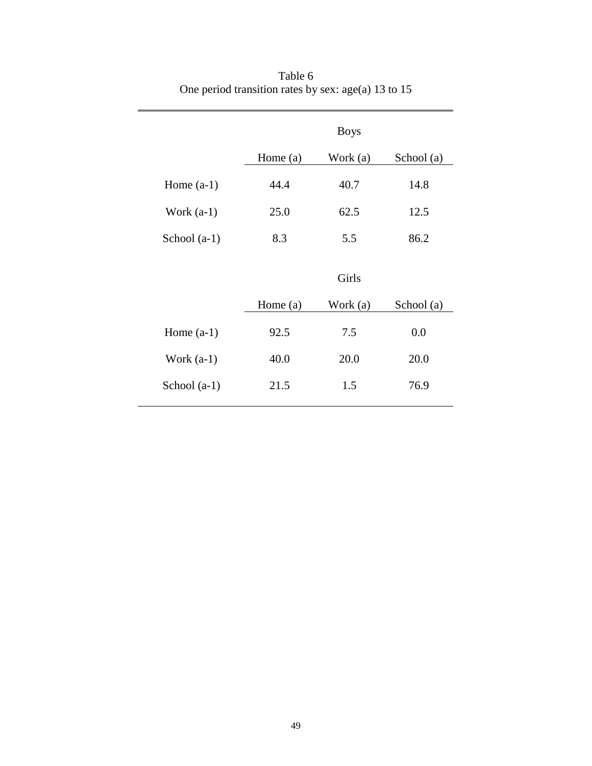Table 6
One period transition rates by sex: age(a) 13 to 15

| | Boys | | |
|---|---|---|---|
| | Home (a) | Work (a) | School (a) |
| Home (a-1) | 44.4 | 40.7 | 14.8 |
| Work (a-1) | 25.0 | 62.5 | 12.5 |
| School (a-1) | 8.3 | 5.5 | 86.2 |
| | **Girls** | | |
| | Home (a) | Work (a) | School (a) |
| Home (a-1) | 92.5 | 7.5 | 0.0 |
| Work (a-1) | 40.0 | 20.0 | 20.0 |
| School (a-1) | 21.5 | 1.5 | 76.9 |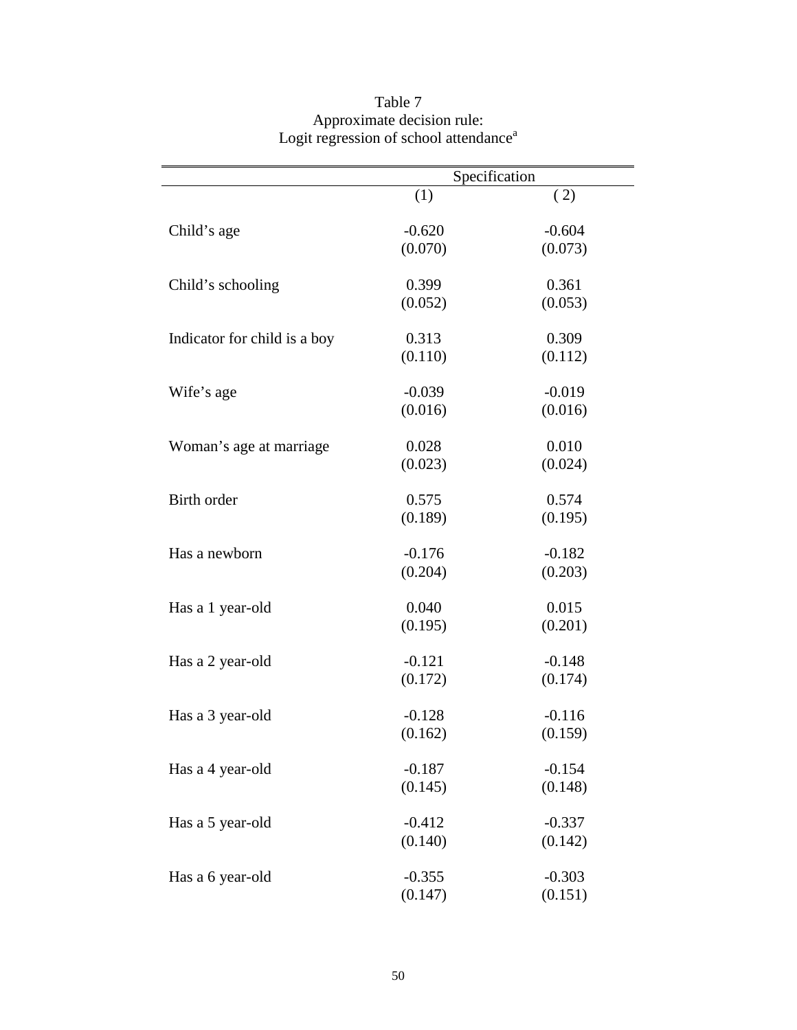Table 7
Approximate decision rule:
Logit regression of school attendance[a]

| | Specification | |
|---|---|---|
| | (1) | (2) |
| Child's age | -0.620 | -0.604 |
| | (0.070) | (0.073) |
| Child's schooling | 0.399 | 0.361 |
| | (0.052) | (0.053) |
| Indicator for child is a boy | 0.313 | 0.309 |
| | (0.110) | (0.112) |
| Wife's age | -0.039 | -0.019 |
| | (0.016) | (0.016) |
| Woman's age at marriage | 0.028 | 0.010 |
| | (0.023) | (0.024) |
| Birth order | 0.575 | 0.574 |
| | (0.189) | (0.195) |
| Has a newborn | -0.176 | -0.182 |
| | (0.204) | (0.203) |
| Has a 1 year-old | 0.040 | 0.015 |
| | (0.195) | (0.201) |
| Has a 2 year-old | -0.121 | -0.148 |
| | (0.172) | (0.174) |
| Has a 3 year-old | -0.128 | -0.116 |
| | (0.162) | (0.159) |
| Has a 4 year-old | -0.187 | -0.154 |
| | (0.145) | (0.148) |
| Has a 5 year-old | -0.412 | -0.337 |
| | (0.140) | (0.142) |
| Has a 6 year-old | -0.355 | -0.303 |
| | (0.147) | (0.151) |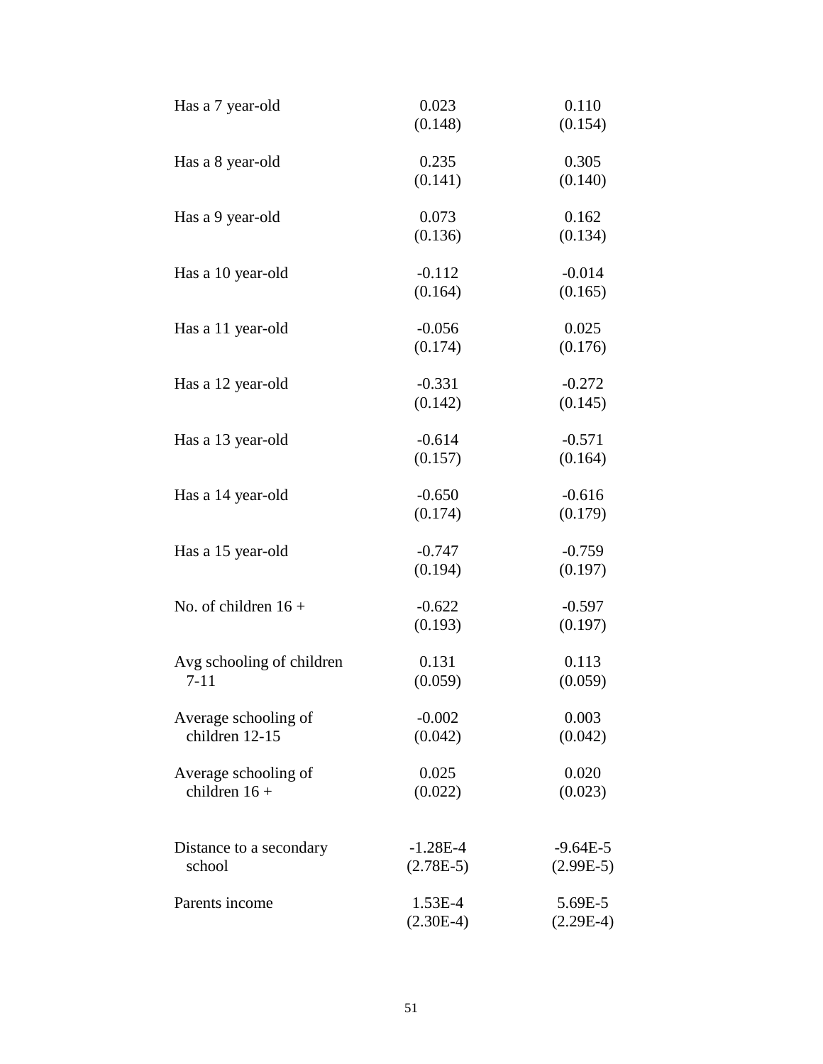| | | |
|---|---|---|
| Has a 7 year-old | 0.023<br>(0.148) | 0.110<br>(0.154) |
| Has a 8 year-old | 0.235<br>(0.141) | 0.305<br>(0.140) |
| Has a 9 year-old | 0.073<br>(0.136) | 0.162<br>(0.134) |
| Has a 10 year-old | -0.112<br>(0.164) | -0.014<br>(0.165) |
| Has a 11 year-old | -0.056<br>(0.174) | 0.025<br>(0.176) |
| Has a 12 year-old | -0.331<br>(0.142) | -0.272<br>(0.145) |
| Has a 13 year-old | -0.614<br>(0.157) | -0.571<br>(0.164) |
| Has a 14 year-old | -0.650<br>(0.174) | -0.616<br>(0.179) |
| Has a 15 year-old | -0.747<br>(0.194) | -0.759<br>(0.197) |
| No. of children 16 + | -0.622<br>(0.193) | -0.597<br>(0.197) |
| Avg schooling of children 7-11 | 0.131<br>(0.059) | 0.113<br>(0.059) |
| Average schooling of children 12-15 | -0.002<br>(0.042) | 0.003<br>(0.042) |
| Average schooling of children 16 + | 0.025<br>(0.022) | 0.020<br>(0.023) |
| Distance to a secondary school | -1.28E-4<br>(2.78E-5) | -9.64E-5<br>(2.99E-5) |
| Parents income | 1.53E-4<br>(2.30E-4) | 5.69E-5<br>(2.29E-4) |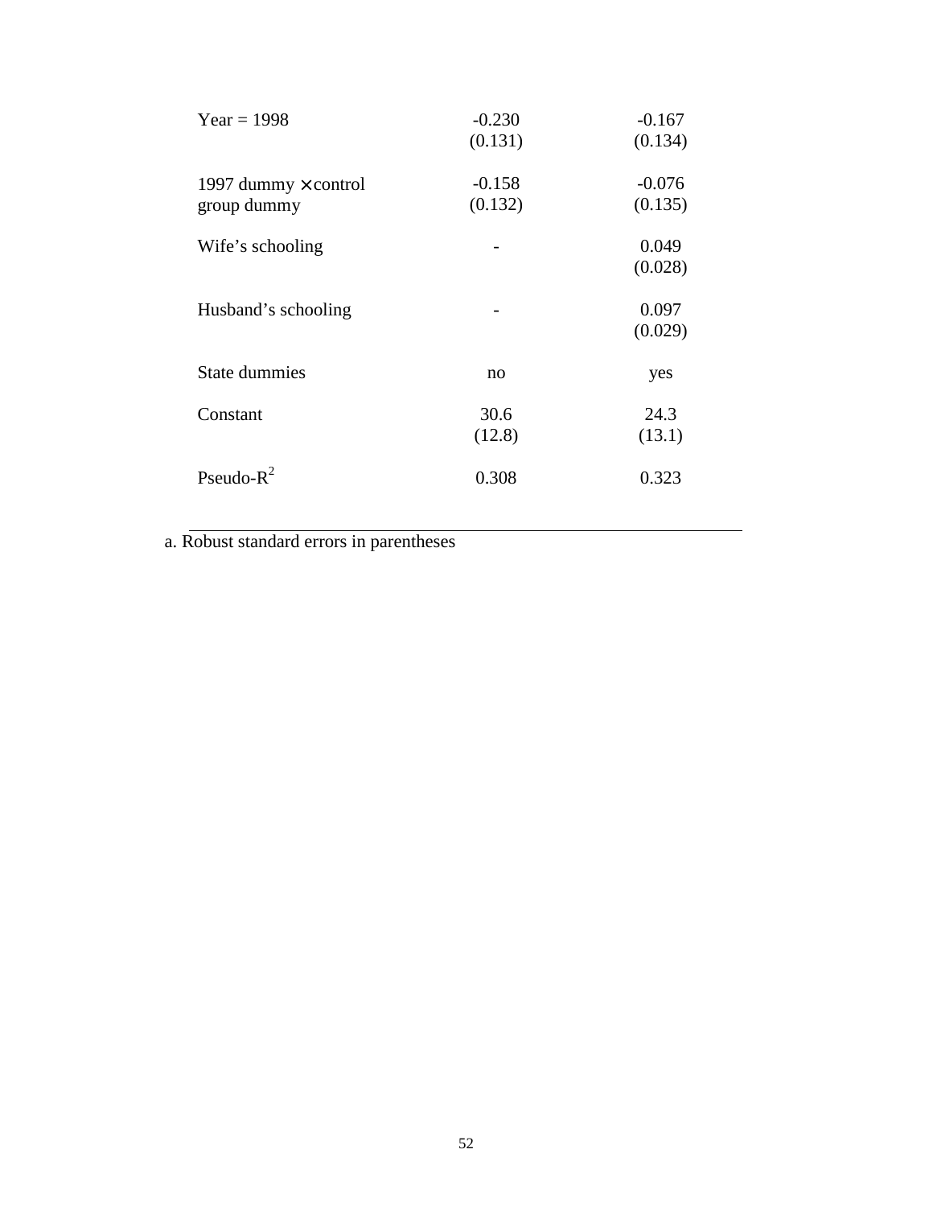| | | |
|---|---|---|
| Year = 1998 | -0.230<br>(0.131) | -0.167<br>(0.134) |
| 1997 dummy × control group dummy | -0.158<br>(0.132) | -0.076<br>(0.135) |
| Wife's schooling | - | 0.049<br>(0.028) |
| Husband's schooling | - | 0.097<br>(0.029) |
| State dummies | no | yes |
| Constant | 30.6<br>(12.8) | 24.3<br>(13.1) |
| Pseudo-$R^2$ | 0.308 | 0.323 |

a. Robust standard errors in parentheses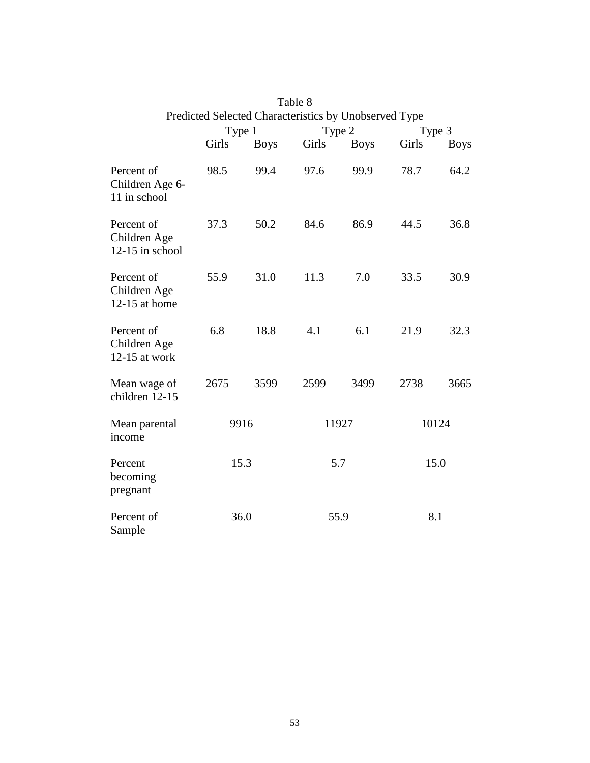Table 8

Predicted Selected Characteristics by Unobserved Type

| | Type 1 | | Type 2 | | Type 3 | |
|---|---|---|---|---|---|---|
| | Girls | Boys | Girls | Boys | Girls | Boys |
| Percent of Children Age 6-11 in school | 98.5 | 99.4 | 97.6 | 99.9 | 78.7 | 64.2 |
| Percent of Children Age 12-15 in school | 37.3 | 50.2 | 84.6 | 86.9 | 44.5 | 36.8 |
| Percent of Children Age 12-15 at home | 55.9 | 31.0 | 11.3 | 7.0 | 33.5 | 30.9 |
| Percent of Children Age 12-15 at work | 6.8 | 18.8 | 4.1 | 6.1 | 21.9 | 32.3 |
| Mean wage of children 12-15 | 2675 | 3599 | 2599 | 3499 | 2738 | 3665 |
| Mean parental income | 9916 | | 11927 | | 10124 | |
| Percent becoming pregnant | 15.3 | | 5.7 | | 15.0 | |
| Percent of Sample | 36.0 | | 55.9 | | 8.1 | |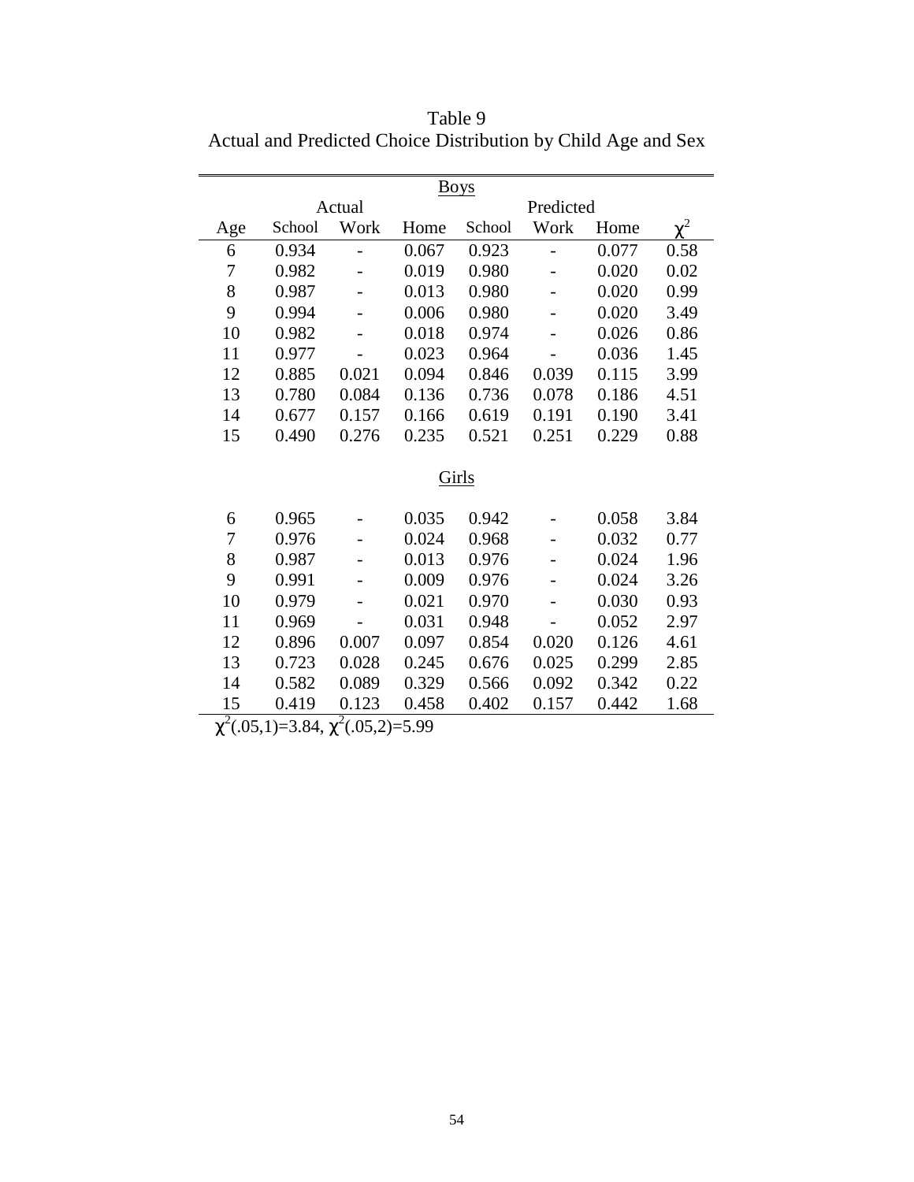Table 9
Actual and Predicted Choice Distribution by Child Age and Sex

| | Boys | | | | | | |
|---|---|---|---|---|---|---|---|
| | Actual | | | Predicted | | | |
| Age | School | Work | Home | School | Work | Home | $\chi^2$ |
| 6 | 0.934 | - | 0.067 | 0.923 | - | 0.077 | 0.58 |
| 7 | 0.982 | - | 0.019 | 0.980 | - | 0.020 | 0.02 |
| 8 | 0.987 | - | 0.013 | 0.980 | - | 0.020 | 0.99 |
| 9 | 0.994 | - | 0.006 | 0.980 | - | 0.020 | 3.49 |
| 10 | 0.982 | - | 0.018 | 0.974 | - | 0.026 | 0.86 |
| 11 | 0.977 | - | 0.023 | 0.964 | - | 0.036 | 1.45 |
| 12 | 0.885 | 0.021 | 0.094 | 0.846 | 0.039 | 0.115 | 3.99 |
| 13 | 0.780 | 0.084 | 0.136 | 0.736 | 0.078 | 0.186 | 4.51 |
| 14 | 0.677 | 0.157 | 0.166 | 0.619 | 0.191 | 0.190 | 3.41 |
| 15 | 0.490 | 0.276 | 0.235 | 0.521 | 0.251 | 0.229 | 0.88 |
| | Girls | | | | | | |
| 6 | 0.965 | - | 0.035 | 0.942 | - | 0.058 | 3.84 |
| 7 | 0.976 | - | 0.024 | 0.968 | - | 0.032 | 0.77 |
| 8 | 0.987 | - | 0.013 | 0.976 | - | 0.024 | 1.96 |
| 9 | 0.991 | - | 0.009 | 0.976 | - | 0.024 | 3.26 |
| 10 | 0.979 | - | 0.021 | 0.970 | - | 0.030 | 0.93 |
| 11 | 0.969 | - | 0.031 | 0.948 | - | 0.052 | 2.97 |
| 12 | 0.896 | 0.007 | 0.097 | 0.854 | 0.020 | 0.126 | 4.61 |
| 13 | 0.723 | 0.028 | 0.245 | 0.676 | 0.025 | 0.299 | 2.85 |
| 14 | 0.582 | 0.089 | 0.329 | 0.566 | 0.092 | 0.342 | 0.22 |
| 15 | 0.419 | 0.123 | 0.458 | 0.402 | 0.157 | 0.442 | 1.68 |

$\chi^2(.05,1)=3.84$, $\chi^2(.05,2)=5.99$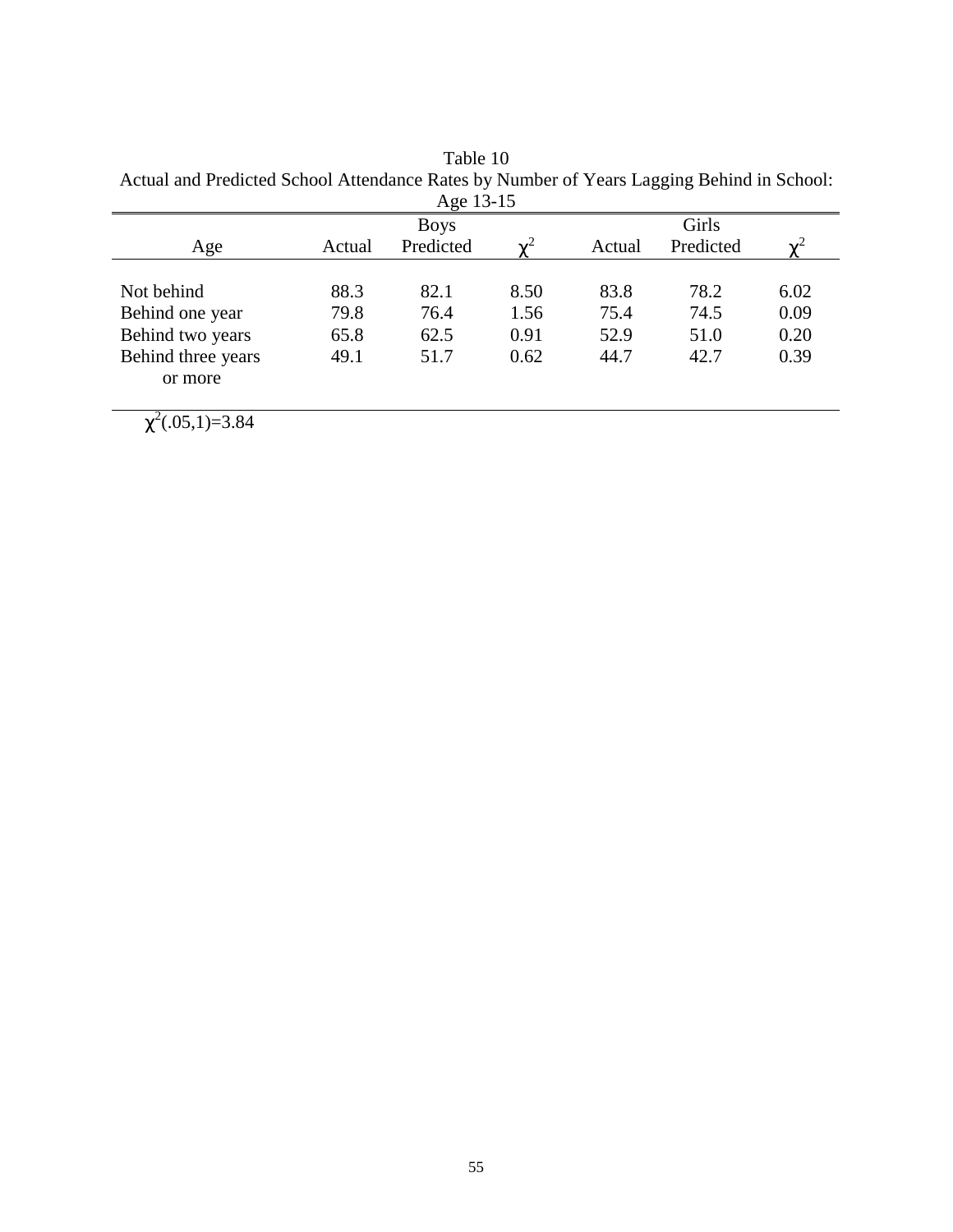Table 10
Actual and Predicted School Attendance Rates by Number of Years Lagging Behind in School: Age 13-15

| | Boys | | | Girls | | |
|---|---|---|---|---|---|---|
| Age | Actual | Predicted | $\chi^2$ | Actual | Predicted | $\chi^2$ |
| Not behind | 88.3 | 82.1 | 8.50 | 83.8 | 78.2 | 6.02 |
| Behind one year | 79.8 | 76.4 | 1.56 | 75.4 | 74.5 | 0.09 |
| Behind two years | 65.8 | 62.5 | 0.91 | 52.9 | 51.0 | 0.20 |
| Behind three years or more | 49.1 | 51.7 | 0.62 | 44.7 | 42.7 | 0.39 |

$\chi^2(.05,1)=3.84$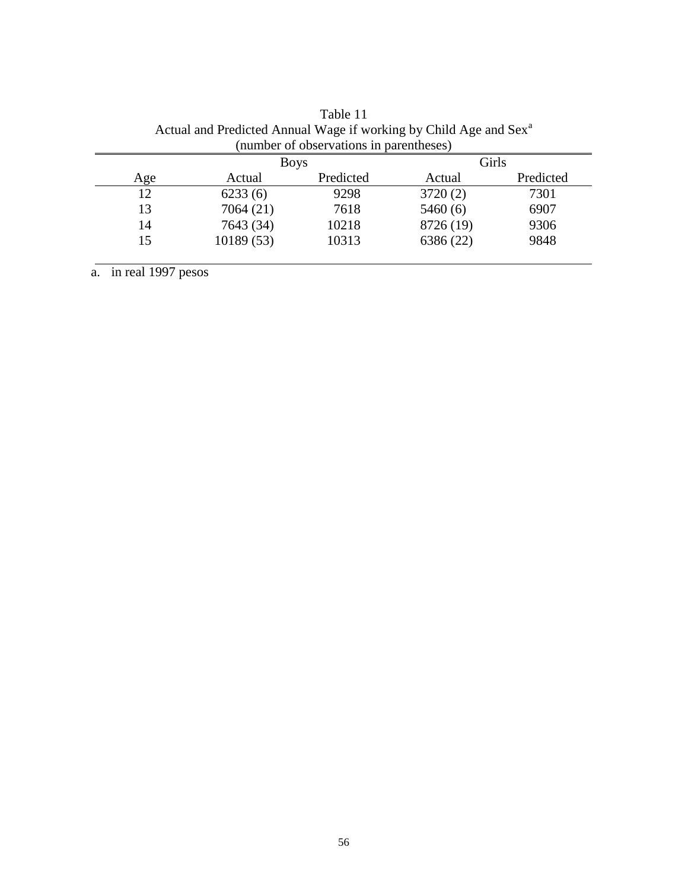Table 11
Actual and Predicted Annual Wage if working by Child Age and Sex[a]
(number of observations in parentheses)

| | Boys | | Girls | |
|---|---|---|---|---|
| Age | Actual | Predicted | Actual | Predicted |
| 12 | 6233 (6) | 9298 | 3720 (2) | 7301 |
| 13 | 7064 (21) | 7618 | 5460 (6) | 6907 |
| 14 | 7643 (34) | 10218 | 8726 (19) | 9306 |
| 15 | 10189 (53) | 10313 | 6386 (22) | 9848 |

a. in real 1997 pesos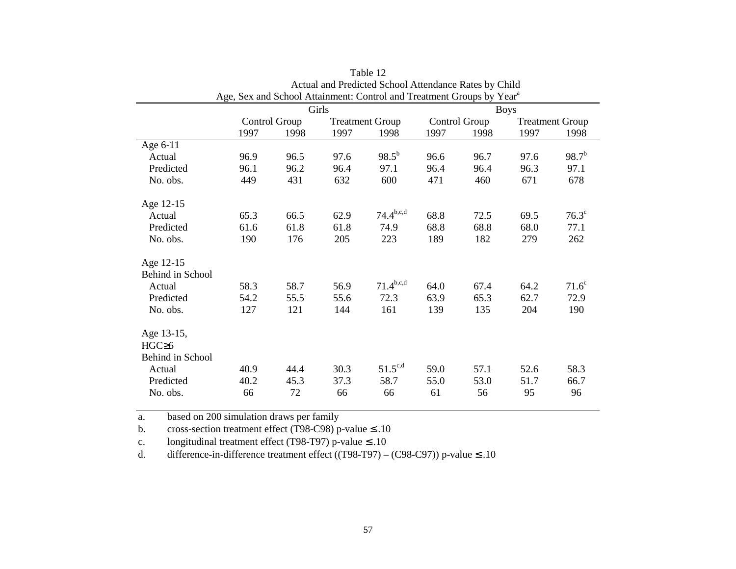Table 12
Actual and Predicted School Attendance Rates by Child Age, Sex and School Attainment: Control and Treatment Groups by Year[a]

| | Girls | | | | Boys | | | |
|---|---|---|---|---|---|---|---|---|
| | Control Group | | Treatment Group | | Control Group | | Treatment Group | |
| | 1997 | 1998 | 1997 | 1998 | 1997 | 1998 | 1997 | 1998 |
| Age 6-11 | | | | | | | | |
| Actual | 96.9 | 96.5 | 97.6 | 98.5[b] | 96.6 | 96.7 | 97.6 | 98.7[b] |
| Predicted | 96.1 | 96.2 | 96.4 | 97.1 | 96.4 | 96.4 | 96.3 | 97.1 |
| No. obs. | 449 | 431 | 632 | 600 | 471 | 460 | 671 | 678 |
| Age 12-15 | | | | | | | | |
| Actual | 65.3 | 66.5 | 62.9 | 74.4[b,c,d] | 68.8 | 72.5 | 69.5 | 76.3[c] |
| Predicted | 61.6 | 61.8 | 61.8 | 74.9 | 68.8 | 68.8 | 68.0 | 77.1 |
| No. obs. | 190 | 176 | 205 | 223 | 189 | 182 | 279 | 262 |
| Age 12-15 Behind in School | | | | | | | | |
| Actual | 58.3 | 58.7 | 56.9 | 71.4[b,c,d] | 64.0 | 67.4 | 64.2 | 71.6[c] |
| Predicted | 54.2 | 55.5 | 55.6 | 72.3 | 63.9 | 65.3 | 62.7 | 72.9 |
| No. obs. | 127 | 121 | 144 | 161 | 139 | 135 | 204 | 190 |
| Age 13-15, HGC≥6 Behind in School | | | | | | | | |
| Actual | 40.9 | 44.4 | 30.3 | 51.5[c,d] | 59.0 | 57.1 | 52.6 | 58.3 |
| Predicted | 40.2 | 45.3 | 37.3 | 58.7 | 55.0 | 53.0 | 51.7 | 66.7 |
| No. obs. | 66 | 72 | 66 | 66 | 61 | 56 | 95 | 96 |

a. based on 200 simulation draws per family

b. cross-section treatment effect (T98-C98) p-value ≤ .10

c. longitudinal treatment effect (T98-T97) p-value ≤ .10

d. difference-in-difference treatment effect ((T98-T97) – (C98-C97)) p-value ≤ .10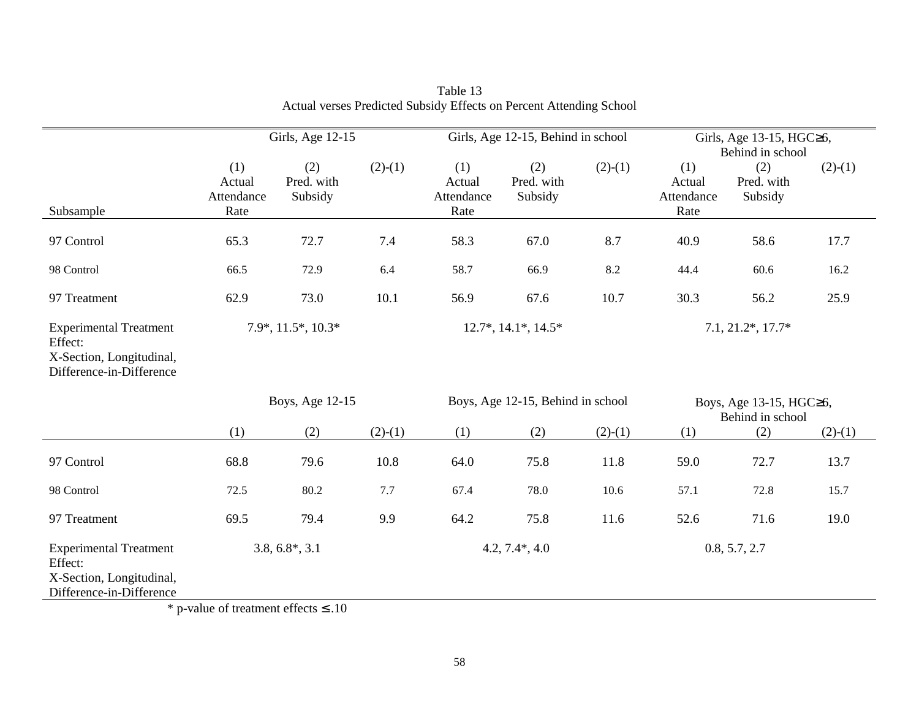Table 13
Actual verses Predicted Subsidy Effects on Percent Attending School

| Subsample | Girls, Age 12-15 (1) Actual Attendance Rate | Girls, Age 12-15 (2) Pred. with Subsidy | Girls, Age 12-15 (2)-(1) | Girls, Age 12-15, Behind in school (1) Actual Attendance Rate | Girls, Age 12-15, Behind in school (2) Pred. with Subsidy | Girls, Age 12-15, Behind in school (2)-(1) | Girls, Age 13-15, HGC≥6, Behind in school (1) Actual Attendance Rate | Girls, Age 13-15, HGC≥6, Behind in school (2) Pred. with Subsidy | Girls, Age 13-15, HGC≥6, Behind in school (2)-(1) |
|---|---|---|---|---|---|---|---|---|---|
| 97 Control | 65.3 | 72.7 | 7.4 | 58.3 | 67.0 | 8.7 | 40.9 | 58.6 | 17.7 |
| 98 Control | 66.5 | 72.9 | 6.4 | 58.7 | 66.9 | 8.2 | 44.4 | 60.6 | 16.2 |
| 97 Treatment | 62.9 | 73.0 | 10.1 | 56.9 | 67.6 | 10.7 | 30.3 | 56.2 | 25.9 |
| Experimental Treatment Effect: X-Section, Longitudinal, Difference-in-Difference | 7.9*, 11.5*, 10.3* | | | 12.7*, 14.1*, 14.5* | | | 7.1, 21.2*, 17.7* | | |

| Subsample | Boys, Age 12-15 (1) | Boys, Age 12-15 (2) | Boys, Age 12-15 (2)-(1) | Boys, Age 12-15, Behind in school (1) | Boys, Age 12-15, Behind in school (2) | Boys, Age 12-15, Behind in school (2)-(1) | Boys, Age 13-15, HGC≥6, Behind in school (1) | Boys, Age 13-15, HGC≥6, Behind in school (2) | Boys, Age 13-15, HGC≥6, Behind in school (2)-(1) |
|---|---|---|---|---|---|---|---|---|---|
| 97 Control | 68.8 | 79.6 | 10.8 | 64.0 | 75.8 | 11.8 | 59.0 | 72.7 | 13.7 |
| 98 Control | 72.5 | 80.2 | 7.7 | 67.4 | 78.0 | 10.6 | 57.1 | 72.8 | 15.7 |
| 97 Treatment | 69.5 | 79.4 | 9.9 | 64.2 | 75.8 | 11.6 | 52.6 | 71.6 | 19.0 |
| Experimental Treatment Effect: X-Section, Longitudinal, Difference-in-Difference | 3.8, 6.8*, 3.1 | | | 4.2, 7.4*, 4.0 | | | 0.8, 5.7, 2.7 | | |

* p-value of treatment effects ≤ .10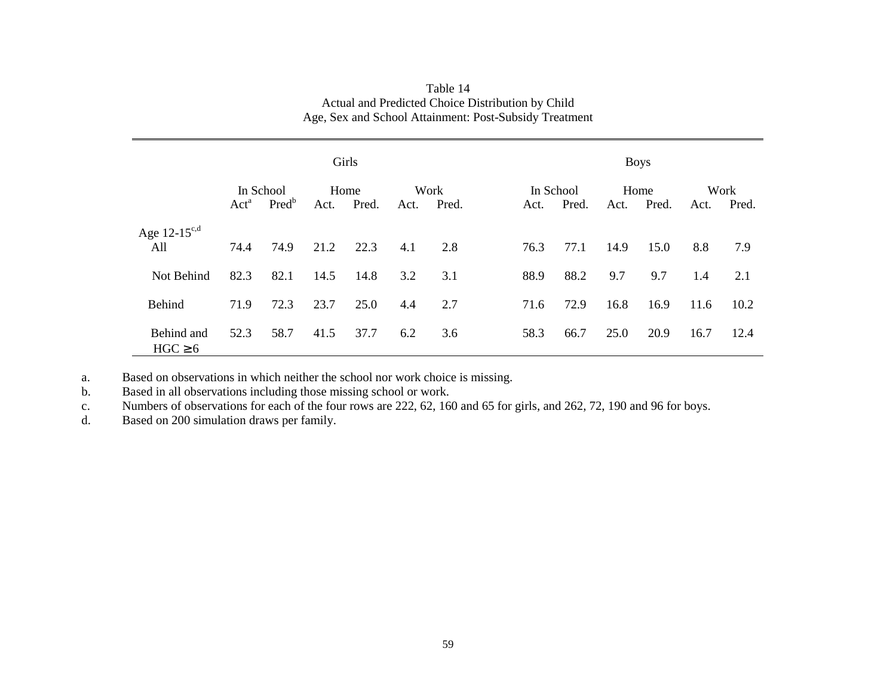Table 14
Actual and Predicted Choice Distribution by Child Age, Sex and School Attainment: Post-Subsidy Treatment

| | Girls | | | | | | Boys | | | | | |
|---|---|---|---|---|---|---|---|---|---|---|---|---|
| | In School | | Home | | Work | | In School | | Home | | Work | |
| | Act[a] | Pred[b] | Act. | Pred. | Act. | Pred. | Act. | Pred. | Act. | Pred. | Act. | Pred. |
| Age 12-15[c,d] | | | | | | | | | | | | |
| All | 74.4 | 74.9 | 21.2 | 22.3 | 4.1 | 2.8 | 76.3 | 77.1 | 14.9 | 15.0 | 8.8 | 7.9 |
| Not Behind | 82.3 | 82.1 | 14.5 | 14.8 | 3.2 | 3.1 | 88.9 | 88.2 | 9.7 | 9.7 | 1.4 | 2.1 |
| Behind | 71.9 | 72.3 | 23.7 | 25.0 | 4.4 | 2.7 | 71.6 | 72.9 | 16.8 | 16.9 | 11.6 | 10.2 |
| Behind and HGC ≥ 6 | 52.3 | 58.7 | 41.5 | 37.7 | 6.2 | 3.6 | 58.3 | 66.7 | 25.0 | 20.9 | 16.7 | 12.4 |

a. Based on observations in which neither the school nor work choice is missing.
b. Based in all observations including those missing school or work.
c. Numbers of observations for each of the four rows are 222, 62, 160 and 65 for girls, and 262, 72, 190 and 96 for boys.
d. Based on 200 simulation draws per family.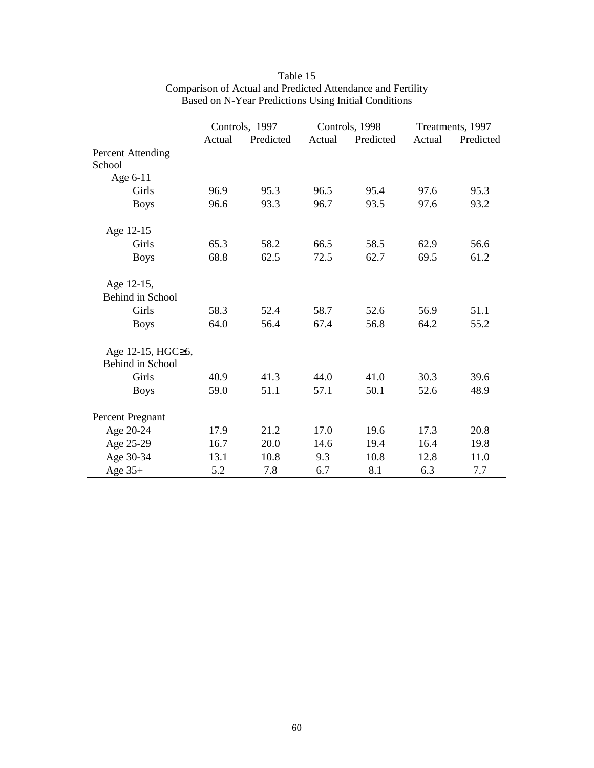Table 15
Comparison of Actual and Predicted Attendance and Fertility
Based on N-Year Predictions Using Initial Conditions

| | Controls, 1997 | | Controls, 1998 | | Treatments, 1997 | |
|---|---|---|---|---|---|---|
| | Actual | Predicted | Actual | Predicted | Actual | Predicted |
| Percent Attending School | | | | | | |
| Age 6-11 | | | | | | |
| Girls | 96.9 | 95.3 | 96.5 | 95.4 | 97.6 | 95.3 |
| Boys | 96.6 | 93.3 | 96.7 | 93.5 | 97.6 | 93.2 |
| Age 12-15 | | | | | | |
| Girls | 65.3 | 58.2 | 66.5 | 58.5 | 62.9 | 56.6 |
| Boys | 68.8 | 62.5 | 72.5 | 62.7 | 69.5 | 61.2 |
| Age 12-15, Behind in School | | | | | | |
| Girls | 58.3 | 52.4 | 58.7 | 52.6 | 56.9 | 51.1 |
| Boys | 64.0 | 56.4 | 67.4 | 56.8 | 64.2 | 55.2 |
| Age 12-15, HGC≥6, Behind in School | | | | | | |
| Girls | 40.9 | 41.3 | 44.0 | 41.0 | 30.3 | 39.6 |
| Boys | 59.0 | 51.1 | 57.1 | 50.1 | 52.6 | 48.9 |
| Percent Pregnant | | | | | | |
| Age 20-24 | 17.9 | 21.2 | 17.0 | 19.6 | 17.3 | 20.8 |
| Age 25-29 | 16.7 | 20.0 | 14.6 | 19.4 | 16.4 | 19.8 |
| Age 30-34 | 13.1 | 10.8 | 9.3 | 10.8 | 12.8 | 11.0 |
| Age 35+ | 5.2 | 7.8 | 6.7 | 8.1 | 6.3 | 7.7 |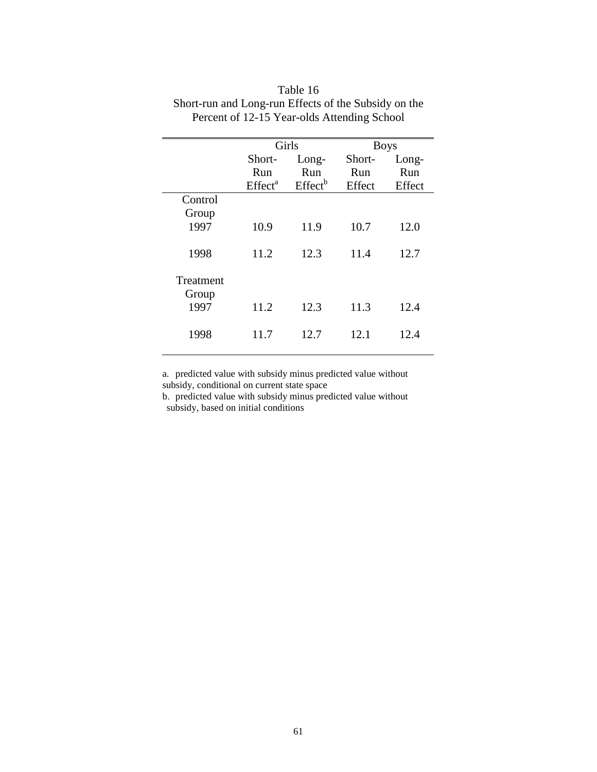Table 16
Short-run and Long-run Effects of the Subsidy on the Percent of 12-15 Year-olds Attending School

| | Girls | | Boys | |
|---|---|---|---|---|
| | Short-Run Effect[a] | Long-Run Effect[b] | Short-Run Effect | Long-Run Effect |
| Control Group | | | | |
| 1997 | 10.9 | 11.9 | 10.7 | 12.0 |
| 1998 | 11.2 | 12.3 | 11.4 | 12.7 |
| Treatment Group | | | | |
| 1997 | 11.2 | 12.3 | 11.3 | 12.4 |
| 1998 | 11.7 | 12.7 | 12.1 | 12.4 |

a. predicted value with subsidy minus predicted value without subsidy, conditional on current state space
b. predicted value with subsidy minus predicted value without subsidy, based on initial conditions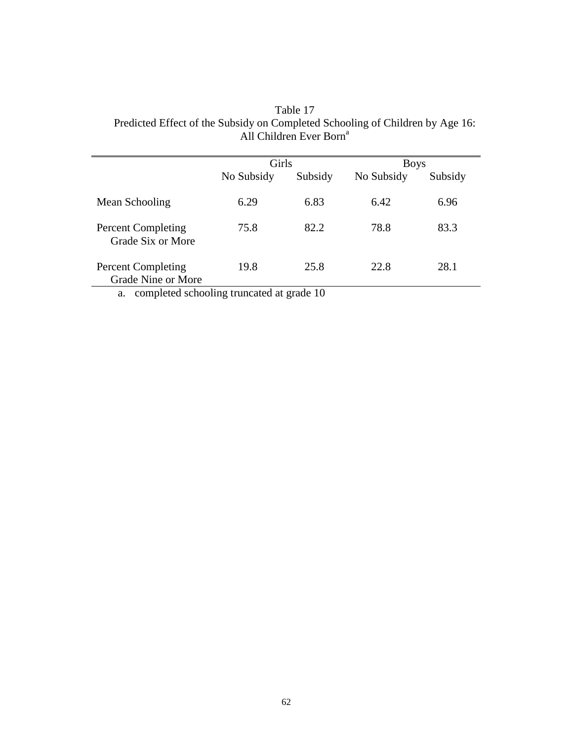Table 17
Predicted Effect of the Subsidy on Completed Schooling of Children by Age 16: All Children Ever Born[a]

| | Girls | | Boys | |
|---|---|---|---|---|
| | No Subsidy | Subsidy | No Subsidy | Subsidy |
| Mean Schooling | 6.29 | 6.83 | 6.42 | 6.96 |
| Percent Completing Grade Six or More | 75.8 | 82.2 | 78.8 | 83.3 |
| Percent Completing Grade Nine or More | 19.8 | 25.8 | 22.8 | 28.1 |

a. completed schooling truncated at grade 10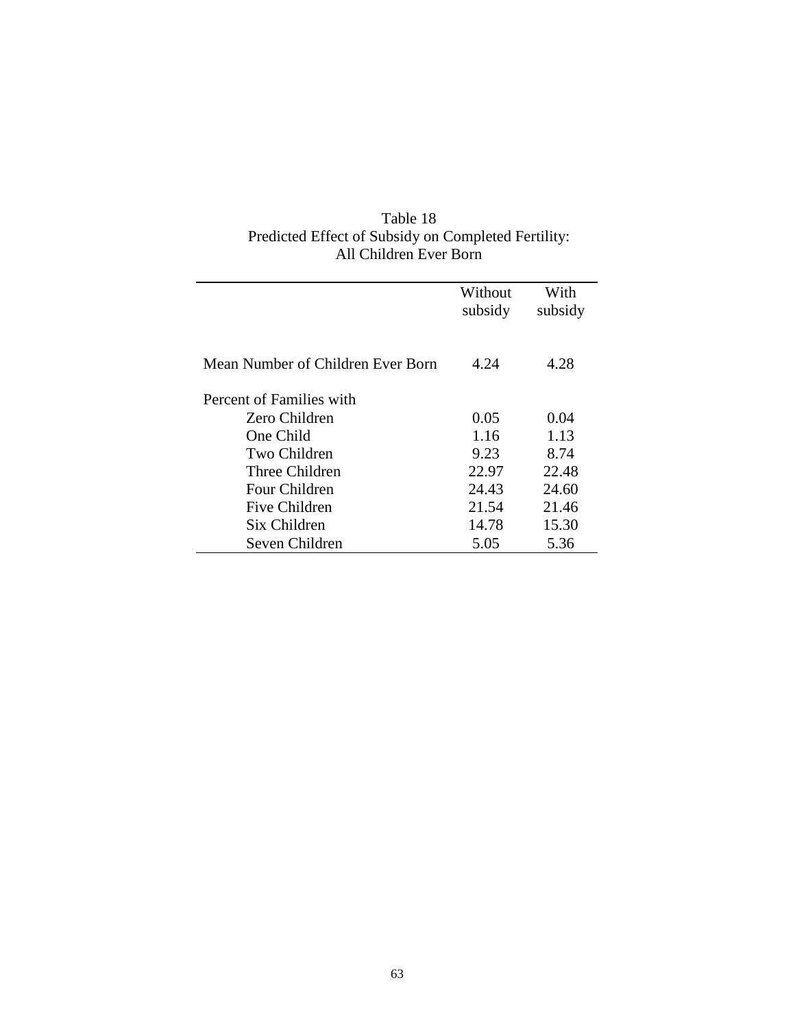Table 18
Predicted Effect of Subsidy on Completed Fertility:
All Children Ever Born

| | Without subsidy | With subsidy |
|---|---|---|
| Mean Number of Children Ever Born | 4.24 | 4.28 |
| Percent of Families with | | |
| Zero Children | 0.05 | 0.04 |
| One Child | 1.16 | 1.13 |
| Two Children | 9.23 | 8.74 |
| Three Children | 22.97 | 22.48 |
| Four Children | 24.43 | 24.60 |
| Five Children | 21.54 | 21.46 |
| Six Children | 14.78 | 15.30 |
| Seven Children | 5.05 | 5.36 |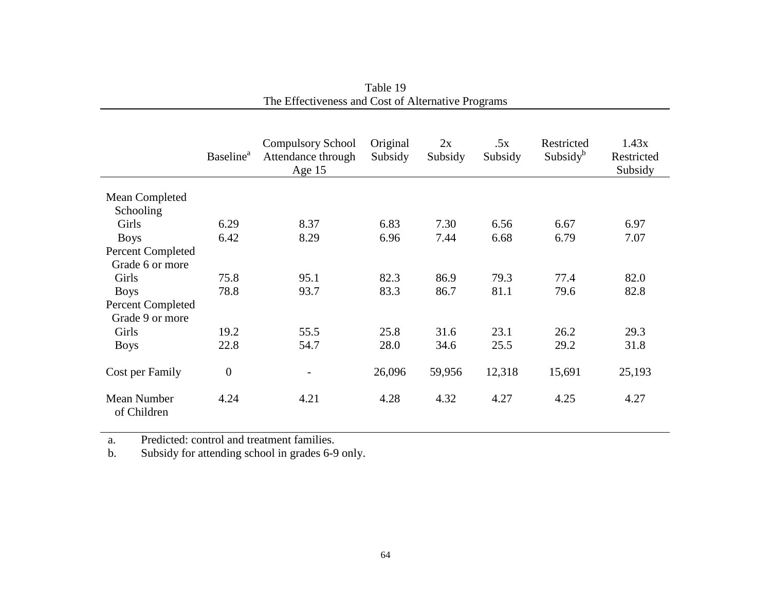Table 19
The Effectiveness and Cost of Alternative Programs

| | Baseline[a] | Compulsory School Attendance through Age 15 | Original Subsidy | 2x Subsidy | .5x Subsidy | Restricted Subsidy[b] | 1.43x Restricted Subsidy |
|---|---|---|---|---|---|---|---|
| Mean Completed Schooling | | | | | | | |
| Girls | 6.29 | 8.37 | 6.83 | 7.30 | 6.56 | 6.67 | 6.97 |
| Boys | 6.42 | 8.29 | 6.96 | 7.44 | 6.68 | 6.79 | 7.07 |
| Percent Completed Grade 6 or more | | | | | | | |
| Girls | 75.8 | 95.1 | 82.3 | 86.9 | 79.3 | 77.4 | 82.0 |
| Boys | 78.8 | 93.7 | 83.3 | 86.7 | 81.1 | 79.6 | 82.8 |
| Percent Completed Grade 9 or more | | | | | | | |
| Girls | 19.2 | 55.5 | 25.8 | 31.6 | 23.1 | 26.2 | 29.3 |
| Boys | 22.8 | 54.7 | 28.0 | 34.6 | 25.5 | 29.2 | 31.8 |
| Cost per Family | 0 | - | 26,096 | 59,956 | 12,318 | 15,691 | 25,193 |
| Mean Number of Children | 4.24 | 4.21 | 4.28 | 4.32 | 4.27 | 4.25 | 4.27 |

a. Predicted: control and treatment families.
b. Subsidy for attending school in grades 6-9 only.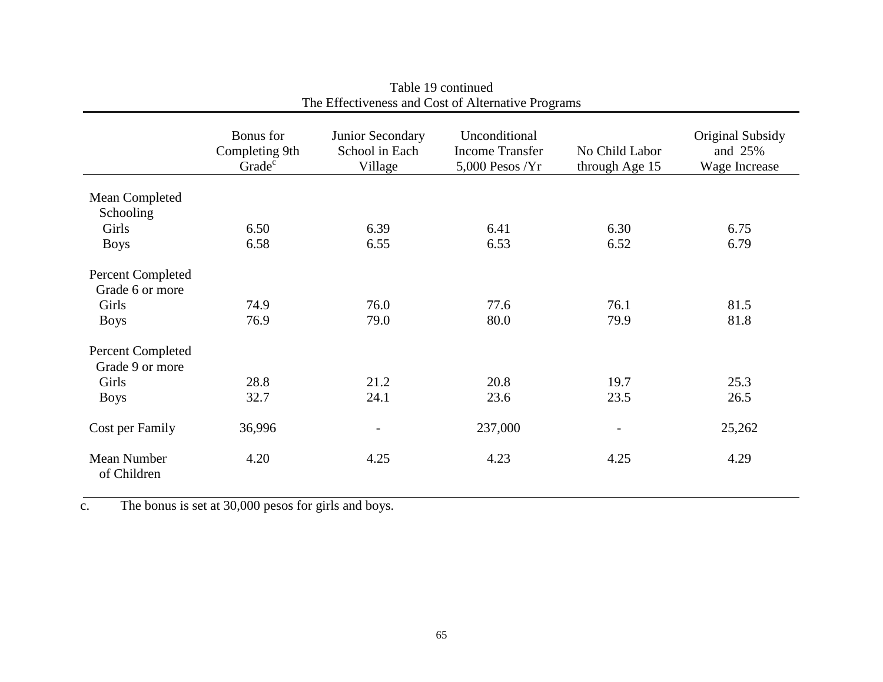Table 19 continued
The Effectiveness and Cost of Alternative Programs

| | Bonus for Completing 9th Grade[c] | Junior Secondary School in Each Village | Unconditional Income Transfer 5,000 Pesos /Yr | No Child Labor through Age 15 | Original Subsidy and 25% Wage Increase |
|---|---|---|---|---|---|
| Mean Completed Schooling | | | | | |
| Girls | 6.50 | 6.39 | 6.41 | 6.30 | 6.75 |
| Boys | 6.58 | 6.55 | 6.53 | 6.52 | 6.79 |
| Percent Completed Grade 6 or more | | | | | |
| Girls | 74.9 | 76.0 | 77.6 | 76.1 | 81.5 |
| Boys | 76.9 | 79.0 | 80.0 | 79.9 | 81.8 |
| Percent Completed Grade 9 or more | | | | | |
| Girls | 28.8 | 21.2 | 20.8 | 19.7 | 25.3 |
| Boys | 32.7 | 24.1 | 23.6 | 23.5 | 26.5 |
| Cost per Family | 36,996 | - | 237,000 | - | 25,262 |
| Mean Number of Children | 4.20 | 4.25 | 4.23 | 4.25 | 4.29 |

c. The bonus is set at 30,000 pesos for girls and boys.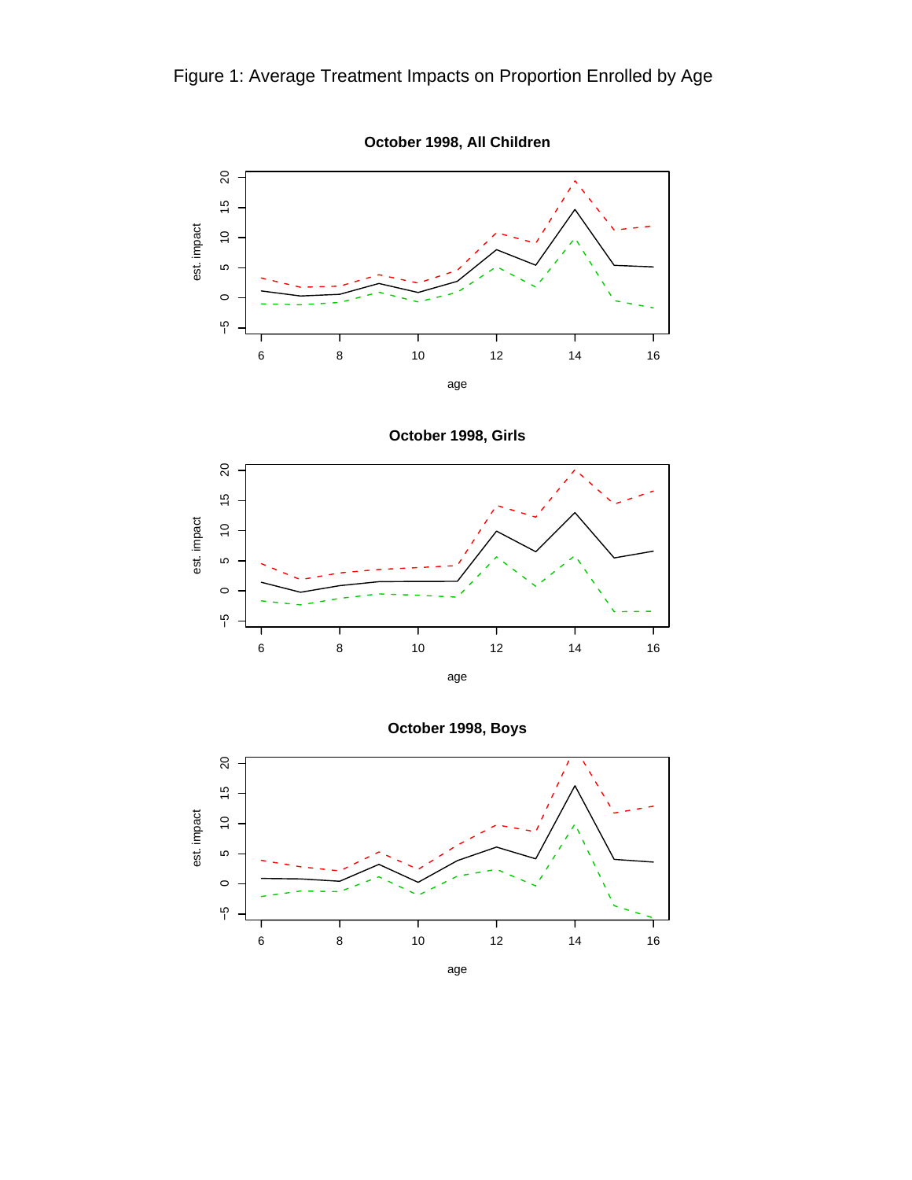Figure 1: Average Treatment Impacts on Proportion Enrolled by Age

**October 1998, All Children**

**October 1998, Girls**

**October 1998, Boys**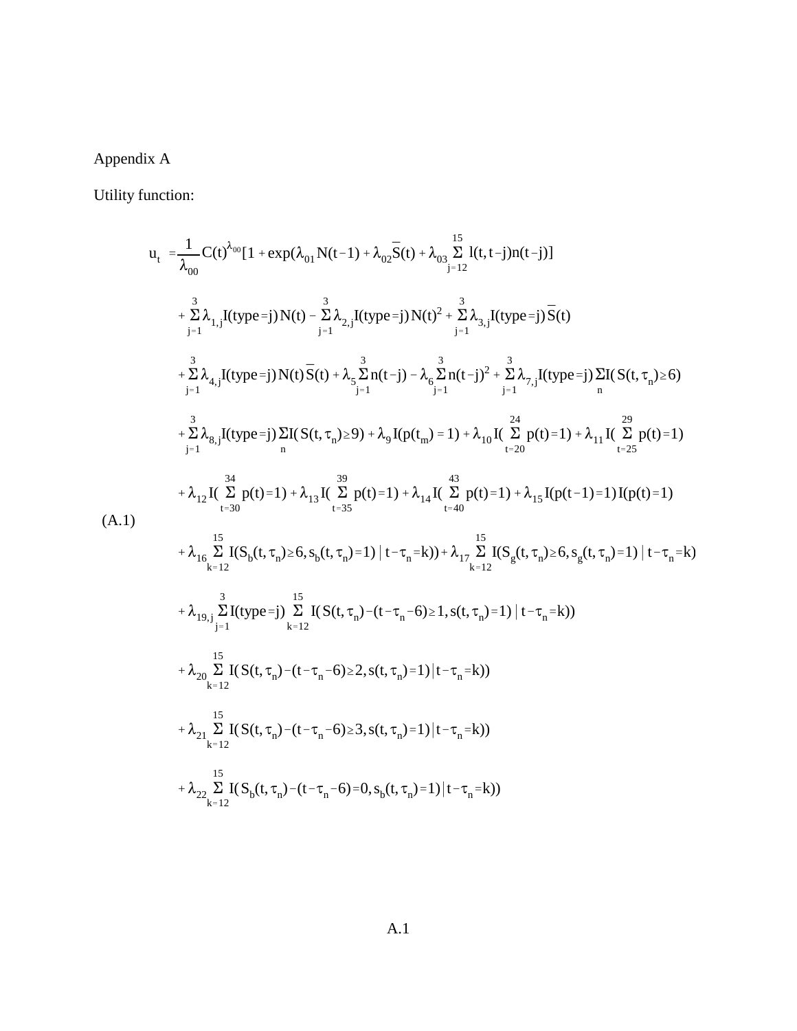Appendix A

Utility function:

$$
\begin{aligned}
u_t = & \frac{1}{\lambda_{00}} C(t)^{\lambda_{00}} [1 + \exp(\lambda_{01} N(t-1) + \lambda_{02}\bar{S}(t) + \lambda_{03} \sum_{j=12}^{15} l(t,t-j) n(t-j)] \\
& + \sum_{j=1}^{3} \lambda_{1,j} I(\text{type}=j)\, N(t) - \sum_{j=1}^{3} \lambda_{2,j} I(\text{type}=j)\, N(t)^2 + \sum_{j=1}^{3} \lambda_{3,j} I(\text{type}=j)\, \bar{S}(t) \\
& + \sum_{j=1}^{3} \lambda_{4,j} I(\text{type}=j)\, N(t)\bar{S}(t) + \lambda_5 \sum_{j=1}^{3} n(t-j) - \lambda_6 \sum_{j=1}^{3} n(t-j)^2 + \sum_{j=1}^{3} \lambda_{7,j} I(\text{type}=j) \sum_{n} I(S(t,\tau_n) \geq 6) \\
& + \sum_{j=1}^{3} \lambda_{8,j} I(\text{type}=j) \sum_{n} I(S(t,\tau_n) \geq 9) + \lambda_9 I(p(t_m)=1) + \lambda_{10} I(\sum_{t=20}^{24} p(t)=1) + \lambda_{11} I(\sum_{t=25}^{29} p(t)=1) \\
& + \lambda_{12} I(\sum_{t=30}^{34} p(t)=1) + \lambda_{13} I(\sum_{t=35}^{39} p(t)=1) + \lambda_{14} I(\sum_{t=40}^{43} p(t)=1) + \lambda_{15} I(p(t-1)=1) I(p(t)=1) \\
& + \lambda_{16} \sum_{k=12}^{15} I(S_b(t,\tau_n) \geq 6, s_b(t,\tau_n)=1 \mid t-\tau_n=k)) + \lambda_{17} \sum_{k=12}^{15} I(S_g(t,\tau_n) \geq 6, s_g(t,\tau_n)=1) \mid t-\tau_n=k) \\
& + \lambda_{19,j} \sum_{j=1}^{3} I(\text{type}=j) \sum_{k=12}^{15} I(S(t,\tau_n)-(t-\tau_n-6) \geq 1, s(t,\tau_n)=1) \mid t-\tau_n=k)) \\
& + \lambda_{20} \sum_{k=12}^{15} I(S(t,\tau_n)-(t-\tau_n-6) \geq 2, s(t,\tau_n)=1) \mid t-\tau_n=k)) \\
& + \lambda_{21} \sum_{k=12}^{15} I(S(t,\tau_n)-(t-\tau_n-6) \geq 3, s(t,\tau_n)=1) \mid t-\tau_n=k)) \\
& + \lambda_{22} \sum_{k=12}^{15} I(S_b(t,\tau_n)-(t-\tau_n-6)=0, s_b(t,\tau_n)=1) \mid t-\tau_n=k))
\end{aligned}
\tag{A.1}
$$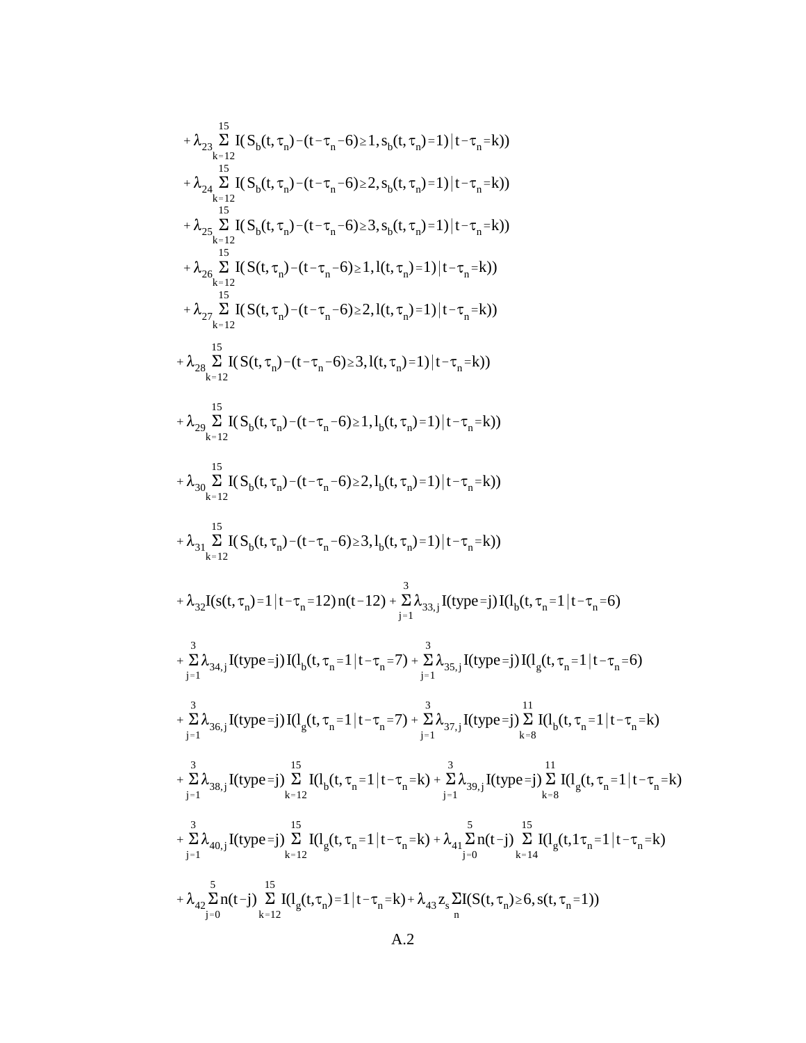$$+\lambda_{23}\sum_{k=12}^{15} I(S_b(t,\tau_n)-(t-\tau_n-6)\geq 1, s_b(t,\tau_n)=1)\,|\,t-\tau_n=k))$$

$$+\lambda_{24}\sum_{k=12}^{15} I(S_b(t,\tau_n)-(t-\tau_n-6)\geq 2, s_b(t,\tau_n)=1)\,|\,t-\tau_n=k))$$

$$+\lambda_{25}\sum_{k=12}^{15} I(S_b(t,\tau_n)-(t-\tau_n-6)\geq 3, s_b(t,\tau_n)=1)\,|\,t-\tau_n=k))$$

$$+\lambda_{26}\sum_{k=12}^{15} I(S(t,\tau_n)-(t-\tau_n-6)\geq 1, l(t,\tau_n)=1)\,|\,t-\tau_n=k))$$

$$+\lambda_{27}\sum_{k=12}^{15} I(S(t,\tau_n)-(t-\tau_n-6)\geq 2, l(t,\tau_n)=1)\,|\,t-\tau_n=k))$$

$$+\lambda_{28}\sum_{k=12}^{15} I(S(t,\tau_n)-(t-\tau_n-6)\geq 3, l(t,\tau_n)=1)\,|\,t-\tau_n=k))$$

$$+\lambda_{29}\sum_{k=12}^{15} I(S_b(t,\tau_n)-(t-\tau_n-6)\geq 1, l_b(t,\tau_n)=1)\,|\,t-\tau_n=k))$$

$$+\lambda_{30}\sum_{k=12}^{15} I(S_b(t,\tau_n)-(t-\tau_n-6)\geq 2, l_b(t,\tau_n)=1)\,|\,t-\tau_n=k))$$

$$+\lambda_{31}\sum_{k=12}^{15} I(S_b(t,\tau_n)-(t-\tau_n-6)\geq 3, l_b(t,\tau_n)=1)\,|\,t-\tau_n=k))$$

$$+\lambda_{32} I(s(t,\tau_n)=1\,|\,t-\tau_n=12)\,n(t-12)+\sum_{j=1}^{3}\lambda_{33,j} I(\text{type}=j)\,I(l_b(t,\tau_n=1\,|\,t-\tau_n=6)$$

$$+\sum_{j=1}^{3}\lambda_{34,j} I(\text{type}=j)\,I(l_b(t,\tau_n=1\,|\,t-\tau_n=7)+\sum_{j=1}^{3}\lambda_{35,j} I(\text{type}=j)\,I(l_g(t,\tau_n=1\,|\,t-\tau_n=6)$$

$$+\sum_{j=1}^{3}\lambda_{36,j} I(\text{type}=j)\,I(l_g(t,\tau_n=1\,|\,t-\tau_n=7)+\sum_{j=1}^{3}\lambda_{37,j} I(\text{type}=j)\sum_{k=8}^{11} I(l_b(t,\tau_n=1\,|\,t-\tau_n=k)$$

$$+\sum_{j=1}^{3}\lambda_{38,j} I(\text{type}=j)\sum_{k=12}^{15} I(l_b(t,\tau_n=1\,|\,t-\tau_n=k)+\sum_{j=1}^{3}\lambda_{39,j} I(\text{type}=j)\sum_{k=8}^{11} I(l_g(t,\tau_n=1\,|\,t-\tau_n=k)$$

$$+\sum_{j=1}^{3}\lambda_{40,j} I(\text{type}=j)\sum_{k=12}^{15} I(l_g(t,\tau_n=1\,|\,t-\tau_n=k)+\lambda_{41}\sum_{j=0}^{5} n(t-j)\sum_{k=14}^{15} I(l_g(t,1\tau_n=1\,|\,t-\tau_n=k)$$

$$+\lambda_{42}\sum_{j=0}^{5} n(t-j)\sum_{k=12}^{15} I(l_g(t,\tau_n)=1\,|\,t-\tau_n=k)+\lambda_{43} z_s \sum_{n} I(S(t,\tau_n)\geq 6, s(t,\tau_n=1))$$

A.2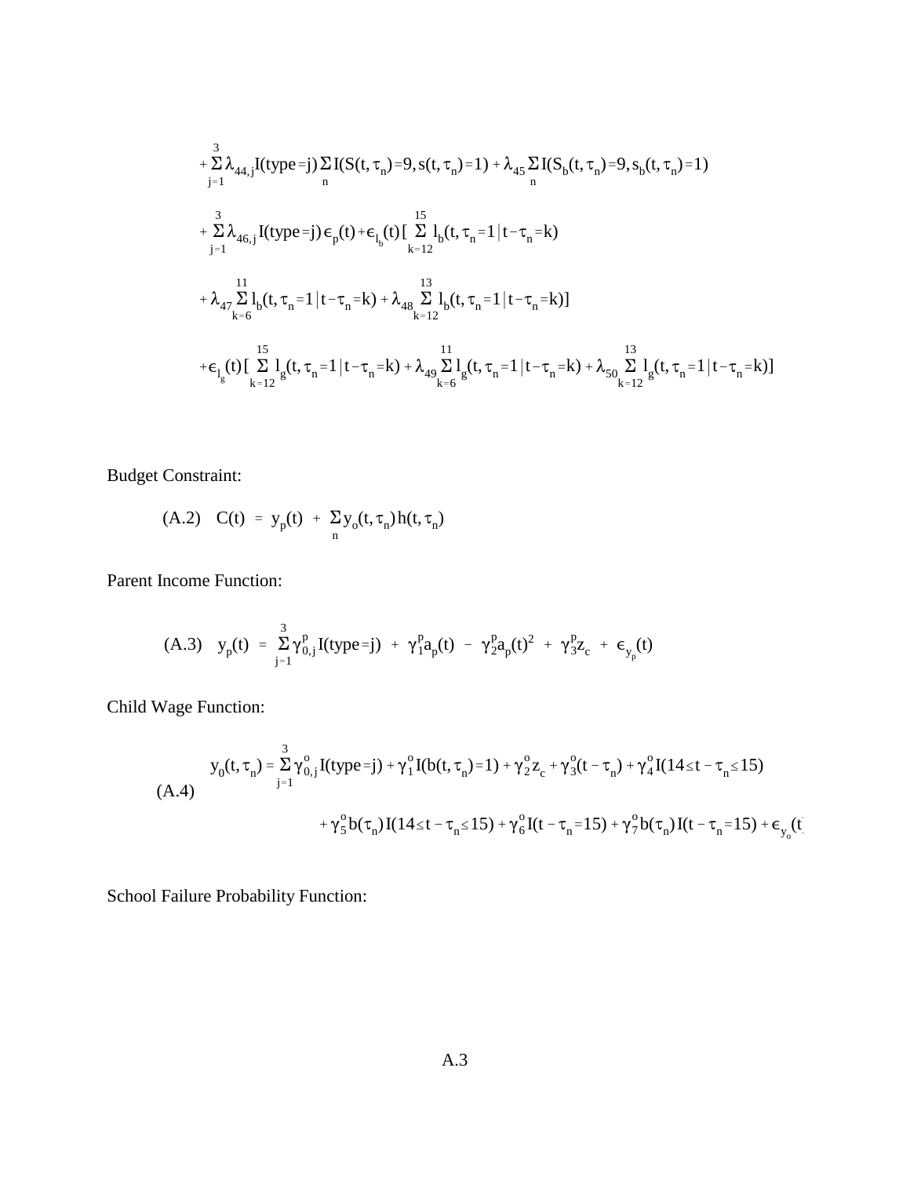$$+\sum_{j=1}^{3}\lambda_{44,j}I(\text{type}=j)\sum_{n}I(S(t,\tau_n)=9, s(t,\tau_n)=1) + \lambda_{45}\sum_{n}I(S_b(t,\tau_n)=9, s_b(t,\tau_n)=1)$$

$$+\sum_{j=1}^{3}\lambda_{46,j}I(\text{type}=j)\,\epsilon_p(t) + \epsilon_{l_b}(t)\,[\sum_{k=12}^{15}l_b(t,\tau_n=1\,|\,t-\tau_n=k)$$

$$+\lambda_{47}\sum_{k=6}^{11}l_b(t,\tau_n=1\,|\,t-\tau_n=k) + \lambda_{48}\sum_{k=12}^{13}l_b(t,\tau_n=1\,|\,t-\tau_n=k)]$$

$$+\epsilon_{l_g}(t)\,[\sum_{k=12}^{15}l_g(t,\tau_n=1\,|\,t-\tau_n=k) + \lambda_{49}\sum_{k=6}^{11}l_g(t,\tau_n=1\,|\,t-\tau_n=k) + \lambda_{50}\sum_{k=12}^{13}l_g(t,\tau_n=1\,|\,t-\tau_n=k)]$$

Budget Constraint:

$$\text{(A.2)} \quad C(t) = y_p(t) + \sum_{n} y_o(t,\tau_n)\,h(t,\tau_n)$$

Parent Income Function:

$$\text{(A.3)} \quad y_p(t) = \sum_{j=1}^{3}\gamma_{0,j}^{p}I(\text{type}=j) + \gamma_1^p a_p(t) - \gamma_2^p a_p(t)^2 + \gamma_3^p z_c + \epsilon_{y_p}(t)$$

Child Wage Function:

$$\text{(A.4)} \quad \begin{aligned} y_0(t,\tau_n) = {} & \sum_{j=1}^{3}\gamma_{0,j}^{o}I(\text{type}=j) + \gamma_1^o I(b(t,\tau_n)=1) + \gamma_2^o z_c + \gamma_3^o(t-\tau_n) + \gamma_4^o I(14\le t-\tau_n\le 15) \\ & + \gamma_5^o b(\tau_n)\,I(14\le t-\tau_n\le 15) + \gamma_6^o I(t-\tau_n=15) + \gamma_7^o b(\tau_n)\,I(t-\tau_n=15) + \epsilon_{y_o}(t) \end{aligned}$$

School Failure Probability Function: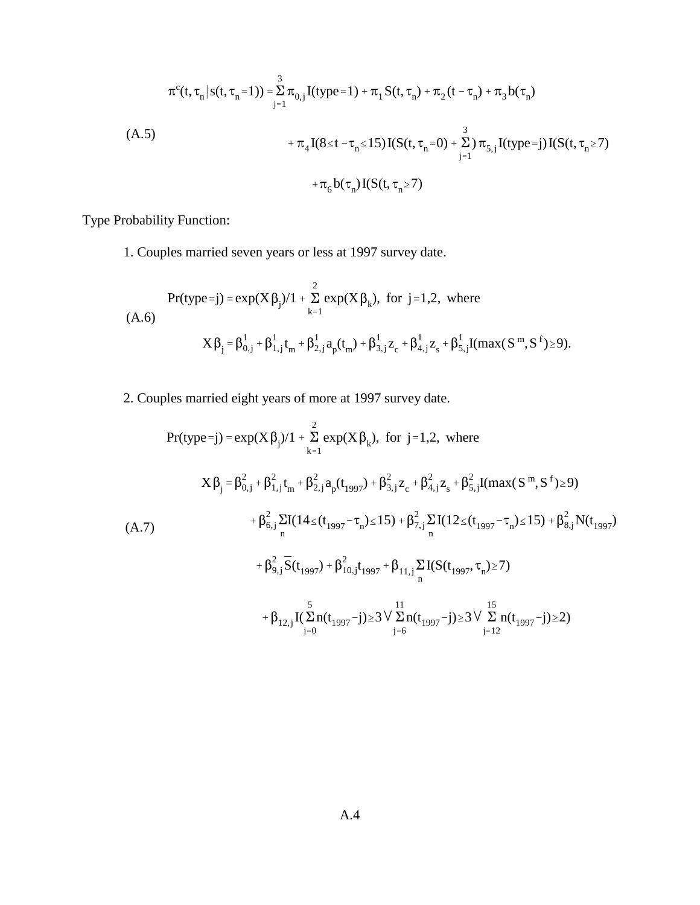$$\pi^c(t,\tau_n \,|\, s(t,\tau_n = 1)) = \sum_{j=1}^{3} \pi_{0,j} I(\text{type}=1) + \pi_1 S(t,\tau_n) + \pi_2 (t-\tau_n) + \pi_3 b(\tau_n)$$

(A.5)

$$+ \pi_4 I(8 \le t - \tau_n \le 15) I(S(t,\tau_n = 0) + \sum_{j=1}^{3}) \pi_{5,j} I(\text{type}=j) I(S(t,\tau_n \ge 7)$$

$$+ \pi_6 b(\tau_n) I(S(t,\tau_n \ge 7)$$

Type Probability Function:

1. Couples married seven years or less at 1997 survey date.

(A.6)

$$\Pr(\text{type}=j) = \exp(X\beta_j)/1 + \sum_{k=1}^{2} \exp(X\beta_k), \text{ for } j=1,2, \text{ where}$$

$$X\beta_j = \beta^1_{0,j} + \beta^1_{1,j} t_m + \beta^1_{2,j} a_p(t_m) + \beta^1_{3,j} z_c + \beta^1_{4,j} z_s + \beta^1_{5,j} I(\max(S^m, S^f) \ge 9).$$

2. Couples married eight years of more at 1997 survey date.

$$\Pr(\text{type}=j) = \exp(X\beta_j)/1 + \sum_{k=1}^{2} \exp(X\beta_k), \text{ for } j=1,2, \text{ where}$$

(A.7)

$$X\beta_j = \beta^2_{0,j} + \beta^2_{1,j} t_m + \beta^2_{2,j} a_p(t_{1997}) + \beta^2_{3,j} z_c + \beta^2_{4,j} z_s + \beta^2_{5,j} I(\max(S^m, S^f) \ge 9)$$

$$+ \beta^2_{6,j} \sum_n I(14 \le (t_{1997} - \tau_n) \le 15) + \beta^2_{7,j} \sum_n I(12 \le (t_{1997} - \tau_n) \le 15) + \beta^2_{8,j} N(t_{1997})$$

$$+ \beta^2_{9,j} \bar{S}(t_{1997}) + \beta^2_{10,j} t_{1997} + \beta_{11,j} \sum_n I(S(t_{1997}, \tau_n) \ge 7)$$

$$+ \beta_{12,j} I(\sum_{j=0}^{5} n(t_{1997} - j) \ge 3 \vee \sum_{j=6}^{11} n(t_{1997} - j) \ge 3 \vee \sum_{j=12}^{15} n(t_{1997} - j) \ge 2)$$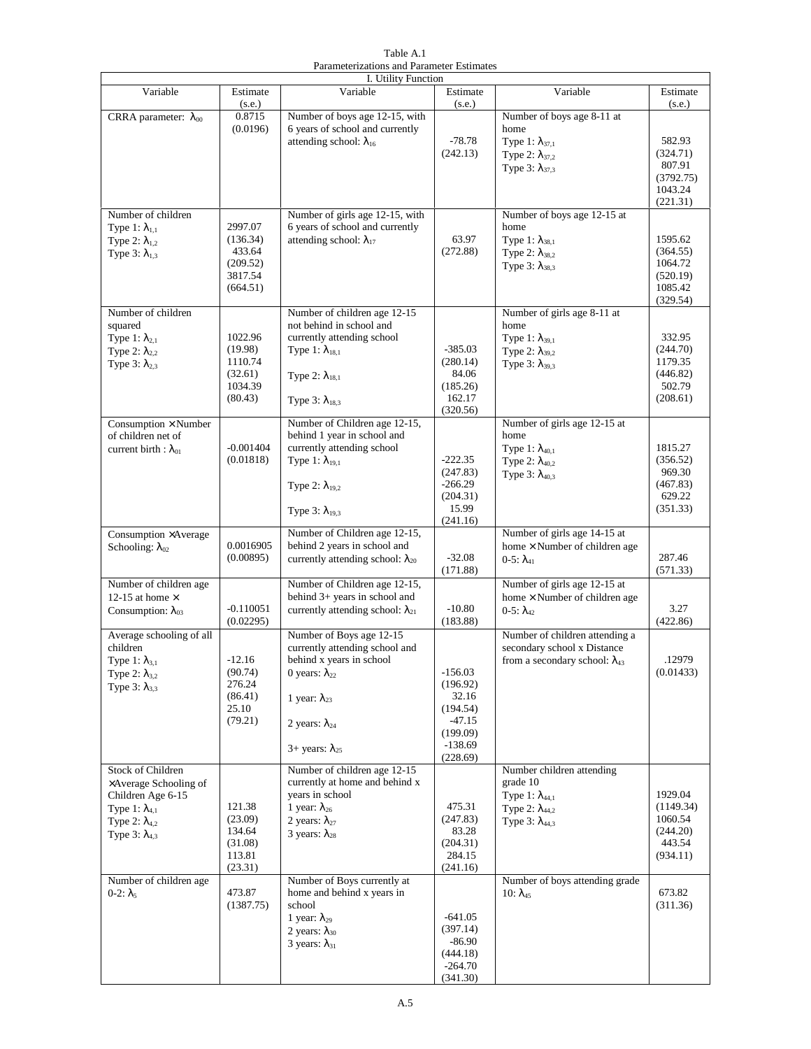Table A.1
Parameterizations and Parameter Estimates

| I. Utility Function | | | | | |
|---|---|---|---|---|---|
| Variable | Estimate (s.e.) | Variable | Estimate (s.e.) | Variable | Estimate (s.e.) |
| CRRA parameter: $\lambda_{00}$ | 0.8715 (0.0196) | Number of boys age 12-15, with 6 years of school and currently attending school: $\lambda_{16}$ | -78.78 (242.13) | Number of boys age 8-11 at home<br>Type 1: $\lambda_{37,1}$<br>Type 2: $\lambda_{37,2}$<br>Type 3: $\lambda_{37,3}$ | 582.93 (324.71)<br>807.91 (3792.75)<br>1043.24 (221.31) |
| Number of children<br>Type 1: $\lambda_{1,1}$<br>Type 2: $\lambda_{1,2}$<br>Type 3: $\lambda_{1,3}$ | 2997.07 (136.34)<br>433.64 (209.52)<br>3817.54 (664.51) | Number of girls age 12-15, with 6 years of school and currently attending school: $\lambda_{17}$ | 63.97 (272.88) | Number of boys age 12-15 at home<br>Type 1: $\lambda_{38,1}$<br>Type 2: $\lambda_{38,2}$<br>Type 3: $\lambda_{38,3}$ | 1595.62 (364.55)<br>1064.72 (520.19)<br>1085.42 (329.54) |
| Number of children squared<br>Type 1: $\lambda_{2,1}$<br>Type 2: $\lambda_{2,2}$<br>Type 3: $\lambda_{2,3}$ | 1022.96 (19.98)<br>1110.74 (32.61)<br>1034.39 (80.43) | Number of children age 12-15 not behind in school and currently attending school<br>Type 1: $\lambda_{18,1}$<br>Type 2: $\lambda_{18,1}$<br>Type 3: $\lambda_{18,3}$ | -385.03 (280.14)<br>84.06 (185.26)<br>162.17 (320.56) | Number of girls age 8-11 at home<br>Type 1: $\lambda_{39,1}$<br>Type 2: $\lambda_{39,2}$<br>Type 3: $\lambda_{39,3}$ | 332.95 (244.70)<br>1179.35 (446.82)<br>502.79 (208.61) |
| Consumption × Number of children net of current birth : $\lambda_{01}$ | -0.001404 (0.01818) | Number of Children age 12-15, behind 1 year in school and currently attending school<br>Type 1: $\lambda_{19,1}$<br>Type 2: $\lambda_{19,2}$<br>Type 3: $\lambda_{19,3}$ | -222.35 (247.83)<br>-266.29 (204.31)<br>15.99 (241.16) | Number of girls age 12-15 at home<br>Type 1: $\lambda_{40,1}$<br>Type 2: $\lambda_{40,2}$<br>Type 3: $\lambda_{40,3}$ | 1815.27 (356.52)<br>969.30 (467.83)<br>629.22 (351.33) |
| Consumption ×Average Schooling: $\lambda_{02}$ | 0.0016905 (0.00895) | Number of Children age 12-15, behind 2 years in school and currently attending school: $\lambda_{20}$ | -32.08 (171.88) | Number of girls age 14-15 at home × Number of children age 0-5: $\lambda_{41}$ | 287.46 (571.33) |
| Number of children age 12-15 at home × Consumption: $\lambda_{03}$ | -0.110051 (0.02295) | Number of Children age 12-15, behind 3+ years in school and currently attending school: $\lambda_{21}$ | -10.80 (183.88) | Number of girls age 12-15 at home × Number of children age 0-5: $\lambda_{42}$ | 3.27 (422.86) |
| Average schooling of all children<br>Type 1: $\lambda_{3,1}$<br>Type 2: $\lambda_{3,2}$<br>Type 3: $\lambda_{3,3}$ | -12.16 (90.74)<br>276.24 (86.41)<br>25.10 (79.21) | Number of Boys age 12-15 currently attending school and behind x years in school<br>0 years: $\lambda_{22}$<br>1 year: $\lambda_{23}$<br>2 years: $\lambda_{24}$<br>3+ years: $\lambda_{25}$ | -156.03 (196.92)<br>32.16 (194.54)<br>-47.15 (199.09)<br>-138.69 (228.69) | Number of children attending a secondary school x Distance from a secondary school: $\lambda_{43}$ | .12979 (0.01433) |
| Stock of Children ×Average Schooling of Children Age 6-15<br>Type 1: $\lambda_{4,1}$<br>Type 2: $\lambda_{4,2}$<br>Type 3: $\lambda_{4,3}$ | 121.38 (23.09)<br>134.64 (31.08)<br>113.81 (23.31) | Number of children age 12-15 currently at home and behind x years in school<br>1 year: $\lambda_{26}$<br>2 years: $\lambda_{27}$<br>3 years: $\lambda_{28}$ | 475.31 (247.83)<br>83.28 (204.31)<br>284.15 (241.16) | Number children attending grade 10<br>Type 1: $\lambda_{44,1}$<br>Type 2: $\lambda_{44,2}$<br>Type 3: $\lambda_{44,3}$ | 1929.04 (1149.34)<br>1060.54 (244.20)<br>443.54 (934.11) |
| Number of children age 0-2: $\lambda_5$ | 473.87 (1387.75) | Number of Boys currently at home and behind x years in school<br>1 year: $\lambda_{29}$<br>2 years: $\lambda_{30}$<br>3 years: $\lambda_{31}$ | -641.05 (397.14)<br>-86.90 (444.18)<br>-264.70 (341.30) | Number of boys attending grade 10: $\lambda_{45}$ | 673.82 (311.36) |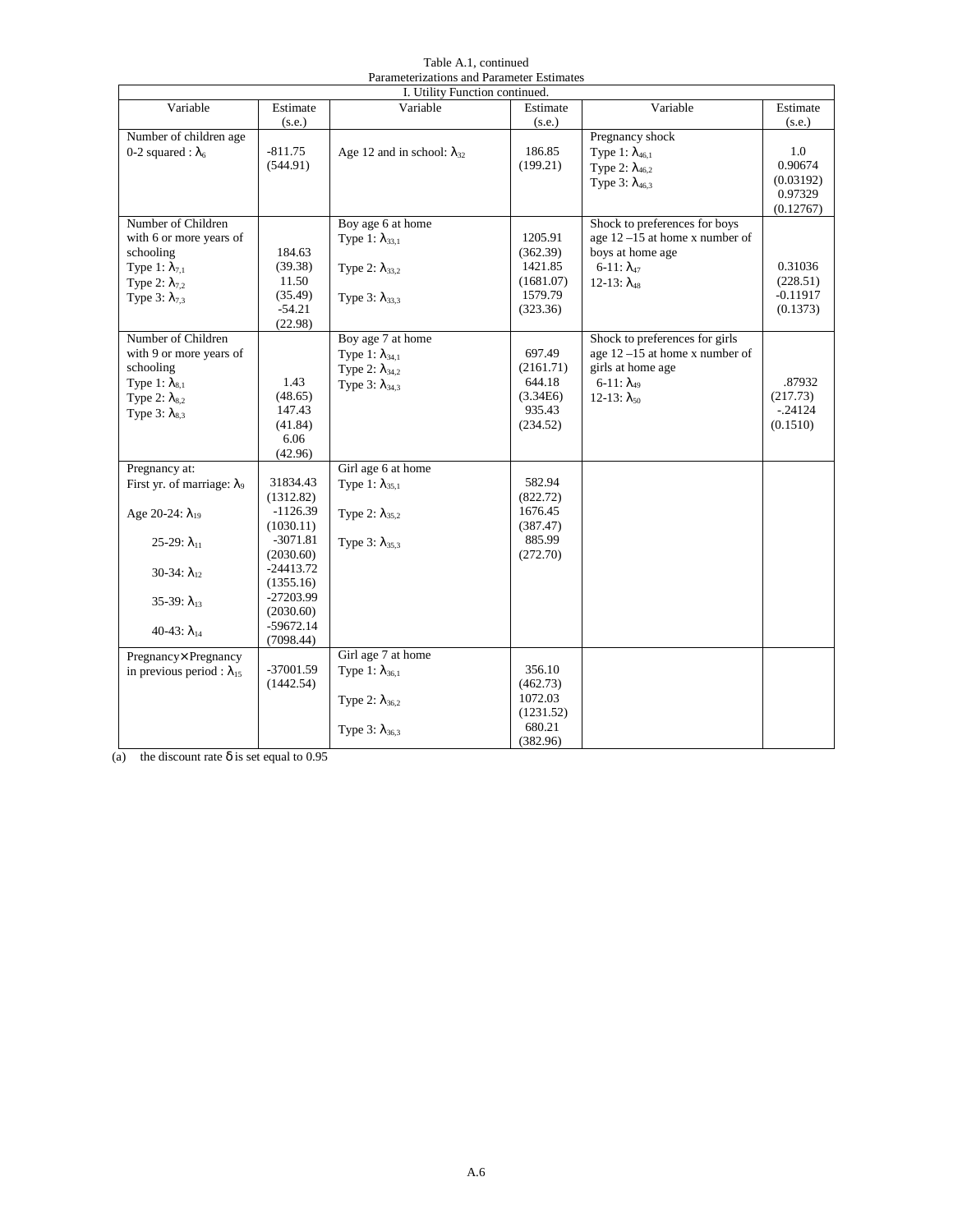Table A.1, continued
Parameterizations and Parameter Estimates

| I. Utility Function continued. | | | | | |
|---|---|---|---|---|---|
| Variable | Estimate (s.e.) | Variable | Estimate (s.e.) | Variable | Estimate (s.e.) |
| Number of children age 0-2 squared : $\lambda_6$ | -811.75 (544.91) | Age 12 and in school: $\lambda_{32}$ | 186.85 (199.21) | Pregnancy shock<br>Type 1: $\lambda_{46,1}$<br>Type 2: $\lambda_{46,2}$<br>Type 3: $\lambda_{46,3}$ | 1.0<br>0.90674 (0.03192)<br>0.97329 (0.12767) |
| Number of Children with 6 or more years of schooling<br>Type 1: $\lambda_{7,1}$<br>Type 2: $\lambda_{7,2}$<br>Type 3: $\lambda_{7,3}$ | 184.63 (39.38)<br>11.50 (35.49)<br>-54.21 (22.98) | Boy age 6 at home<br>Type 1: $\lambda_{33,1}$<br>Type 2: $\lambda_{33,2}$<br>Type 3: $\lambda_{33,3}$ | 1205.91 (362.39)<br>1421.85 (1681.07)<br>1579.79 (323.36) | Shock to preferences for boys age 12 –15 at home x number of boys at home age<br>6-11: $\lambda_{47}$<br>12-13: $\lambda_{48}$ | 0.31036 (228.51)<br>-0.11917 (0.1373) |
| Number of Children with 9 or more years of schooling<br>Type 1: $\lambda_{8,1}$<br>Type 2: $\lambda_{8,2}$<br>Type 3: $\lambda_{8,3}$ | 1.43 (48.65)<br>147.43 (41.84)<br>6.06 (42.96) | Boy age 7 at home<br>Type 1: $\lambda_{34,1}$<br>Type 2: $\lambda_{34,2}$<br>Type 3: $\lambda_{34,3}$ | 697.49 (2161.71)<br>644.18 (3.34E6)<br>935.43 (234.52) | Shock to preferences for girls age 12 –15 at home x number of girls at home age<br>6-11: $\lambda_{49}$<br>12-13: $\lambda_{50}$ | .87932 (217.73)<br>-.24124 (0.1510) |
| Pregnancy at:<br>First yr. of marriage: $\lambda_9$<br>Age 20-24: $\lambda_{19}$<br>25-29: $\lambda_{11}$<br>30-34: $\lambda_{12}$<br>35-39: $\lambda_{13}$<br>40-43: $\lambda_{14}$ | 31834.43 (1312.82)<br>-1126.39 (1030.11)<br>-3071.81 (2030.60)<br>-24413.72 (1355.16)<br>-27203.99 (2030.60)<br>-59672.14 (7098.44) | Girl age 6 at home<br>Type 1: $\lambda_{35,1}$<br>Type 2: $\lambda_{35,2}$<br>Type 3: $\lambda_{35,3}$ | 582.94 (822.72)<br>1676.45 (387.47)<br>885.99 (272.70) | | |
| Pregnancy×Pregnancy in previous period : $\lambda_{15}$ | -37001.59 (1442.54) | Girl age 7 at home<br>Type 1: $\lambda_{36,1}$<br>Type 2: $\lambda_{36,2}$<br>Type 3: $\lambda_{36,3}$ | 356.10 (462.73)<br>1072.03 (1231.52)<br>680.21 (382.96) | | |

(a) the discount rate $\delta$ is set equal to 0.95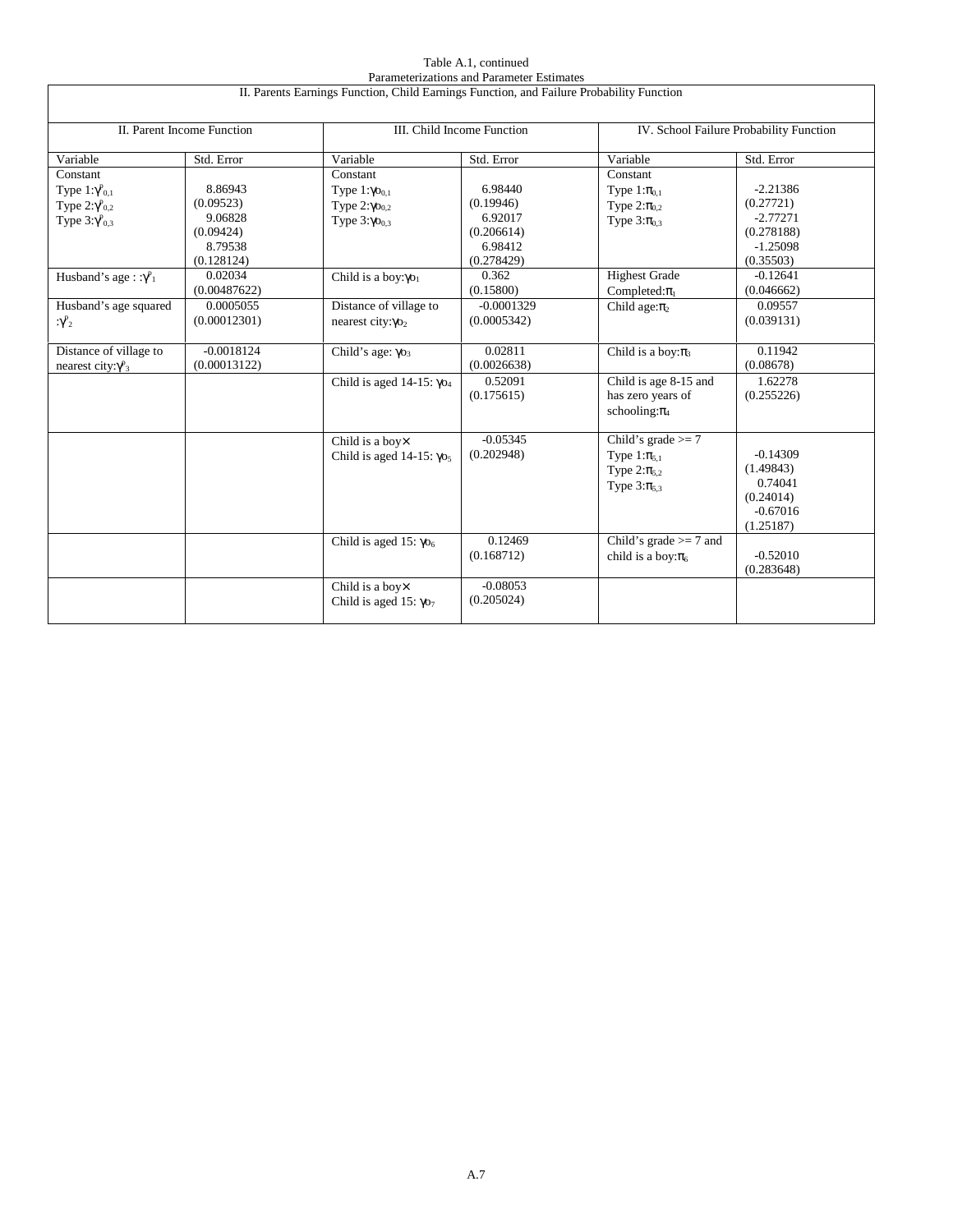Table A.1, continued
Parameterizations and Parameter Estimates

| II. Parents Earnings Function, Child Earnings Function, and Failure Probability Function | | | | | |
|---|---|---|---|---|---|
| II. Parent Income Function | | III. Child Income Function | | IV. School Failure Probability Function | |
| Variable | Std. Error | Variable | Std. Error | Variable | Std. Error |
| Constant<br>Type 1: $\gamma^p_{0,1}$<br>Type 2: $\gamma^p_{0,2}$<br>Type 3: $\gamma^p_{0,3}$ | 8.86943<br>(0.09523)<br>9.06828<br>(0.09424)<br>8.79538<br>(0.128124) | Constant<br>Type 1: $\gamma o_{0,1}$<br>Type 2: $\gamma o_{0,2}$<br>Type 3: $\gamma o_{0,3}$ | 6.98440<br>(0.19946)<br>6.92017<br>(0.206614)<br>6.98412<br>(0.278429) | Constant<br>Type 1: $\pi_{0,1}$<br>Type 2: $\pi_{0,2}$<br>Type 3: $\pi_{0,3}$ | -2.21386<br>(0.27721)<br>-2.77271<br>(0.278188)<br>-1.25098<br>(0.35503) |
| Husband's age : $\gamma^p_1$ | 0.02034<br>(0.00487622) | Child is a boy: $\gamma o_1$ | 0.362<br>(0.15800) | Highest Grade Completed: $\pi_1$ | -0.12641<br>(0.046662) |
| Husband's age squared : $\gamma^p_2$ | 0.0005055<br>(0.00012301) | Distance of village to nearest city: $\gamma o_2$ | -0.0001329<br>(0.0005342) | Child age: $\pi_2$ | 0.09557<br>(0.039131) |
| Distance of village to nearest city: $\gamma^p_3$ | -0.0018124<br>(0.00013122) | Child's age: $\gamma o_3$ | 0.02811<br>(0.0026638) | Child is a boy: $\pi_3$ | 0.11942<br>(0.08678) |
| | | Child is aged 14-15: $\gamma o_4$ | 0.52091<br>(0.175615) | Child is age 8-15 and has zero years of schooling: $\pi_4$ | 1.62278<br>(0.255226) |
| | | Child is a boy × Child is aged 14-15: $\gamma o_5$ | -0.05345<br>(0.202948) | Child's grade >= 7<br>Type 1: $\pi_{5,1}$<br>Type 2: $\pi_{5,2}$<br>Type 3: $\pi_{5,3}$ | -0.14309<br>(1.49843)<br>0.74041<br>(0.24014)<br>-0.67016<br>(1.25187) |
| | | Child is aged 15: $\gamma o_6$ | 0.12469<br>(0.168712) | Child's grade >= 7 and child is a boy: $\pi_6$ | -0.52010<br>(0.283648) |
| | | Child is a boy × Child is aged 15: $\gamma o_7$ | -0.08053<br>(0.205024) | | |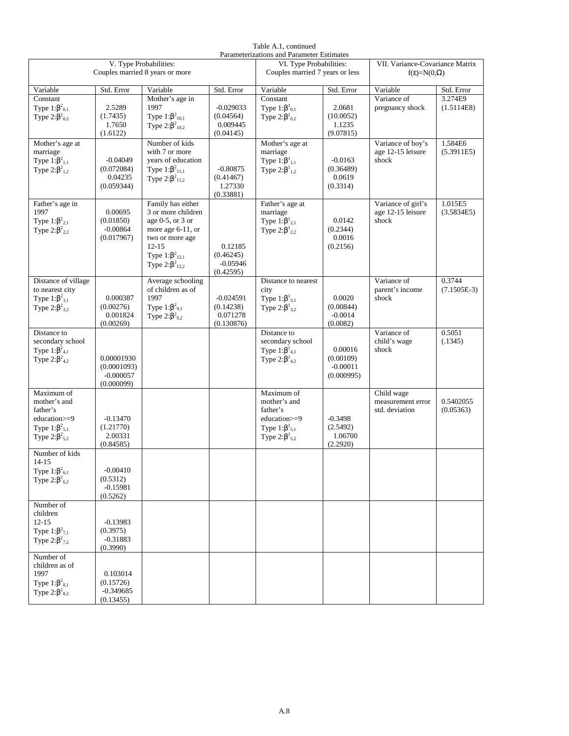Table A.1, continued

Parameterizations and Parameter Estimates

| V. Type Probabilities: Couples married 8 years or more | | | | VI. Type Probabilities: Couples married 7 years or less | | VII. Variance-Covariance Matrix $f(\varepsilon)=N(0,\Omega)$ | |
|---|---|---|---|---|---|---|---|
| Variable | Std. Error | Variable | Std. Error | Variable | Std. Error | Variable | Std. Error |
| Constant<br>Type 1: $\beta^2_{0,1}$<br>Type 2: $\beta^2_{0,2}$ | 2.5289<br>(1.7435)<br>1.7650<br>(1.6122) | Mother's age in 1997<br>Type 1: $\beta^2_{10,1}$<br>Type 2: $\beta^2_{10,2}$ | -0.029033<br>(0.04564)<br>0.009445<br>(0.04145) | Constant<br>Type 1: $\beta^1_{0,1}$<br>Type 2: $\beta^1_{0,2}$ | 2.0681<br>(10.0052)<br>1.1235<br>(9.07815) | Variance of pregnancy shock | 3.274E9<br>(1.5114E8) |
| Mother's age at marriage<br>Type 1: $\beta^2_{1,1}$<br>Type 2: $\beta^2_{1,2}$ | -0.04049<br>(0.072084)<br>0.04235<br>(0.059344) | Number of kids with 7 or more years of education<br>Type 1: $\beta^2_{11,1}$<br>Type 2: $\beta^2_{11,2}$ | -0.80875<br>(0.41467)<br>1.27330<br>(0.33881) | Mother's age at marriage<br>Type 1: $\beta^1_{1,1}$<br>Type 2: $\beta^1_{1,2}$ | -0.0163<br>(0.36489)<br>0.0619<br>(0.3314) | Variance of boy's age 12-15 leisure shock | 1.584E6<br>(5.3911E5) |
| Father's age in 1997<br>Type 1: $\beta^2_{2,1}$<br>Type 2: $\beta^2_{2,2}$ | 0.00695<br>(0.01850)<br>-0.00864<br>(0.017967) | Family has either 3 or more children age 0-5, or 3 or more age 6-11, or two or more age 12-15<br>Type 1: $\beta^2_{12,1}$<br>Type 2: $\beta^2_{12,2}$ | 0.12185<br>(0.46245)<br>-0.05946<br>(0.42595) | Father's age at marriage<br>Type 1: $\beta^1_{2,1}$<br>Type 2: $\beta^1_{2,2}$ | 0.0142<br>(0.2344)<br>0.0016<br>(0.2156) | Variance of girl's age 12-15 leisure shock | 1.015E5<br>(3.5834E5) |
| Distance of village to nearest city<br>Type 1: $\beta^2_{3,1}$<br>Type 2: $\beta^2_{3,2}$ | 0.000387<br>(0.00276)<br>0.001824<br>(0.00269) | Average schooling of children as of 1997<br>Type 1: $\beta^2_{9,1}$<br>Type 2: $\beta^2_{9,2}$ | -0.024591<br>(0.14238)<br>0.071278<br>(0.130876) | Distance to nearest city<br>Type 1: $\beta^1_{3,1}$<br>Type 2: $\beta^1_{3,2}$ | 0.0020<br>(0.00844)<br>-0.0014<br>(0.0082) | Variance of parent's income shock | 0.3744<br>(7.1505E-3) |
| Distance to secondary school<br>Type 1: $\beta^2_{4,1}$<br>Type 2: $\beta^2_{4,2}$ | 0.00001930<br>(0.0001093)<br>-0.000057<br>(0.000099) | | | Distance to secondary school<br>Type 1: $\beta^1_{4,1}$<br>Type 2: $\beta^1_{4,2}$ | 0.00016<br>(0.00109)<br>-0.00011<br>(0.000995) | Variance of child's wage shock | 0.5051<br>(.1345) |
| Maximum of mother's and father's education>=9<br>Type 1: $\beta^2_{5,1}$<br>Type 2: $\beta^2_{5,2}$ | -0.13470<br>(1.21770)<br>2.00331<br>(0.84585) | | | Maximum of mother's and father's education>=9<br>Type 1: $\beta^1_{5,1}$<br>Type 2: $\beta^1_{5,2}$ | -0.3498<br>(2.5492)<br>1.06700<br>(2.2920) | Child wage measurement error std. deviation | 0.5402055<br>(0.05363) |
| Number of kids 14-15<br>Type 1: $\beta^2_{6,1}$<br>Type 2: $\beta^2_{6,2}$ | -0.00410<br>(0.5312)<br>-0.15981<br>(0.5262) | | | | | | |
| Number of children 12-15<br>Type 1: $\beta^2_{7,1}$<br>Type 2: $\beta^2_{7,2}$ | -0.13983<br>(0.3975)<br>-0.31883<br>(0.3990) | | | | | | |
| Number of children as of 1997<br>Type 1: $\beta^2_{8,1}$<br>Type 2: $\beta^2_{8,2}$ | 0.103014<br>(0.15726)<br>-0.349685<br>(0.13455) | | | | | | |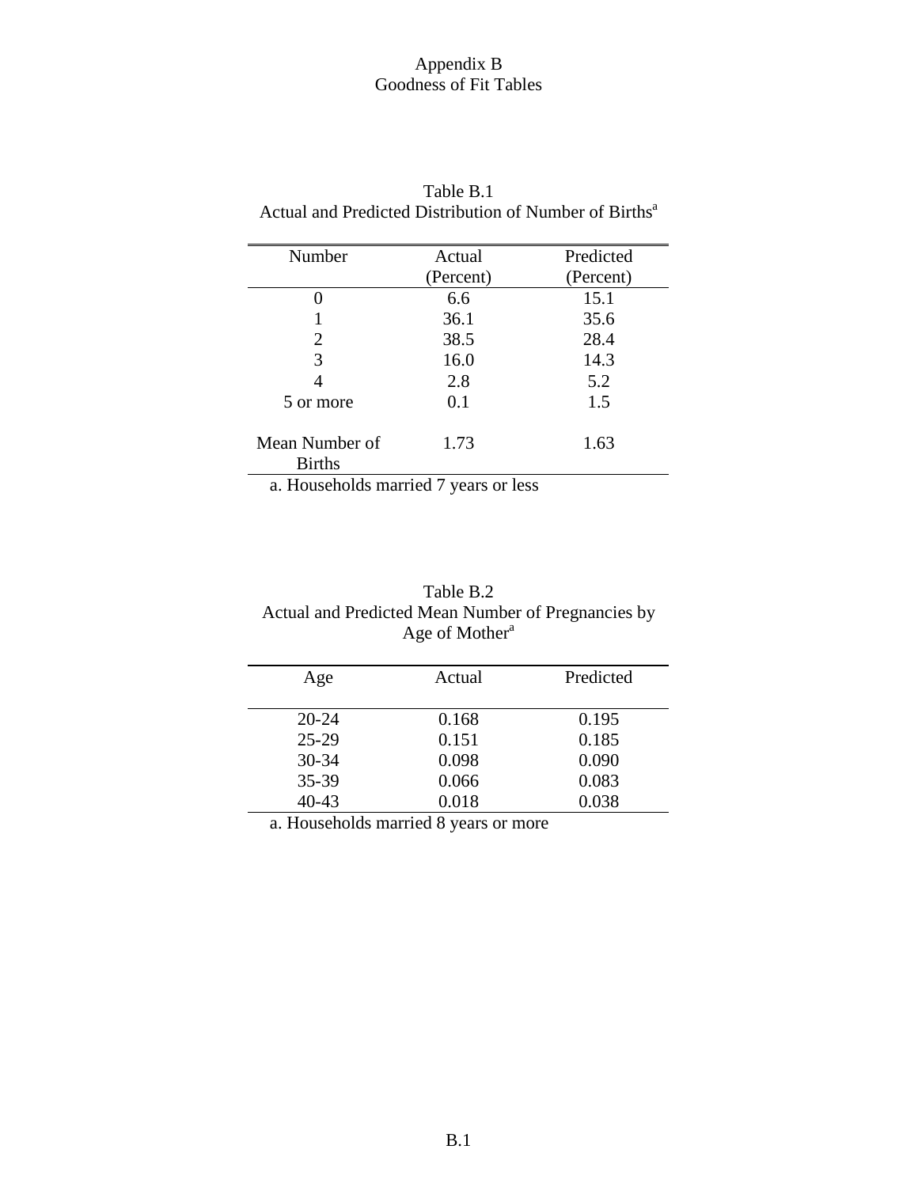# Appendix B
## Goodness of Fit Tables

Table B.1
Actual and Predicted Distribution of Number of Births[a]

| Number | Actual (Percent) | Predicted (Percent) |
|---|---|---|
| 0 | 6.6 | 15.1 |
| 1 | 36.1 | 35.6 |
| 2 | 38.5 | 28.4 |
| 3 | 16.0 | 14.3 |
| 4 | 2.8 | 5.2 |
| 5 or more | 0.1 | 1.5 |
| Mean Number of Births | 1.73 | 1.63 |

a. Households married 7 years or less

Table B.2
Actual and Predicted Mean Number of Pregnancies by Age of Mother[a]

| Age | Actual | Predicted |
|---|---|---|
| 20-24 | 0.168 | 0.195 |
| 25-29 | 0.151 | 0.185 |
| 30-34 | 0.098 | 0.090 |
| 35-39 | 0.066 | 0.083 |
| 40-43 | 0.018 | 0.038 |

a. Households married 8 years or more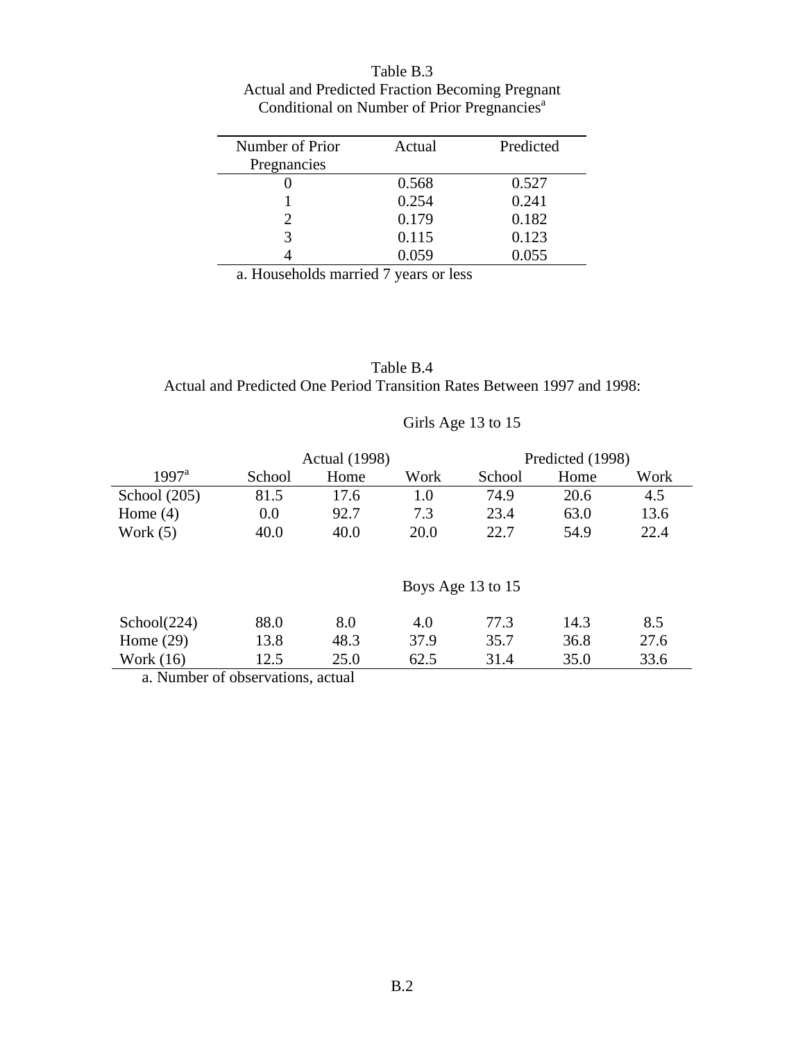Table B.3
Actual and Predicted Fraction Becoming Pregnant
Conditional on Number of Prior Pregnancies[a]

| Number of Prior Pregnancies | Actual | Predicted |
|---|---|---|
| 0 | 0.568 | 0.527 |
| 1 | 0.254 | 0.241 |
| 2 | 0.179 | 0.182 |
| 3 | 0.115 | 0.123 |
| 4 | 0.059 | 0.055 |

a. Households married 7 years or less

Table B.4
Actual and Predicted One Period Transition Rates Between 1997 and 1998:

| | Actual (1998) | | | Predicted (1998) | | |
|---|---|---|---|---|---|---|
| 1997[a] | School | Home | Work | School | Home | Work |
| **Girls Age 13 to 15** | | | | | | |
| School (205) | 81.5 | 17.6 | 1.0 | 74.9 | 20.6 | 4.5 |
| Home (4) | 0.0 | 92.7 | 7.3 | 23.4 | 63.0 | 13.6 |
| Work (5) | 40.0 | 40.0 | 20.0 | 22.7 | 54.9 | 22.4 |
| **Boys Age 13 to 15** | | | | | | |
| School(224) | 88.0 | 8.0 | 4.0 | 77.3 | 14.3 | 8.5 |
| Home (29) | 13.8 | 48.3 | 37.9 | 35.7 | 36.8 | 27.6 |
| Work (16) | 12.5 | 25.0 | 62.5 | 31.4 | 35.0 | 33.6 |

a. Number of observations, actual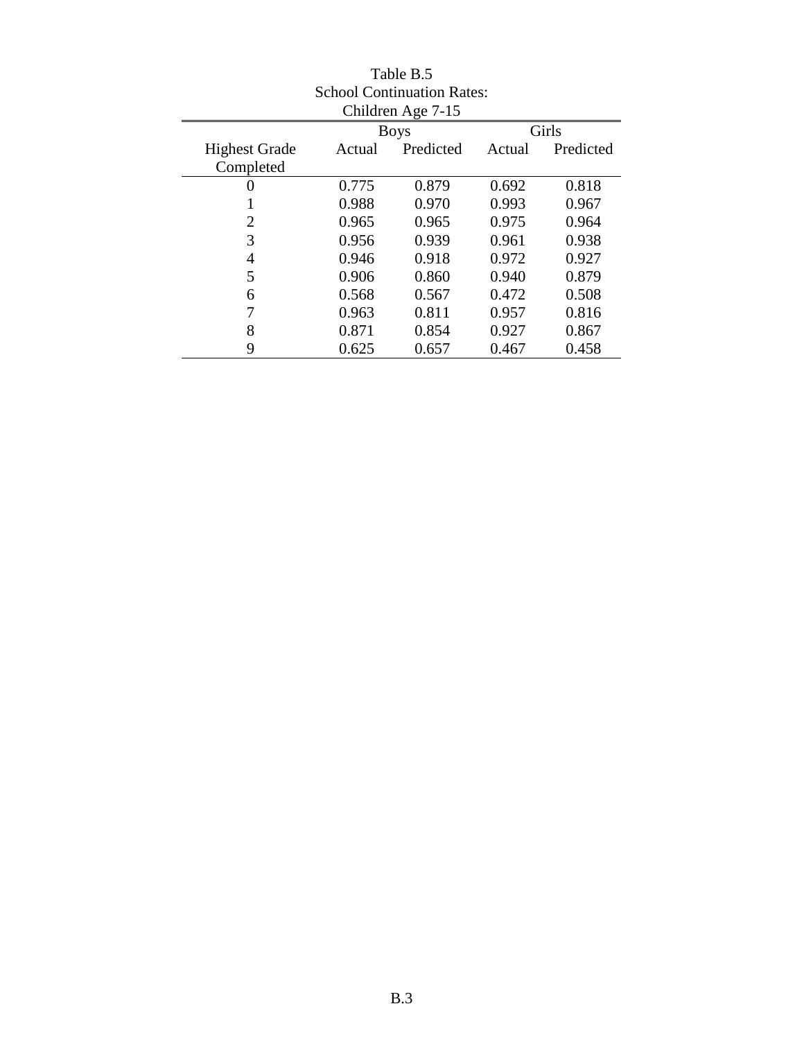Table B.5
School Continuation Rates:
Children Age 7-15

| | Boys | | Girls | |
|---|---|---|---|---|
| Highest Grade Completed | Actual | Predicted | Actual | Predicted |
| 0 | 0.775 | 0.879 | 0.692 | 0.818 |
| 1 | 0.988 | 0.970 | 0.993 | 0.967 |
| 2 | 0.965 | 0.965 | 0.975 | 0.964 |
| 3 | 0.956 | 0.939 | 0.961 | 0.938 |
| 4 | 0.946 | 0.918 | 0.972 | 0.927 |
| 5 | 0.906 | 0.860 | 0.940 | 0.879 |
| 6 | 0.568 | 0.567 | 0.472 | 0.508 |
| 7 | 0.963 | 0.811 | 0.957 | 0.816 |
| 8 | 0.871 | 0.854 | 0.927 | 0.867 |
| 9 | 0.625 | 0.657 | 0.467 | 0.458 |